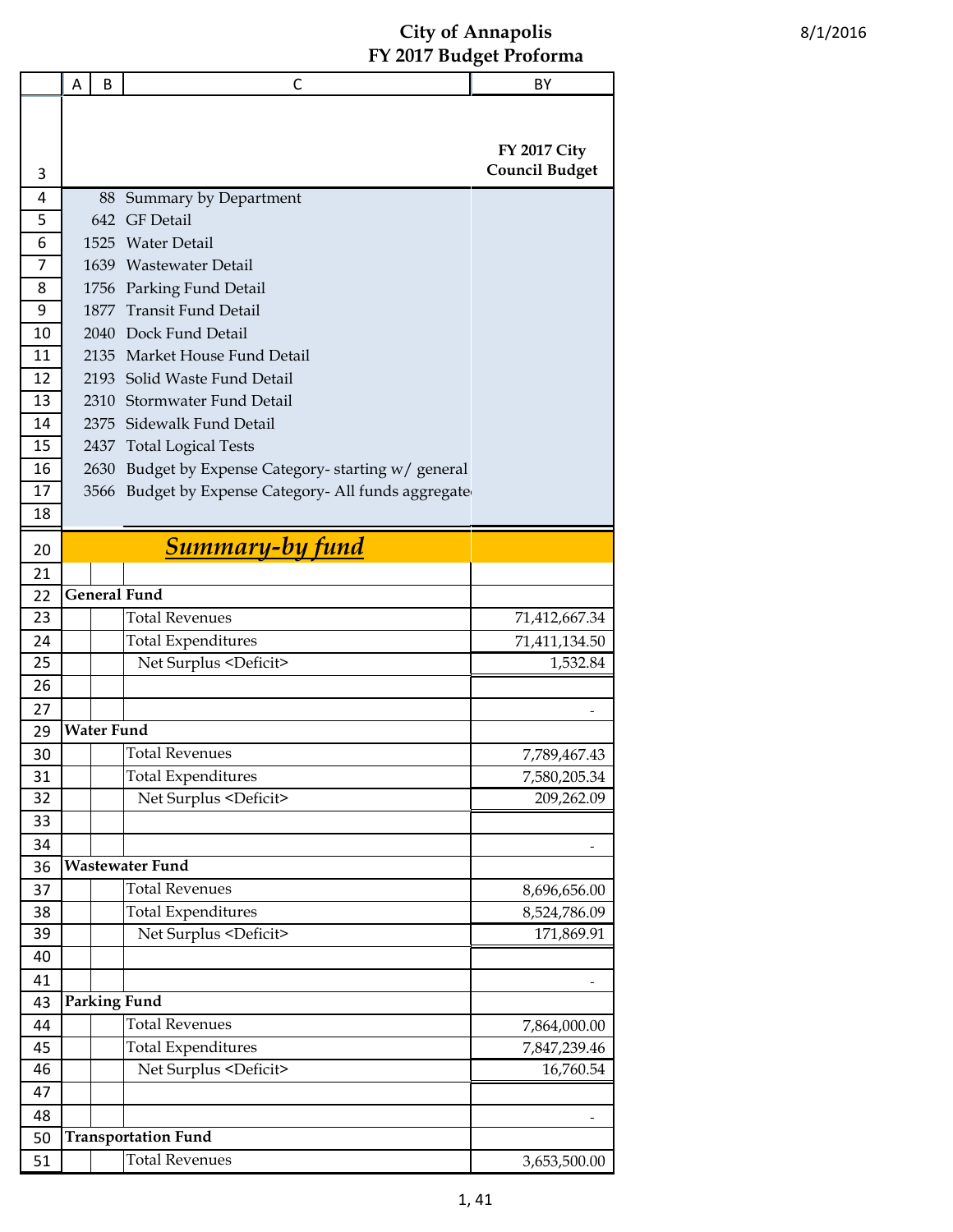# City of Annapolis
## FY 2017 Budget Proforma

8/1/2016

| | A | B | C | BY |
|---|---|---|---|---|
| 3 | | | | FY 2017 City Council Budget |
| 4 | | 88 | Summary by Department | |
| 5 | | 642 | GF Detail | |
| 6 | | 1525 | Water Detail | |
| 7 | | 1639 | Wastewater Detail | |
| 8 | | 1756 | Parking Fund Detail | |
| 9 | | 1877 | Transit Fund Detail | |
| 10 | | 2040 | Dock Fund Detail | |
| 11 | | 2135 | Market House Fund Detail | |
| 12 | | 2193 | Solid Waste Fund Detail | |
| 13 | | 2310 | Stormwater Fund Detail | |
| 14 | | 2375 | Sidewalk Fund Detail | |
| 15 | | 2437 | Total Logical Tests | |
| 16 | | 2630 | Budget by Expense Category- starting w/ general | |
| 17 | | 3566 | Budget by Expense Category- All funds aggregate | |
| 18 | | | | |
| 20 | | | ***Summary-by fund*** | |
| 21 | | | | |
| 22 | **General Fund** | | | |
| 23 | | | Total Revenues | 71,412,667.34 |
| 24 | | | Total Expenditures | 71,411,134.50 |
| 25 | | | Net Surplus <Deficit> | 1,532.84 |
| 26 | | | | |
| 27 | | | | - |
| 29 | **Water Fund** | | | |
| 30 | | | Total Revenues | 7,789,467.43 |
| 31 | | | Total Expenditures | 7,580,205.34 |
| 32 | | | Net Surplus <Deficit> | 209,262.09 |
| 33 | | | | |
| 34 | | | | - |
| 36 | **Wastewater Fund** | | | |
| 37 | | | Total Revenues | 8,696,656.00 |
| 38 | | | Total Expenditures | 8,524,786.09 |
| 39 | | | Net Surplus <Deficit> | 171,869.91 |
| 40 | | | | |
| 41 | | | | - |
| 43 | **Parking Fund** | | | |
| 44 | | | Total Revenues | 7,864,000.00 |
| 45 | | | Total Expenditures | 7,847,239.46 |
| 46 | | | Net Surplus <Deficit> | 16,760.54 |
| 47 | | | | |
| 48 | | | | - |
| 50 | **Transportation Fund** | | | |
| 51 | | | Total Revenues | 3,653,500.00 |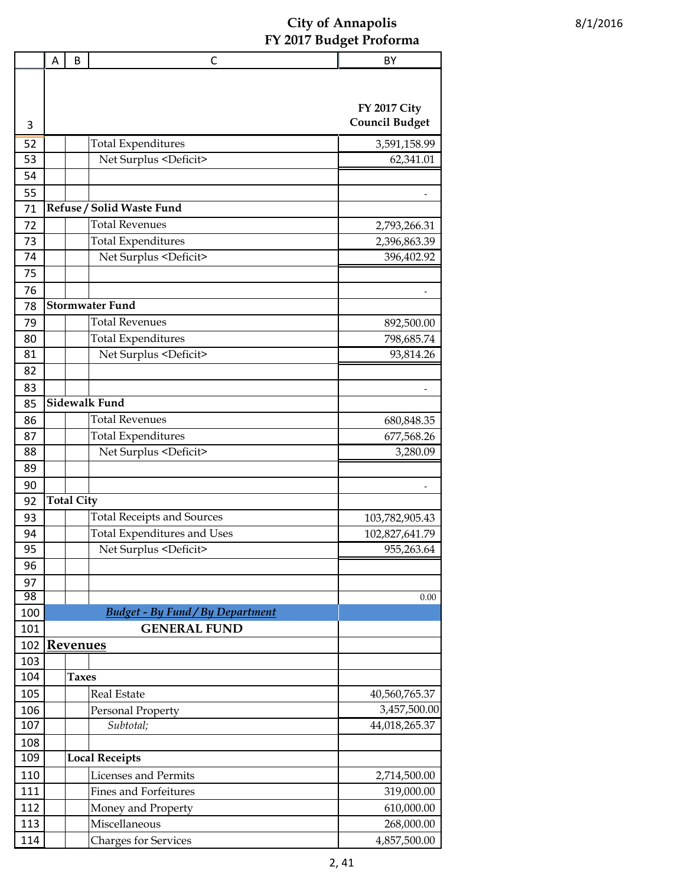# City of Annapolis
## FY 2017 Budget Proforma

8/1/2016

| | A | B | C | BY |
|---|---|---|---|---|
| 3 | | | | FY 2017 City Council Budget |
| 52 | | | Total Expenditures | 3,591,158.99 |
| 53 | | | Net Surplus <Deficit> | 62,341.01 |
| 54 | | | | |
| 55 | | | | - |
| 71 | **Refuse / Solid Waste Fund** | | | |
| 72 | | | Total Revenues | 2,793,266.31 |
| 73 | | | Total Expenditures | 2,396,863.39 |
| 74 | | | Net Surplus <Deficit> | 396,402.92 |
| 75 | | | | |
| 76 | | | | - |
| 78 | **Stormwater Fund** | | | |
| 79 | | | Total Revenues | 892,500.00 |
| 80 | | | Total Expenditures | 798,685.74 |
| 81 | | | Net Surplus <Deficit> | 93,814.26 |
| 82 | | | | |
| 83 | | | | - |
| 85 | **Sidewalk Fund** | | | |
| 86 | | | Total Revenues | 680,848.35 |
| 87 | | | Total Expenditures | 677,568.26 |
| 88 | | | Net Surplus <Deficit> | 3,280.09 |
| 89 | | | | |
| 90 | | | | - |
| 92 | **Total City** | | | |
| 93 | | | Total Receipts and Sources | 103,782,905.43 |
| 94 | | | Total Expenditures and Uses | 102,827,641.79 |
| 95 | | | Net Surplus <Deficit> | 955,263.64 |
| 96 | | | | |
| 97 | | | | |
| 98 | | | | 0.00 |
| 100 | | | ***Budget - By Fund / By Department*** | |
| 101 | | | **GENERAL FUND** | |
| 102 | **Revenues** | | | |
| 103 | | | | |
| 104 | | **Taxes** | | |
| 105 | | | Real Estate | 40,560,765.37 |
| 106 | | | Personal Property | 3,457,500.00 |
| 107 | | | *Subtotal;* | 44,018,265.37 |
| 108 | | | | |
| 109 | | **Local Receipts** | | |
| 110 | | | Licenses and Permits | 2,714,500.00 |
| 111 | | | Fines and Forfeitures | 319,000.00 |
| 112 | | | Money and Property | 610,000.00 |
| 113 | | | Miscellaneous | 268,000.00 |
| 114 | | | Charges for Services | 4,857,500.00 |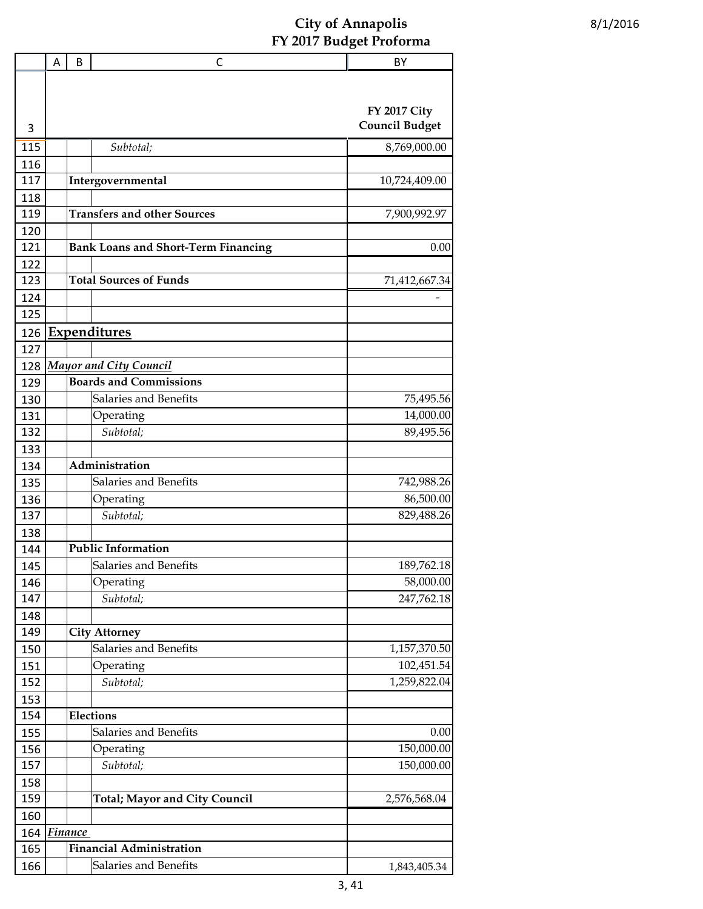# City of Annapolis
## FY 2017 Budget Proforma

| | A | B | C | BY |
|---|---|---|---|---|
| 3 | | | | **FY 2017 City Council Budget** |
| 115 | | | *Subtotal;* | 8,769,000.00 |
| 116 | | | | |
| 117 | | **Intergovernmental** | | 10,724,409.00 |
| 118 | | | | |
| 119 | | **Transfers and other Sources** | | 7,900,992.97 |
| 120 | | | | |
| 121 | | **Bank Loans and Short-Term Financing** | | 0.00 |
| 122 | | | | |
| 123 | | **Total Sources of Funds** | | 71,412,667.34 |
| 124 | | | | - |
| 125 | | | | |
| 126 | **Expenditures** | | | |
| 127 | | | | |
| 128 | ***Mayor and City Council*** | | | |
| 129 | | **Boards and Commissions** | | |
| 130 | | | Salaries and Benefits | 75,495.56 |
| 131 | | | Operating | 14,000.00 |
| 132 | | | *Subtotal;* | 89,495.56 |
| 133 | | | | |
| 134 | | **Administration** | | |
| 135 | | | Salaries and Benefits | 742,988.26 |
| 136 | | | Operating | 86,500.00 |
| 137 | | | *Subtotal;* | 829,488.26 |
| 138 | | | | |
| 144 | | **Public Information** | | |
| 145 | | | Salaries and Benefits | 189,762.18 |
| 146 | | | Operating | 58,000.00 |
| 147 | | | *Subtotal;* | 247,762.18 |
| 148 | | | | |
| 149 | | **City Attorney** | | |
| 150 | | | Salaries and Benefits | 1,157,370.50 |
| 151 | | | Operating | 102,451.54 |
| 152 | | | *Subtotal;* | 1,259,822.04 |
| 153 | | | | |
| 154 | | **Elections** | | |
| 155 | | | Salaries and Benefits | 0.00 |
| 156 | | | Operating | 150,000.00 |
| 157 | | | *Subtotal;* | 150,000.00 |
| 158 | | | | |
| 159 | | | **Total; Mayor and City Council** | 2,576,568.04 |
| 160 | | | | |
| 164 | ***Finance*** | | | |
| 165 | | **Financial Administration** | | |
| 166 | | | Salaries and Benefits | 1,843,405.34 |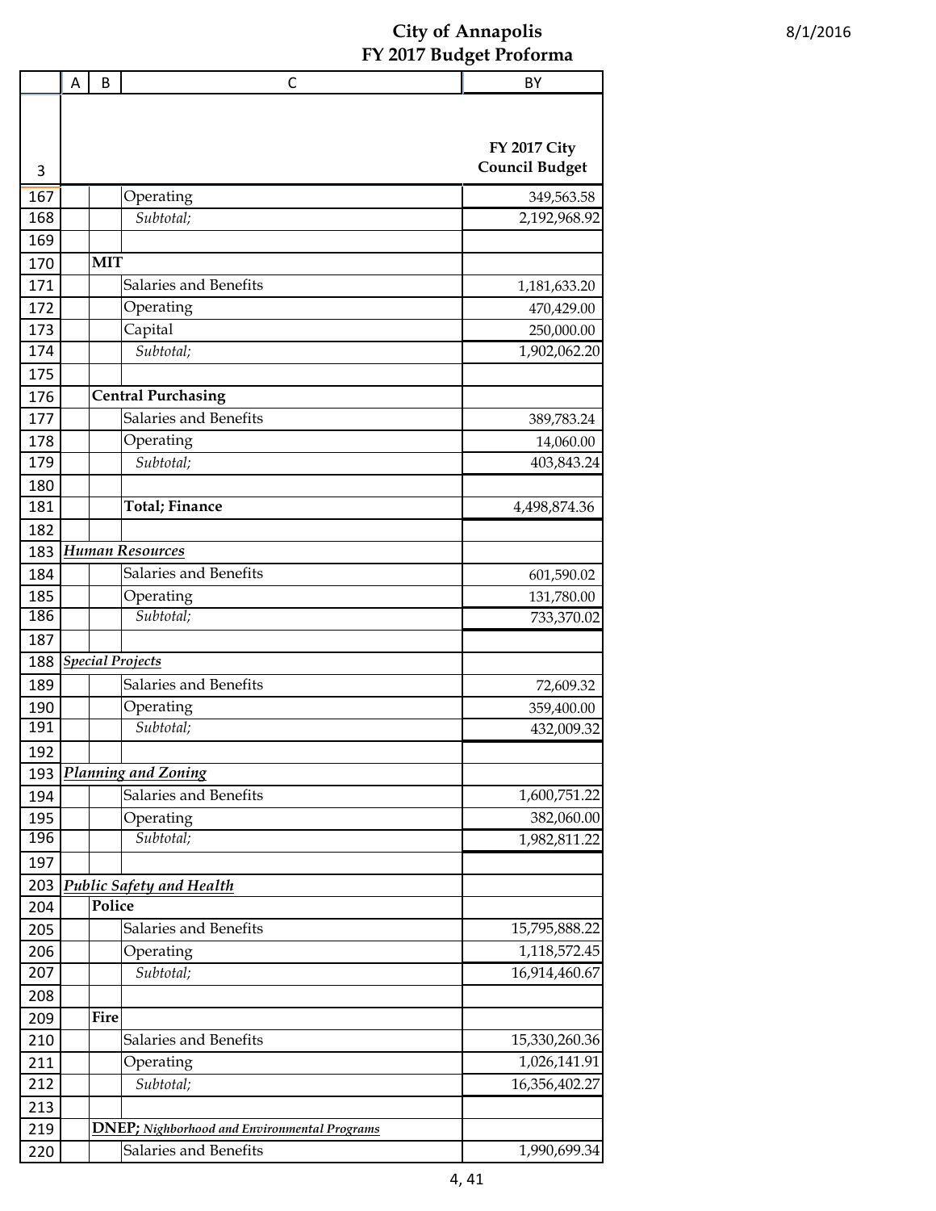# City of Annapolis
## FY 2017 Budget Proforma

8/1/2016

| | A | B | C | BY |
|---|---|---|---|---|
| 3 | | | | **FY 2017 City Council Budget** |
| 167 | | | Operating | 349,563.58 |
| 168 | | | *Subtotal;* | 2,192,968.92 |
| 169 | | | | |
| 170 | | **MIT** | | |
| 171 | | | Salaries and Benefits | 1,181,633.20 |
| 172 | | | Operating | 470,429.00 |
| 173 | | | Capital | 250,000.00 |
| 174 | | | *Subtotal;* | 1,902,062.20 |
| 175 | | | | |
| 176 | | **Central Purchasing** | | |
| 177 | | | Salaries and Benefits | 389,783.24 |
| 178 | | | Operating | 14,060.00 |
| 179 | | | *Subtotal;* | 403,843.24 |
| 180 | | | | |
| 181 | | | **Total; Finance** | 4,498,874.36 |
| 182 | | | | |
| 183 | ***Human Resources*** | | | |
| 184 | | | Salaries and Benefits | 601,590.02 |
| 185 | | | Operating | 131,780.00 |
| 186 | | | *Subtotal;* | 733,370.02 |
| 187 | | | | |
| 188 | ***Special Projects*** | | | |
| 189 | | | Salaries and Benefits | 72,609.32 |
| 190 | | | Operating | 359,400.00 |
| 191 | | | *Subtotal;* | 432,009.32 |
| 192 | | | | |
| 193 | ***Planning and Zoning*** | | | |
| 194 | | | Salaries and Benefits | 1,600,751.22 |
| 195 | | | Operating | 382,060.00 |
| 196 | | | *Subtotal;* | 1,982,811.22 |
| 197 | | | | |
| 203 | ***Public Safety and Health*** | | | |
| 204 | | **Police** | | |
| 205 | | | Salaries and Benefits | 15,795,888.22 |
| 206 | | | Operating | 1,118,572.45 |
| 207 | | | *Subtotal;* | 16,914,460.67 |
| 208 | | | | |
| 209 | | **Fire** | | |
| 210 | | | Salaries and Benefits | 15,330,260.36 |
| 211 | | | Operating | 1,026,141.91 |
| 212 | | | *Subtotal;* | 16,356,402.27 |
| 213 | | | | |
| 219 | | **DNEP;** ***Nighborhood and Environmental Programs*** | | |
| 220 | | | Salaries and Benefits | 1,990,699.34 |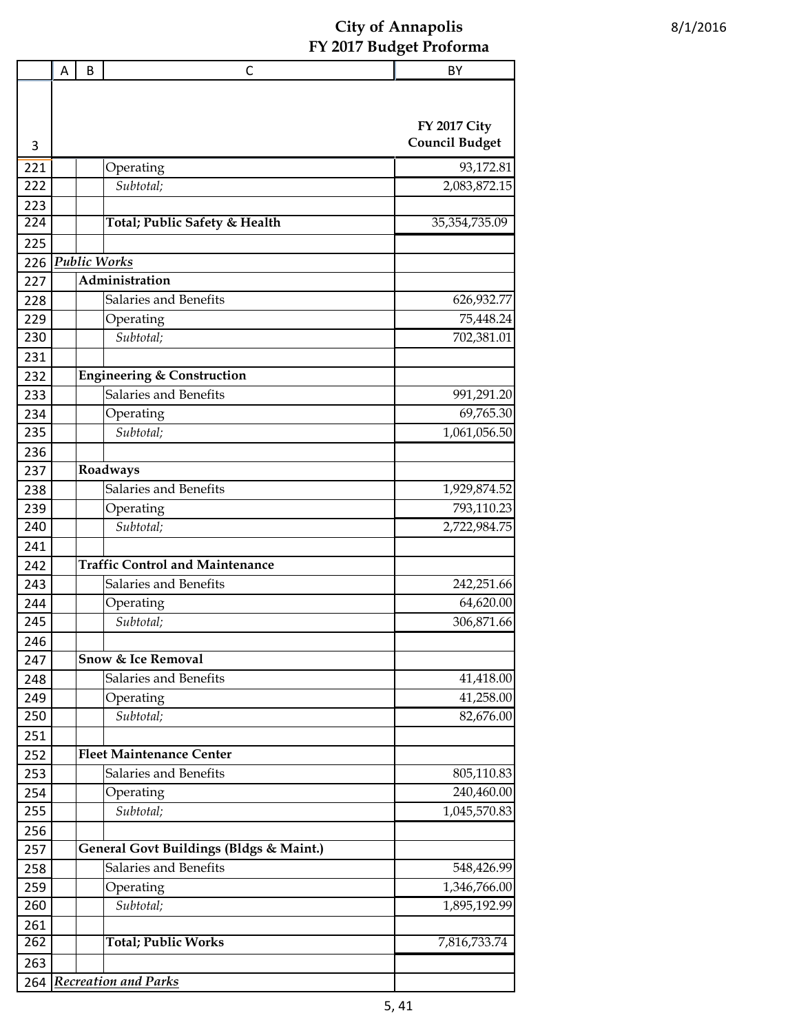# City of Annapolis
## FY 2017 Budget Proforma

8/1/2016

| | A | B | C | BY |
|---|---|---|---|---|
| 3 | | | | FY 2017 City Council Budget |
| 221 | | | Operating | 93,172.81 |
| 222 | | | *Subtotal;* | 2,083,872.15 |
| 223 | | | | |
| 224 | | | **Total; Public Safety & Health** | 35,354,735.09 |
| 225 | | | | |
| 226 | ***Public Works*** | | | |
| 227 | | **Administration** | | |
| 228 | | | Salaries and Benefits | 626,932.77 |
| 229 | | | Operating | 75,448.24 |
| 230 | | | *Subtotal;* | 702,381.01 |
| 231 | | | | |
| 232 | | **Engineering & Construction** | | |
| 233 | | | Salaries and Benefits | 991,291.20 |
| 234 | | | Operating | 69,765.30 |
| 235 | | | *Subtotal;* | 1,061,056.50 |
| 236 | | | | |
| 237 | | **Roadways** | | |
| 238 | | | Salaries and Benefits | 1,929,874.52 |
| 239 | | | Operating | 793,110.23 |
| 240 | | | *Subtotal;* | 2,722,984.75 |
| 241 | | | | |
| 242 | | **Traffic Control and Maintenance** | | |
| 243 | | | Salaries and Benefits | 242,251.66 |
| 244 | | | Operating | 64,620.00 |
| 245 | | | *Subtotal;* | 306,871.66 |
| 246 | | | | |
| 247 | | **Snow & Ice Removal** | | |
| 248 | | | Salaries and Benefits | 41,418.00 |
| 249 | | | Operating | 41,258.00 |
| 250 | | | *Subtotal;* | 82,676.00 |
| 251 | | | | |
| 252 | | **Fleet Maintenance Center** | | |
| 253 | | | Salaries and Benefits | 805,110.83 |
| 254 | | | Operating | 240,460.00 |
| 255 | | | *Subtotal;* | 1,045,570.83 |
| 256 | | | | |
| 257 | | **General Govt Buildings (Bldgs & Maint.)** | | |
| 258 | | | Salaries and Benefits | 548,426.99 |
| 259 | | | Operating | 1,346,766.00 |
| 260 | | | *Subtotal;* | 1,895,192.99 |
| 261 | | | | |
| 262 | | | **Total; Public Works** | 7,816,733.74 |
| 263 | | | | |
| 264 | ***Recreation and Parks*** | | | |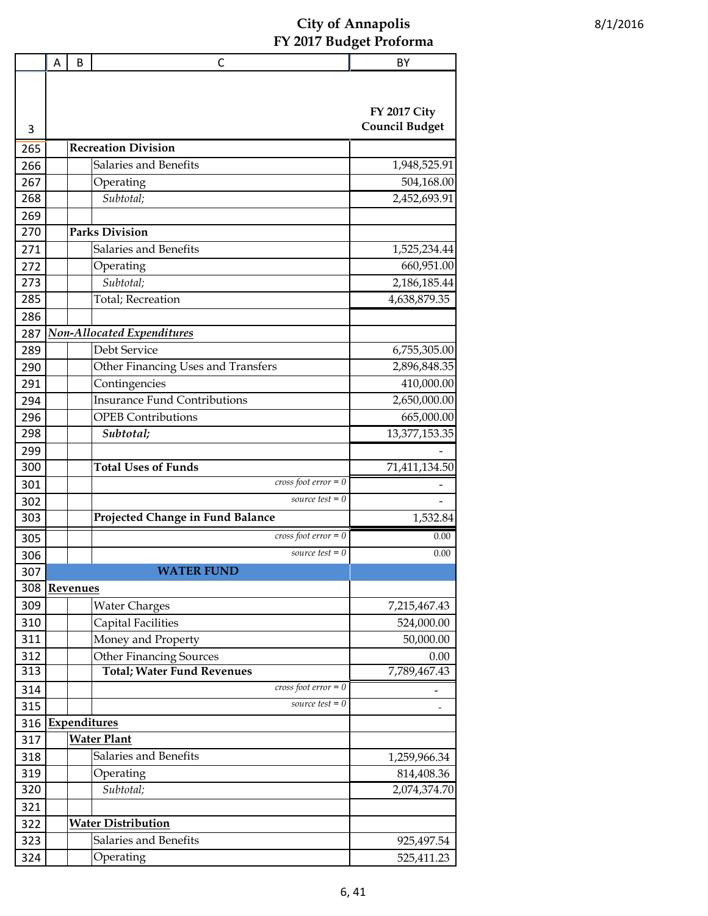# City of Annapolis
## FY 2017 Budget Proforma

8/1/2016

| | A | B | C | BY |
|---|---|---|---|---|
| 3 | | | | FY 2017 City Council Budget |
| 265 | | **Recreation Division** | | |
| 266 | | | Salaries and Benefits | 1,948,525.91 |
| 267 | | | Operating | 504,168.00 |
| 268 | | | *Subtotal;* | 2,452,693.91 |
| 269 | | | | |
| 270 | | **Parks Division** | | |
| 271 | | | Salaries and Benefits | 1,525,234.44 |
| 272 | | | Operating | 660,951.00 |
| 273 | | | *Subtotal;* | 2,186,185.44 |
| 285 | | | Total; Recreation | 4,638,879.35 |
| 286 | | | | |
| 287 | ***Non-Allocated Expenditures*** | | | |
| 289 | | | Debt Service | 6,755,305.00 |
| 290 | | | Other Financing Uses and Transfers | 2,896,848.35 |
| 291 | | | Contingencies | 410,000.00 |
| 294 | | | Insurance Fund Contributions | 2,650,000.00 |
| 296 | | | OPEB Contributions | 665,000.00 |
| 298 | | | ***Subtotal;*** | 13,377,153.35 |
| 299 | | | | - |
| 300 | | | **Total Uses of Funds** | 71,411,134.50 |
| 301 | | | *cross foot error = 0* | - |
| 302 | | | *source test = 0* | - |
| 303 | | | **Projected Change in Fund Balance** | 1,532.84 |
| 305 | | | *cross foot error = 0* | 0.00 |
| 306 | | | *source test = 0* | 0.00 |
| 307 | | | **WATER FUND** | |
| 308 | **Revenues** | | | |
| 309 | | | Water Charges | 7,215,467.43 |
| 310 | | | Capital Facilities | 524,000.00 |
| 311 | | | Money and Property | 50,000.00 |
| 312 | | | Other Financing Sources | 0.00 |
| 313 | | | **Total; Water Fund Revenues** | 7,789,467.43 |
| 314 | | | *cross foot error = 0* | - |
| 315 | | | *source test = 0* | - |
| 316 | **Expenditures** | | | |
| 317 | | **Water Plant** | | |
| 318 | | | Salaries and Benefits | 1,259,966.34 |
| 319 | | | Operating | 814,408.36 |
| 320 | | | *Subtotal;* | 2,074,374.70 |
| 321 | | | | |
| 322 | | **Water Distribution** | | |
| 323 | | | Salaries and Benefits | 925,497.54 |
| 324 | | | Operating | 525,411.23 |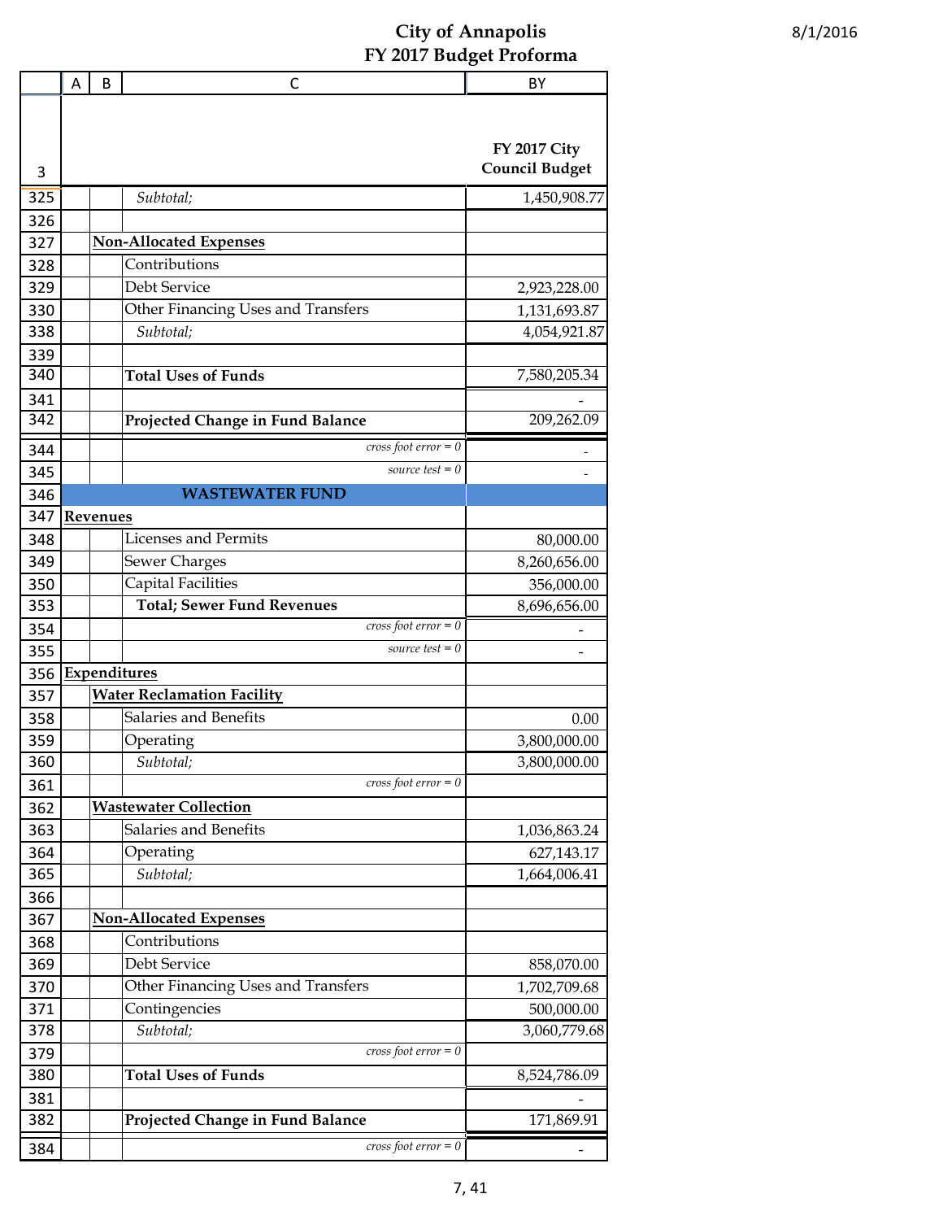# City of Annapolis
## FY 2017 Budget Proforma

8/1/2016

| | A | B | C | BY |
|---|---|---|---|---|
| 3 | | | | **FY 2017 City Council Budget** |
| 325 | | | *Subtotal;* | 1,450,908.77 |
| 326 | | | | |
| 327 | | **Non-Allocated Expenses** | | |
| 328 | | | Contributions | |
| 329 | | | Debt Service | 2,923,228.00 |
| 330 | | | Other Financing Uses and Transfers | 1,131,693.87 |
| 338 | | | *Subtotal;* | 4,054,921.87 |
| 339 | | | | |
| 340 | | | **Total Uses of Funds** | 7,580,205.34 |
| 341 | | | | - |
| 342 | | | **Projected Change in Fund Balance** | 209,262.09 |
| 344 | | | *cross foot error = 0* | - |
| 345 | | | *source test = 0* | - |
| 346 | | | **WASTEWATER FUND** | |
| 347 | **Revenues** | | | |
| 348 | | | Licenses and Permits | 80,000.00 |
| 349 | | | Sewer Charges | 8,260,656.00 |
| 350 | | | Capital Facilities | 356,000.00 |
| 353 | | | **Total; Sewer Fund Revenues** | 8,696,656.00 |
| 354 | | | *cross foot error = 0* | - |
| 355 | | | *source test = 0* | - |
| 356 | **Expenditures** | | | |
| 357 | | **Water Reclamation Facility** | | |
| 358 | | | Salaries and Benefits | 0.00 |
| 359 | | | Operating | 3,800,000.00 |
| 360 | | | *Subtotal;* | 3,800,000.00 |
| 361 | | | *cross foot error = 0* | |
| 362 | | **Wastewater Collection** | | |
| 363 | | | Salaries and Benefits | 1,036,863.24 |
| 364 | | | Operating | 627,143.17 |
| 365 | | | *Subtotal;* | 1,664,006.41 |
| 366 | | | | |
| 367 | | **Non-Allocated Expenses** | | |
| 368 | | | Contributions | |
| 369 | | | Debt Service | 858,070.00 |
| 370 | | | Other Financing Uses and Transfers | 1,702,709.68 |
| 371 | | | Contingencies | 500,000.00 |
| 378 | | | *Subtotal;* | 3,060,779.68 |
| 379 | | | *cross foot error = 0* | |
| 380 | | | **Total Uses of Funds** | 8,524,786.09 |
| 381 | | | | - |
| 382 | | | **Projected Change in Fund Balance** | 171,869.91 |
| 384 | | | *cross foot error = 0* | - |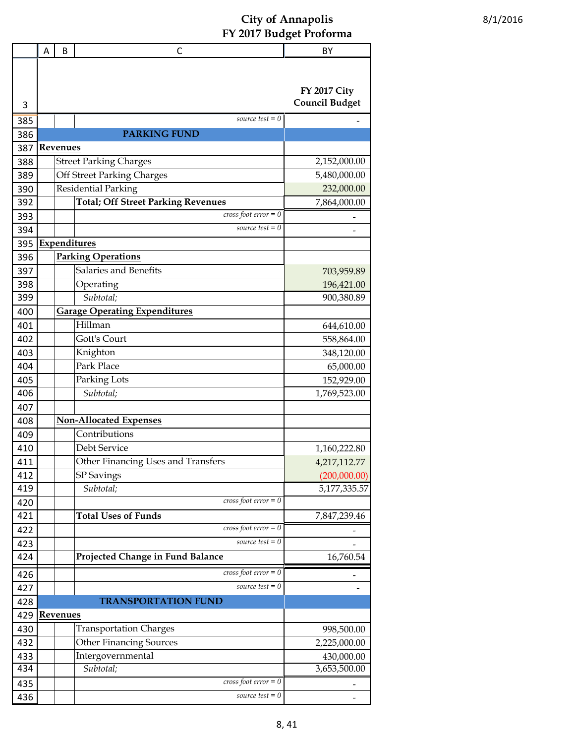# City of Annapolis
## FY 2017 Budget Proforma

8/1/2016

| | A | B | C | BY |
|---|---|---|---|---|
| 3 | | | | FY 2017 City Council Budget |
| 385 | | | *source test = 0* | - |
| 386 | | | **PARKING FUND** | |
| 387 | **Revenues** | | | |
| 388 | | Street Parking Charges | | 2,152,000.00 |
| 389 | | Off Street Parking Charges | | 5,480,000.00 |
| 390 | | Residential Parking | | 232,000.00 |
| 392 | | | **Total; Off Street Parking Revenues** | 7,864,000.00 |
| 393 | | | *cross foot error = 0* | - |
| 394 | | | *source test = 0* | - |
| 395 | **Expenditures** | | | |
| 396 | | **Parking Operations** | | |
| 397 | | | Salaries and Benefits | 703,959.89 |
| 398 | | | Operating | 196,421.00 |
| 399 | | | *Subtotal;* | 900,380.89 |
| 400 | | **Garage Operating Expenditures** | | |
| 401 | | | Hillman | 644,610.00 |
| 402 | | | Gott's Court | 558,864.00 |
| 403 | | | Knighton | 348,120.00 |
| 404 | | | Park Place | 65,000.00 |
| 405 | | | Parking Lots | 152,929.00 |
| 406 | | | *Subtotal;* | 1,769,523.00 |
| 407 | | | | |
| 408 | | **Non-Allocated Expenses** | | |
| 409 | | | Contributions | |
| 410 | | | Debt Service | 1,160,222.80 |
| 411 | | | Other Financing Uses and Transfers | 4,217,112.77 |
| 412 | | | SP Savings | (200,000.00) |
| 419 | | | *Subtotal;* | 5,177,335.57 |
| 420 | | | *cross foot error = 0* | |
| 421 | | | **Total Uses of Funds** | 7,847,239.46 |
| 422 | | | *cross foot error = 0* | - |
| 423 | | | *source test = 0* | - |
| 424 | | | **Projected Change in Fund Balance** | 16,760.54 |
| 426 | | | *cross foot error = 0* | - |
| 427 | | | *source test = 0* | - |
| 428 | | | **TRANSPORTATION FUND** | |
| 429 | **Revenues** | | | |
| 430 | | | Transportation Charges | 998,500.00 |
| 432 | | | Other Financing Sources | 2,225,000.00 |
| 433 | | | Intergovernmental | 430,000.00 |
| 434 | | | *Subtotal;* | 3,653,500.00 |
| 435 | | | *cross foot error = 0* | - |
| 436 | | | *source test = 0* | - |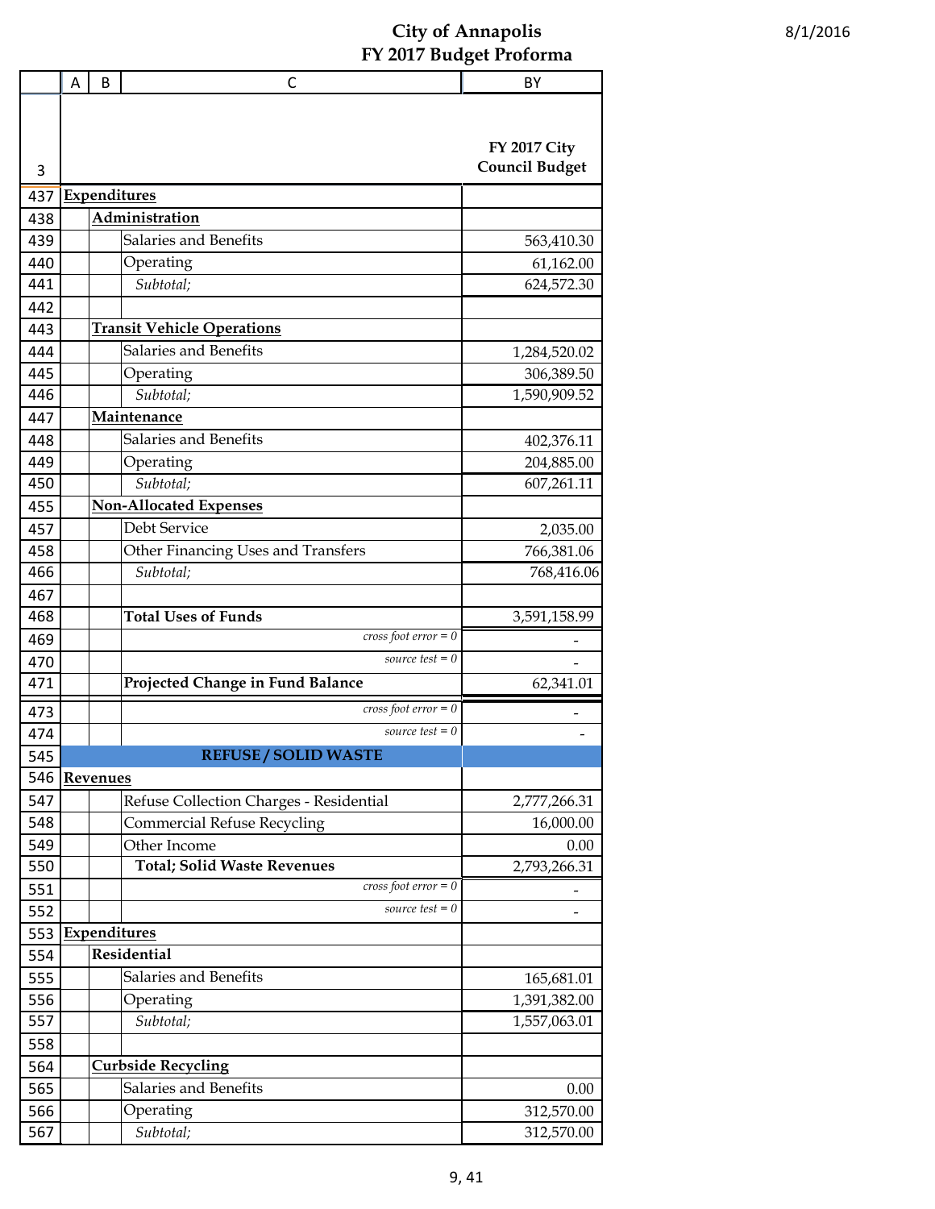# City of Annapolis
## FY 2017 Budget Proforma

8/1/2016

| | A | B | C | BY |
|---|---|---|---|---|
| 3 | | | | FY 2017 City Council Budget |
| 437 | **Expenditures** | | | |
| 438 | | **Administration** | | |
| 439 | | | Salaries and Benefits | 563,410.30 |
| 440 | | | Operating | 61,162.00 |
| 441 | | | *Subtotal;* | 624,572.30 |
| 442 | | | | |
| 443 | | **Transit Vehicle Operations** | | |
| 444 | | | Salaries and Benefits | 1,284,520.02 |
| 445 | | | Operating | 306,389.50 |
| 446 | | | *Subtotal;* | 1,590,909.52 |
| 447 | | **Maintenance** | | |
| 448 | | | Salaries and Benefits | 402,376.11 |
| 449 | | | Operating | 204,885.00 |
| 450 | | | *Subtotal;* | 607,261.11 |
| 455 | | **Non-Allocated Expenses** | | |
| 457 | | | Debt Service | 2,035.00 |
| 458 | | | Other Financing Uses and Transfers | 766,381.06 |
| 466 | | | *Subtotal;* | 768,416.06 |
| 467 | | | | |
| 468 | | | **Total Uses of Funds** | 3,591,158.99 |
| 469 | | | *cross foot error = 0* | - |
| 470 | | | *source test = 0* | - |
| 471 | | | **Projected Change in Fund Balance** | 62,341.01 |
| 473 | | | *cross foot error = 0* | - |
| 474 | | | *source test = 0* | - |
| 545 | | | **REFUSE / SOLID WASTE** | |
| 546 | **Revenues** | | | |
| 547 | | | Refuse Collection Charges - Residential | 2,777,266.31 |
| 548 | | | Commercial Refuse Recycling | 16,000.00 |
| 549 | | | Other Income | 0.00 |
| 550 | | | **Total; Solid Waste Revenues** | 2,793,266.31 |
| 551 | | | *cross foot error = 0* | - |
| 552 | | | *source test = 0* | - |
| 553 | **Expenditures** | | | |
| 554 | | **Residential** | | |
| 555 | | | Salaries and Benefits | 165,681.01 |
| 556 | | | Operating | 1,391,382.00 |
| 557 | | | *Subtotal;* | 1,557,063.01 |
| 558 | | | | |
| 564 | | **Curbside Recycling** | | |
| 565 | | | Salaries and Benefits | 0.00 |
| 566 | | | Operating | 312,570.00 |
| 567 | | | *Subtotal;* | 312,570.00 |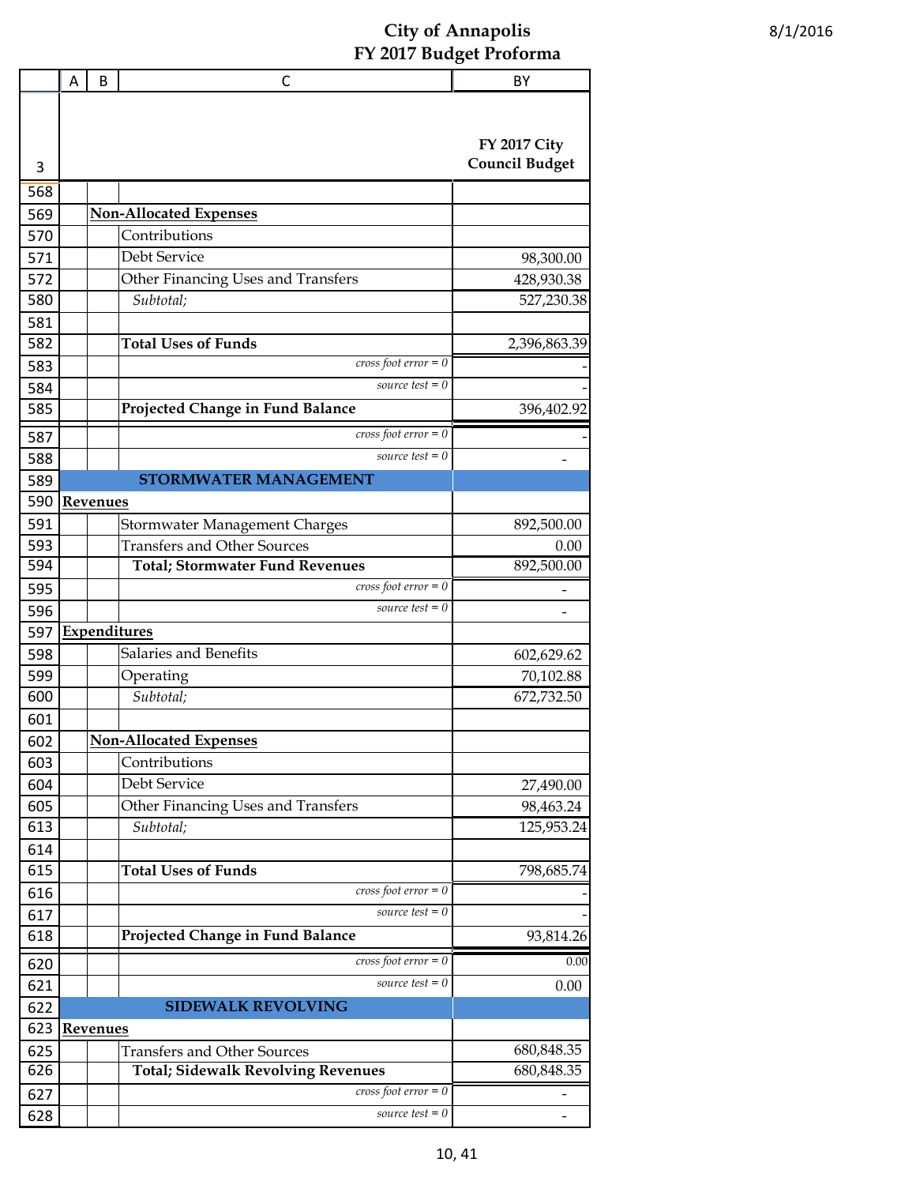# City of Annapolis
## FY 2017 Budget Proforma

8/1/2016

| | A | B | C | BY |
|---|---|---|---|---|
| 3 | | | | FY 2017 City Council Budget |
| 568 | | | | |
| 569 | | **Non-Allocated Expenses** | | |
| 570 | | | Contributions | |
| 571 | | | Debt Service | 98,300.00 |
| 572 | | | Other Financing Uses and Transfers | 428,930.38 |
| 580 | | | *Subtotal;* | 527,230.38 |
| 581 | | | | |
| 582 | | | **Total Uses of Funds** | 2,396,863.39 |
| 583 | | | *cross foot error = 0* | - |
| 584 | | | *source test = 0* | - |
| 585 | | | **Projected Change in Fund Balance** | 396,402.92 |
| 587 | | | *cross foot error = 0* | - |
| 588 | | | *source test = 0* | - |
| 589 | | | **STORMWATER MANAGEMENT** | |
| 590 | **Revenues** | | | |
| 591 | | | Stormwater Management Charges | 892,500.00 |
| 593 | | | Transfers and Other Sources | 0.00 |
| 594 | | | **Total; Stormwater Fund Revenues** | 892,500.00 |
| 595 | | | *cross foot error = 0* | - |
| 596 | | | *source test = 0* | - |
| 597 | **Expenditures** | | | |
| 598 | | | Salaries and Benefits | 602,629.62 |
| 599 | | | Operating | 70,102.88 |
| 600 | | | *Subtotal;* | 672,732.50 |
| 601 | | | | |
| 602 | | **Non-Allocated Expenses** | | |
| 603 | | | Contributions | |
| 604 | | | Debt Service | 27,490.00 |
| 605 | | | Other Financing Uses and Transfers | 98,463.24 |
| 613 | | | *Subtotal;* | 125,953.24 |
| 614 | | | | |
| 615 | | | **Total Uses of Funds** | 798,685.74 |
| 616 | | | *cross foot error = 0* | - |
| 617 | | | *source test = 0* | - |
| 618 | | | **Projected Change in Fund Balance** | 93,814.26 |
| 620 | | | *cross foot error = 0* | 0.00 |
| 621 | | | *source test = 0* | 0.00 |
| 622 | | | **SIDEWALK REVOLVING** | |
| 623 | **Revenues** | | | |
| 625 | | | Transfers and Other Sources | 680,848.35 |
| 626 | | | **Total; Sidewalk Revolving Revenues** | 680,848.35 |
| 627 | | | *cross foot error = 0* | - |
| 628 | | | *source test = 0* | - |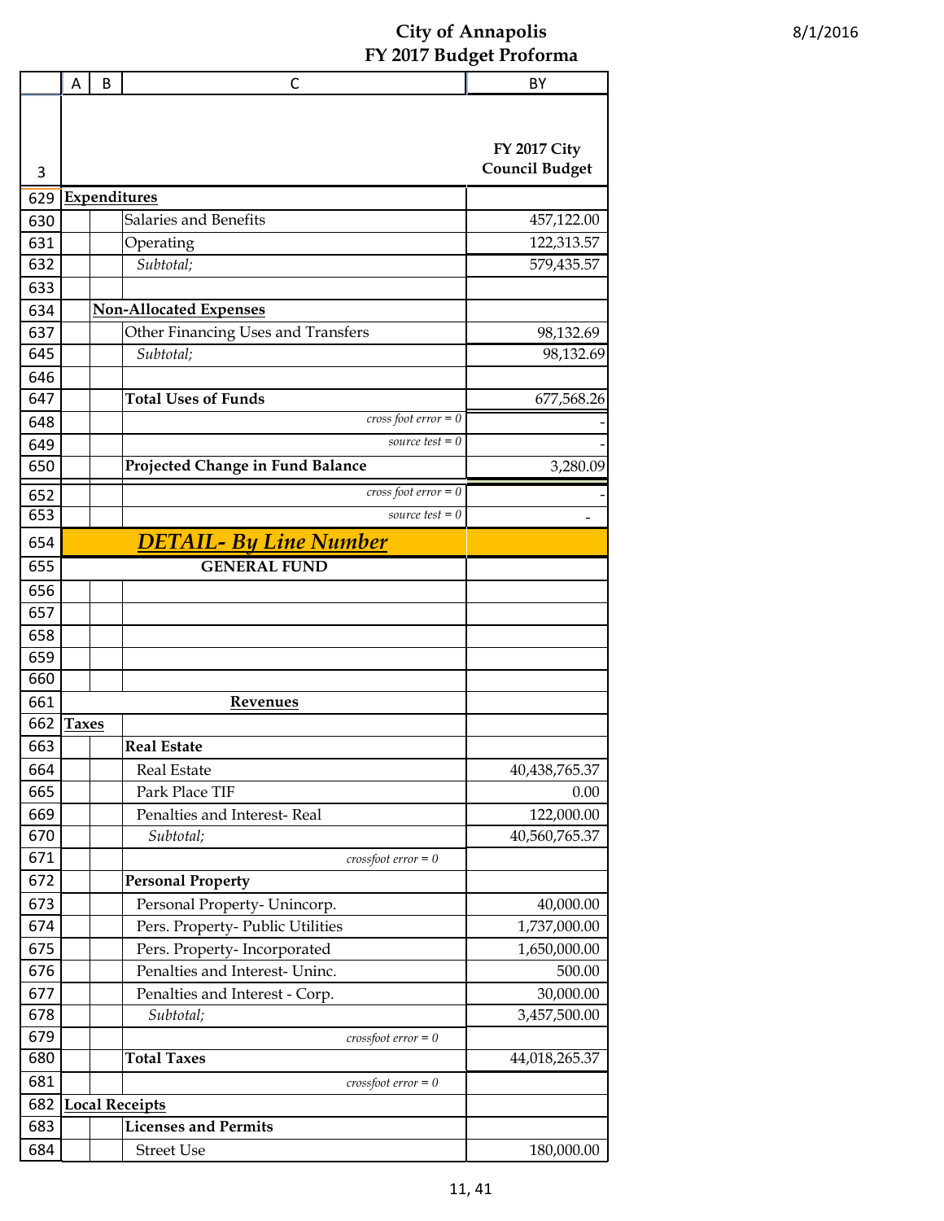# City of Annapolis
## FY 2017 Budget Proforma

8/1/2016

| | A | B | C | BY |
|---|---|---|---|---|
| 3 | | | | FY 2017 City Council Budget |
| 629 | **Expenditures** | | | |
| 630 | | | Salaries and Benefits | 457,122.00 |
| 631 | | | Operating | 122,313.57 |
| 632 | | | *Subtotal;* | 579,435.57 |
| 633 | | | | |
| 634 | | **Non-Allocated Expenses** | | |
| 637 | | | Other Financing Uses and Transfers | 98,132.69 |
| 645 | | | *Subtotal;* | 98,132.69 |
| 646 | | | | |
| 647 | | | **Total Uses of Funds** | 677,568.26 |
| 648 | | | *cross foot error = 0* | - |
| 649 | | | *source test = 0* | - |
| 650 | | | **Projected Change in Fund Balance** | 3,280.09 |
| 652 | | | *cross foot error = 0* | - |
| 653 | | | *source test = 0* | - |
| 654 | | | ***DETAIL- By Line Number*** | |
| 655 | | | **GENERAL FUND** | |
| 656 | | | | |
| 657 | | | | |
| 658 | | | | |
| 659 | | | | |
| 660 | | | | |
| 661 | | | **Revenues** | |
| 662 | **Taxes** | | | |
| 663 | | | **Real Estate** | |
| 664 | | | Real Estate | 40,438,765.37 |
| 665 | | | Park Place TIF | 0.00 |
| 669 | | | Penalties and Interest- Real | 122,000.00 |
| 670 | | | *Subtotal;* | 40,560,765.37 |
| 671 | | | *crossfoot error = 0* | |
| 672 | | | **Personal Property** | |
| 673 | | | Personal Property- Unincorp. | 40,000.00 |
| 674 | | | Pers. Property- Public Utilities | 1,737,000.00 |
| 675 | | | Pers. Property- Incorporated | 1,650,000.00 |
| 676 | | | Penalties and Interest- Uninc. | 500.00 |
| 677 | | | Penalties and Interest - Corp. | 30,000.00 |
| 678 | | | *Subtotal;* | 3,457,500.00 |
| 679 | | | *crossfoot error = 0* | |
| 680 | | | **Total Taxes** | 44,018,265.37 |
| 681 | | | *crossfoot error = 0* | |
| 682 | **Local Receipts** | | | |
| 683 | | | **Licenses and Permits** | |
| 684 | | | Street Use | 180,000.00 |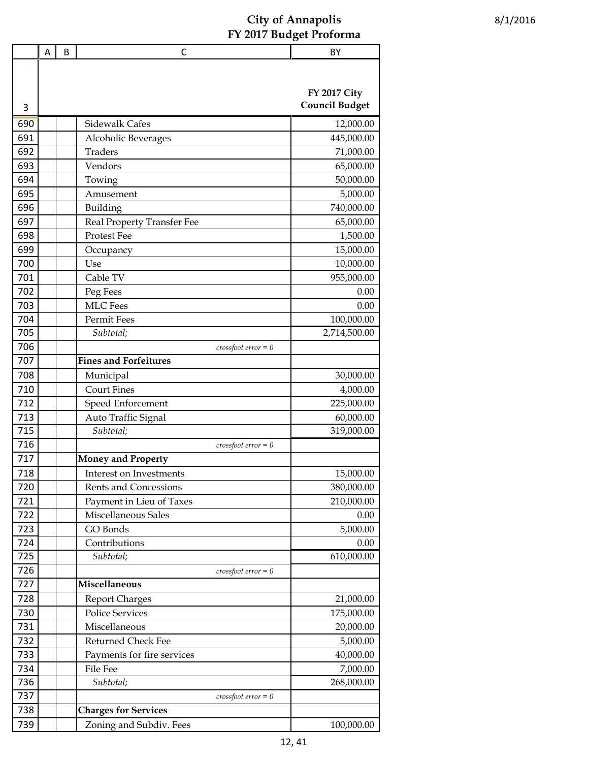# City of Annapolis
## FY 2017 Budget Proforma

8/1/2016

| | A | B | C | BY |
|---|---|---|---|---|
| 3 | | | | FY 2017 City Council Budget |
| 690 | | | Sidewalk Cafes | 12,000.00 |
| 691 | | | Alcoholic Beverages | 445,000.00 |
| 692 | | | Traders | 71,000.00 |
| 693 | | | Vendors | 65,000.00 |
| 694 | | | Towing | 50,000.00 |
| 695 | | | Amusement | 5,000.00 |
| 696 | | | Building | 740,000.00 |
| 697 | | | Real Property Transfer Fee | 65,000.00 |
| 698 | | | Protest Fee | 1,500.00 |
| 699 | | | Occupancy | 15,000.00 |
| 700 | | | Use | 10,000.00 |
| 701 | | | Cable TV | 955,000.00 |
| 702 | | | Peg Fees | 0.00 |
| 703 | | | MLC Fees | 0.00 |
| 704 | | | Permit Fees | 100,000.00 |
| 705 | | | *Subtotal;* | 2,714,500.00 |
| 706 | | | *crossfoot error = 0* | |
| 707 | | | **Fines and Forfeitures** | |
| 708 | | | Municipal | 30,000.00 |
| 710 | | | Court Fines | 4,000.00 |
| 712 | | | Speed Enforcement | 225,000.00 |
| 713 | | | Auto Traffic Signal | 60,000.00 |
| 715 | | | *Subtotal;* | 319,000.00 |
| 716 | | | *crossfoot error = 0* | |
| 717 | | | **Money and Property** | |
| 718 | | | Interest on Investments | 15,000.00 |
| 720 | | | Rents and Concessions | 380,000.00 |
| 721 | | | Payment in Lieu of Taxes | 210,000.00 |
| 722 | | | Miscellaneous Sales | 0.00 |
| 723 | | | GO Bonds | 5,000.00 |
| 724 | | | Contributions | 0.00 |
| 725 | | | *Subtotal;* | 610,000.00 |
| 726 | | | *crossfoot error = 0* | |
| 727 | | | **Miscellaneous** | |
| 728 | | | Report Charges | 21,000.00 |
| 730 | | | Police Services | 175,000.00 |
| 731 | | | Miscellaneous | 20,000.00 |
| 732 | | | Returned Check Fee | 5,000.00 |
| 733 | | | Payments for fire services | 40,000.00 |
| 734 | | | File Fee | 7,000.00 |
| 736 | | | *Subtotal;* | 268,000.00 |
| 737 | | | *crossfoot error = 0* | |
| 738 | | | **Charges for Services** | |
| 739 | | | Zoning and Subdiv. Fees | 100,000.00 |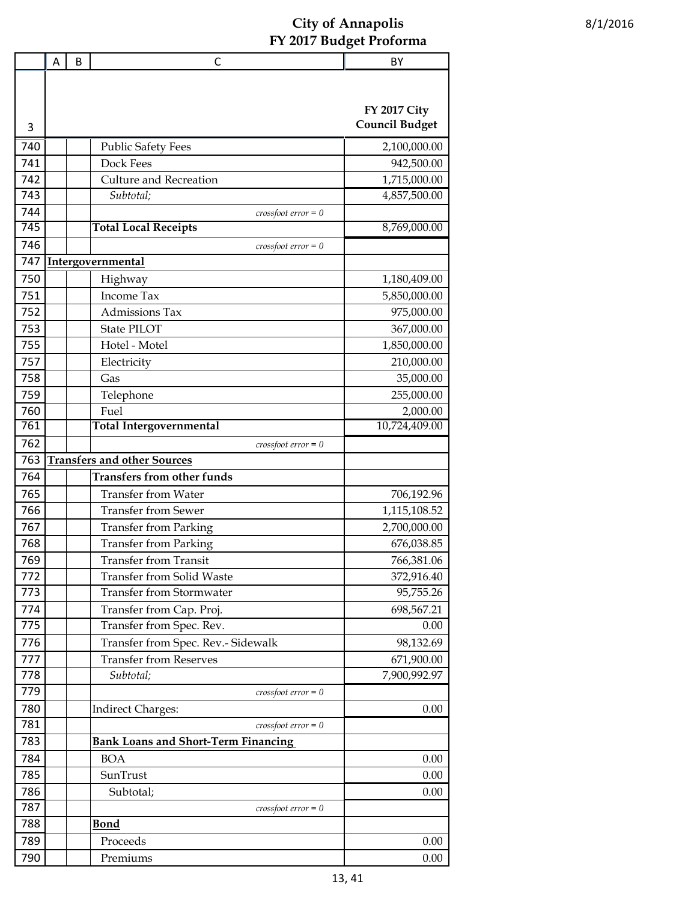# City of Annapolis
## FY 2017 Budget Proforma

8/1/2016

| 3 | A | B | C | BY FY 2017 City Council Budget |
|---|---|---|---|---|
| 740 | | | Public Safety Fees | 2,100,000.00 |
| 741 | | | Dock Fees | 942,500.00 |
| 742 | | | Culture and Recreation | 1,715,000.00 |
| 743 | | | *Subtotal;* | 4,857,500.00 |
| 744 | | | *crossfoot error = 0* | |
| 745 | | | **Total Local Receipts** | 8,769,000.00 |
| 746 | | | *crossfoot error = 0* | |
| 747 | **Intergovernmental** | | | |
| 750 | | | Highway | 1,180,409.00 |
| 751 | | | Income Tax | 5,850,000.00 |
| 752 | | | Admissions Tax | 975,000.00 |
| 753 | | | State PILOT | 367,000.00 |
| 755 | | | Hotel - Motel | 1,850,000.00 |
| 757 | | | Electricity | 210,000.00 |
| 758 | | | Gas | 35,000.00 |
| 759 | | | Telephone | 255,000.00 |
| 760 | | | Fuel | 2,000.00 |
| 761 | | | **Total Intergovernmental** | 10,724,409.00 |
| 762 | | | *crossfoot error = 0* | |
| 763 | **Transfers and other Sources** | | | |
| 764 | | | **Transfers from other funds** | |
| 765 | | | Transfer from Water | 706,192.96 |
| 766 | | | Transfer from Sewer | 1,115,108.52 |
| 767 | | | Transfer from Parking | 2,700,000.00 |
| 768 | | | Transfer from Parking | 676,038.85 |
| 769 | | | Transfer from Transit | 766,381.06 |
| 772 | | | Transfer from Solid Waste | 372,916.40 |
| 773 | | | Transfer from Stormwater | 95,755.26 |
| 774 | | | Transfer from Cap. Proj. | 698,567.21 |
| 775 | | | Transfer from Spec. Rev. | 0.00 |
| 776 | | | Transfer from Spec. Rev.- Sidewalk | 98,132.69 |
| 777 | | | Transfer from Reserves | 671,900.00 |
| 778 | | | *Subtotal;* | 7,900,992.97 |
| 779 | | | *crossfoot error = 0* | |
| 780 | | | Indirect Charges: | 0.00 |
| 781 | | | *crossfoot error = 0* | |
| 783 | | | **Bank Loans and Short-Term Financing** | |
| 784 | | | BOA | 0.00 |
| 785 | | | SunTrust | 0.00 |
| 786 | | | Subtotal; | 0.00 |
| 787 | | | *crossfoot error = 0* | |
| 788 | | | **Bond** | |
| 789 | | | Proceeds | 0.00 |
| 790 | | | Premiums | 0.00 |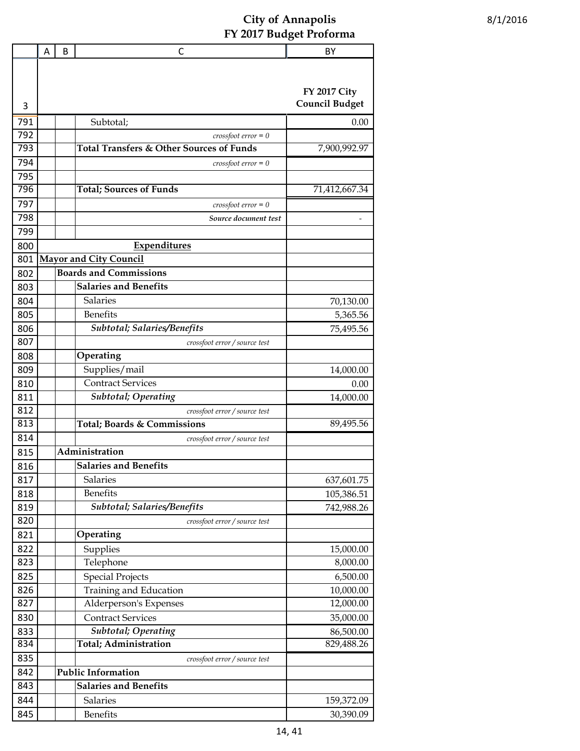# City of Annapolis
## FY 2017 Budget Proforma

8/1/2016

| | A | B | C | BY |
|---|---|---|---|---|
| 3 | | | | FY 2017 City Council Budget |
| 791 | | | Subtotal; | 0.00 |
| 792 | | | *crossfoot error = 0* | |
| 793 | | | **Total Transfers & Other Sources of Funds** | 7,900,992.97 |
| 794 | | | *crossfoot error = 0* | |
| 795 | | | | |
| 796 | | | **Total; Sources of Funds** | 71,412,667.34 |
| 797 | | | *crossfoot error = 0* | |
| 798 | | | ***Source document test*** | - |
| 799 | | | | |
| 800 | | | **Expenditures** | |
| 801 | **Mayor and City Council** | | | |
| 802 | | **Boards and Commissions** | | |
| 803 | | | **Salaries and Benefits** | |
| 804 | | | Salaries | 70,130.00 |
| 805 | | | Benefits | 5,365.56 |
| 806 | | | ***Subtotal; Salaries/Benefits*** | 75,495.56 |
| 807 | | | *crossfoot error / source test* | |
| 808 | | | **Operating** | |
| 809 | | | Supplies/mail | 14,000.00 |
| 810 | | | Contract Services | 0.00 |
| 811 | | | ***Subtotal; Operating*** | 14,000.00 |
| 812 | | | *crossfoot error / source test* | |
| 813 | | | **Total; Boards & Commissions** | 89,495.56 |
| 814 | | | *crossfoot error / source test* | |
| 815 | | **Administration** | | |
| 816 | | | **Salaries and Benefits** | |
| 817 | | | Salaries | 637,601.75 |
| 818 | | | Benefits | 105,386.51 |
| 819 | | | ***Subtotal; Salaries/Benefits*** | 742,988.26 |
| 820 | | | *crossfoot error / source test* | |
| 821 | | | **Operating** | |
| 822 | | | Supplies | 15,000.00 |
| 823 | | | Telephone | 8,000.00 |
| 825 | | | Special Projects | 6,500.00 |
| 826 | | | Training and Education | 10,000.00 |
| 827 | | | Alderperson's Expenses | 12,000.00 |
| 830 | | | Contract Services | 35,000.00 |
| 833 | | | ***Subtotal; Operating*** | 86,500.00 |
| 834 | | | **Total; Administration** | 829,488.26 |
| 835 | | | *crossfoot error / source test* | |
| 842 | | **Public Information** | | |
| 843 | | | **Salaries and Benefits** | |
| 844 | | | Salaries | 159,372.09 |
| 845 | | | Benefits | 30,390.09 |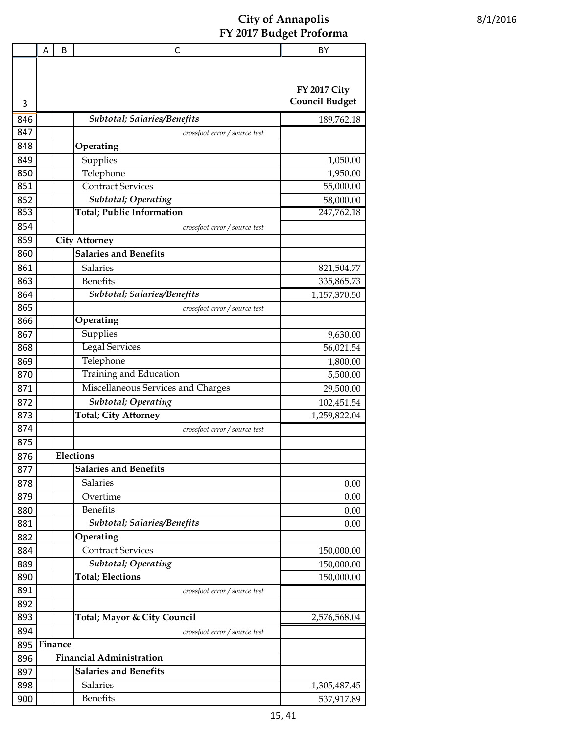# City of Annapolis
## FY 2017 Budget Proforma

8/1/2016

| | A | B | C | BY |
|---|---|---|---|---|
| 3 | | | | FY 2017 City Council Budget |
| 846 | | | *Subtotal; Salaries/Benefits* | 189,762.18 |
| 847 | | | *crossfoot error / source test* | |
| 848 | | | **Operating** | |
| 849 | | | Supplies | 1,050.00 |
| 850 | | | Telephone | 1,950.00 |
| 851 | | | Contract Services | 55,000.00 |
| 852 | | | *Subtotal; Operating* | 58,000.00 |
| 853 | | | **Total; Public Information** | 247,762.18 |
| 854 | | | *crossfoot error / source test* | |
| 859 | | **City Attorney** | | |
| 860 | | | **Salaries and Benefits** | |
| 861 | | | Salaries | 821,504.77 |
| 863 | | | Benefits | 335,865.73 |
| 864 | | | *Subtotal; Salaries/Benefits* | 1,157,370.50 |
| 865 | | | *crossfoot error / source test* | |
| 866 | | | **Operating** | |
| 867 | | | Supplies | 9,630.00 |
| 868 | | | Legal Services | 56,021.54 |
| 869 | | | Telephone | 1,800.00 |
| 870 | | | Training and Education | 5,500.00 |
| 871 | | | Miscellaneous Services and Charges | 29,500.00 |
| 872 | | | *Subtotal; Operating* | 102,451.54 |
| 873 | | | **Total; City Attorney** | 1,259,822.04 |
| 874 | | | *crossfoot error / source test* | |
| 875 | | | | |
| 876 | | **Elections** | | |
| 877 | | | **Salaries and Benefits** | |
| 878 | | | Salaries | 0.00 |
| 879 | | | Overtime | 0.00 |
| 880 | | | Benefits | 0.00 |
| 881 | | | *Subtotal; Salaries/Benefits* | 0.00 |
| 882 | | | **Operating** | |
| 884 | | | Contract Services | 150,000.00 |
| 889 | | | *Subtotal; Operating* | 150,000.00 |
| 890 | | | **Total; Elections** | 150,000.00 |
| 891 | | | *crossfoot error / source test* | |
| 892 | | | | |
| 893 | | | **Total; Mayor & City Council** | 2,576,568.04 |
| 894 | | | *crossfoot error / source test* | |
| 895 | **Finance** | | | |
| 896 | | **Financial Administration** | | |
| 897 | | | **Salaries and Benefits** | |
| 898 | | | Salaries | 1,305,487.45 |
| 900 | | | Benefits | 537,917.89 |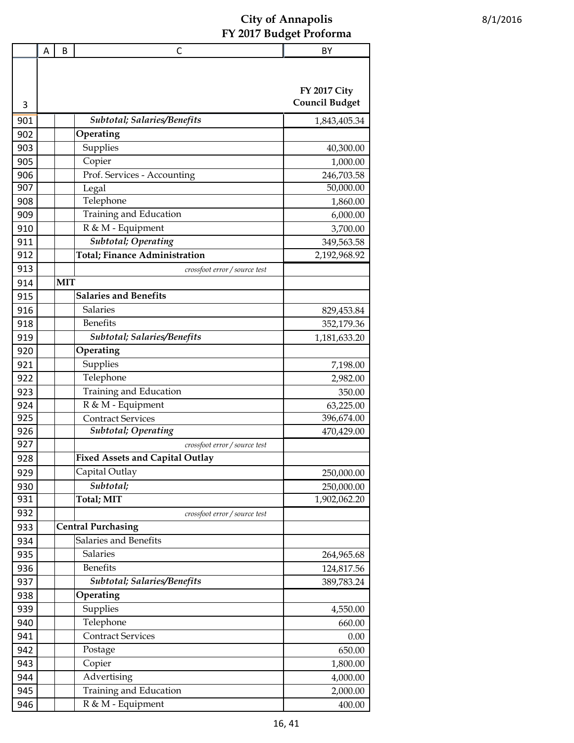# City of Annapolis
## FY 2017 Budget Proforma

8/1/2016

| | A | B | C | BY |
|---|---|---|---|---|
| 3 | | | | FY 2017 City Council Budget |
| 901 | | | *Subtotal; Salaries/Benefits* | 1,843,405.34 |
| 902 | | | **Operating** | |
| 903 | | | Supplies | 40,300.00 |
| 905 | | | Copier | 1,000.00 |
| 906 | | | Prof. Services - Accounting | 246,703.58 |
| 907 | | | Legal | 50,000.00 |
| 908 | | | Telephone | 1,860.00 |
| 909 | | | Training and Education | 6,000.00 |
| 910 | | | R & M - Equipment | 3,700.00 |
| 911 | | | *Subtotal; Operating* | 349,563.58 |
| 912 | | | **Total; Finance Administration** | 2,192,968.92 |
| 913 | | | *crossfoot error / source test* | |
| 914 | | **MIT** | | |
| 915 | | | **Salaries and Benefits** | |
| 916 | | | Salaries | 829,453.84 |
| 918 | | | Benefits | 352,179.36 |
| 919 | | | *Subtotal; Salaries/Benefits* | 1,181,633.20 |
| 920 | | | **Operating** | |
| 921 | | | Supplies | 7,198.00 |
| 922 | | | Telephone | 2,982.00 |
| 923 | | | Training and Education | 350.00 |
| 924 | | | R & M - Equipment | 63,225.00 |
| 925 | | | Contract Services | 396,674.00 |
| 926 | | | *Subtotal; Operating* | 470,429.00 |
| 927 | | | *crossfoot error / source test* | |
| 928 | | | **Fixed Assets and Capital Outlay** | |
| 929 | | | Capital Outlay | 250,000.00 |
| 930 | | | *Subtotal;* | 250,000.00 |
| 931 | | | **Total; MIT** | 1,902,062.20 |
| 932 | | | *crossfoot error / source test* | |
| 933 | | **Central Purchasing** | | |
| 934 | | | Salaries and Benefits | |
| 935 | | | Salaries | 264,965.68 |
| 936 | | | Benefits | 124,817.56 |
| 937 | | | *Subtotal; Salaries/Benefits* | 389,783.24 |
| 938 | | | **Operating** | |
| 939 | | | Supplies | 4,550.00 |
| 940 | | | Telephone | 660.00 |
| 941 | | | Contract Services | 0.00 |
| 942 | | | Postage | 650.00 |
| 943 | | | Copier | 1,800.00 |
| 944 | | | Advertising | 4,000.00 |
| 945 | | | Training and Education | 2,000.00 |
| 946 | | | R & M - Equipment | 400.00 |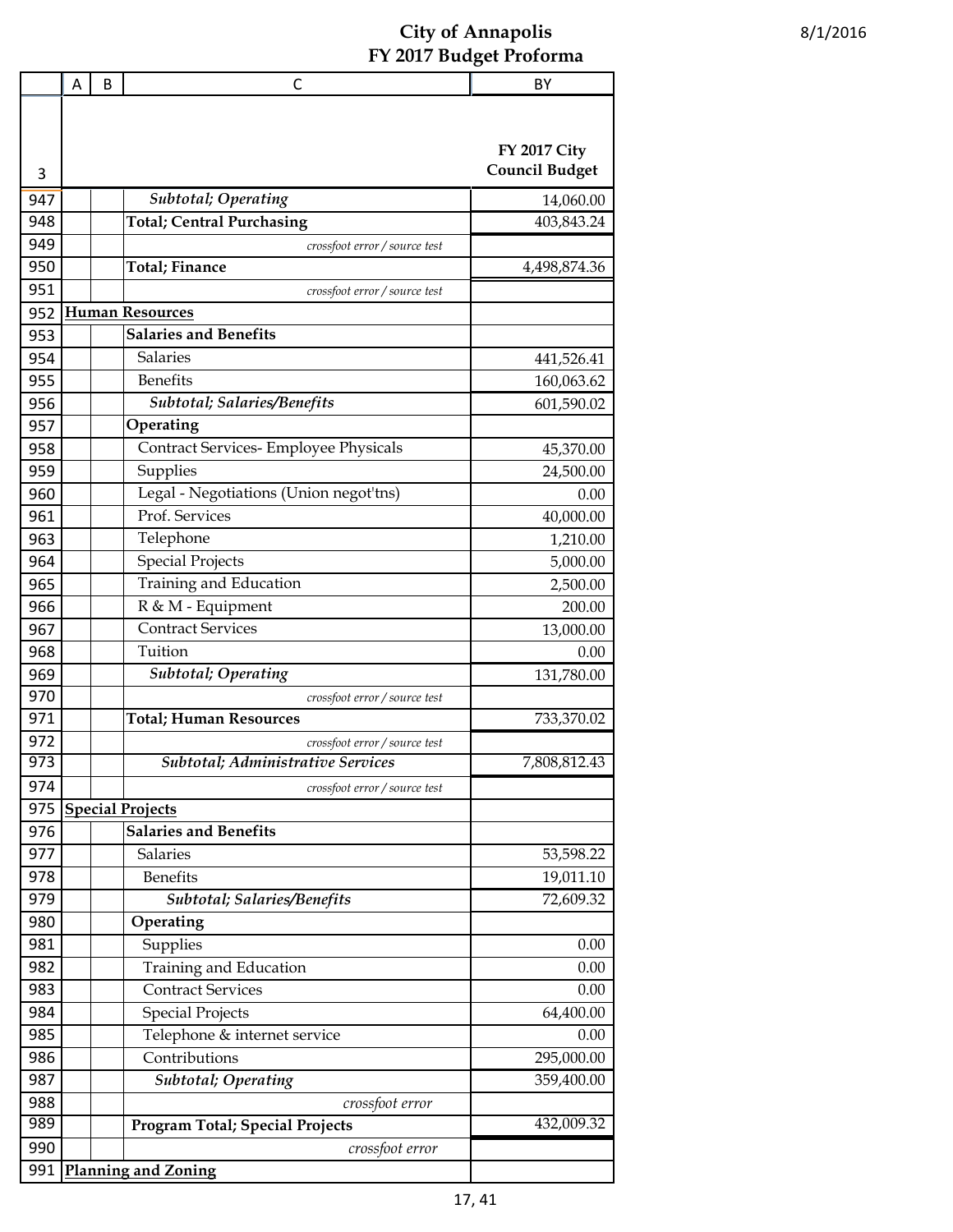# City of Annapolis
## FY 2017 Budget Proforma

8/1/2016

| | A | B | C | BY |
|---|---|---|---|---|
| 3 | | | | FY 2017 City Council Budget |
| 947 | | | *Subtotal; Operating* | 14,060.00 |
| 948 | | | **Total; Central Purchasing** | 403,843.24 |
| 949 | | | *crossfoot error / source test* | |
| 950 | | | **Total; Finance** | 4,498,874.36 |
| 951 | | | *crossfoot error / source test* | |
| 952 | **Human Resources** | | | |
| 953 | | | **Salaries and Benefits** | |
| 954 | | | Salaries | 441,526.41 |
| 955 | | | Benefits | 160,063.62 |
| 956 | | | *Subtotal; Salaries/Benefits* | 601,590.02 |
| 957 | | | **Operating** | |
| 958 | | | Contract Services- Employee Physicals | 45,370.00 |
| 959 | | | Supplies | 24,500.00 |
| 960 | | | Legal - Negotiations (Union negot'tns) | 0.00 |
| 961 | | | Prof. Services | 40,000.00 |
| 963 | | | Telephone | 1,210.00 |
| 964 | | | Special Projects | 5,000.00 |
| 965 | | | Training and Education | 2,500.00 |
| 966 | | | R & M - Equipment | 200.00 |
| 967 | | | Contract Services | 13,000.00 |
| 968 | | | Tuition | 0.00 |
| 969 | | | *Subtotal; Operating* | 131,780.00 |
| 970 | | | *crossfoot error / source test* | |
| 971 | | | **Total; Human Resources** | 733,370.02 |
| 972 | | | *crossfoot error / source test* | |
| 973 | | | ***Subtotal; Administrative Services*** | 7,808,812.43 |
| 974 | | | *crossfoot error / source test* | |
| 975 | **Special Projects** | | | |
| 976 | | | **Salaries and Benefits** | |
| 977 | | | Salaries | 53,598.22 |
| 978 | | | Benefits | 19,011.10 |
| 979 | | | *Subtotal; Salaries/Benefits* | 72,609.32 |
| 980 | | | **Operating** | |
| 981 | | | Supplies | 0.00 |
| 982 | | | Training and Education | 0.00 |
| 983 | | | Contract Services | 0.00 |
| 984 | | | Special Projects | 64,400.00 |
| 985 | | | Telephone & internet service | 0.00 |
| 986 | | | Contributions | 295,000.00 |
| 987 | | | *Subtotal; Operating* | 359,400.00 |
| 988 | | | *crossfoot error* | |
| 989 | | | **Program Total; Special Projects** | 432,009.32 |
| 990 | | | *crossfoot error* | |
| 991 | **Planning and Zoning** | | | |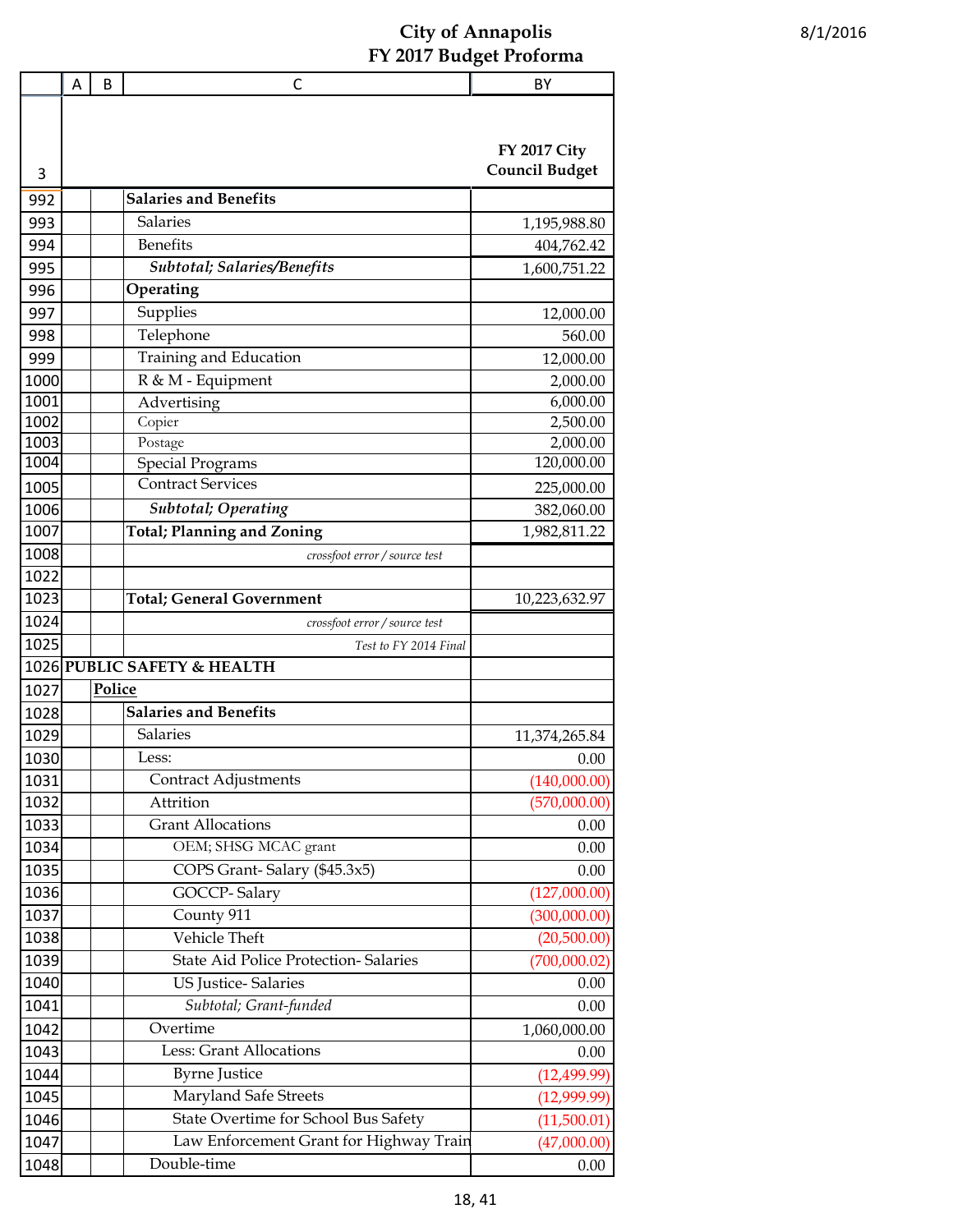# City of Annapolis
## FY 2017 Budget Proforma

8/1/2016

| | A | B | C | BY |
|---|---|---|---|---|
| 3 | | | | **FY 2017 City Council Budget** |
| 992 | | | **Salaries and Benefits** | |
| 993 | | | Salaries | 1,195,988.80 |
| 994 | | | Benefits | 404,762.42 |
| 995 | | | ***Subtotal; Salaries/Benefits*** | 1,600,751.22 |
| 996 | | | **Operating** | |
| 997 | | | Supplies | 12,000.00 |
| 998 | | | Telephone | 560.00 |
| 999 | | | Training and Education | 12,000.00 |
| 1000 | | | R & M - Equipment | 2,000.00 |
| 1001 | | | Advertising | 6,000.00 |
| 1002 | | | Copier | 2,500.00 |
| 1003 | | | Postage | 2,000.00 |
| 1004 | | | Special Programs | 120,000.00 |
| 1005 | | | Contract Services | 225,000.00 |
| 1006 | | | ***Subtotal; Operating*** | 382,060.00 |
| 1007 | | | **Total; Planning and Zoning** | 1,982,811.22 |
| 1008 | | | *crossfoot error / source test* | |
| 1022 | | | | |
| 1023 | | | **Total; General Government** | 10,223,632.97 |
| 1024 | | | *crossfoot error / source test* | |
| 1025 | | | *Test to FY 2014 Final* | |
| 1026 | **PUBLIC SAFETY & HEALTH** | | | |
| 1027 | | **Police** | | |
| 1028 | | | **Salaries and Benefits** | |
| 1029 | | | Salaries | 11,374,265.84 |
| 1030 | | | Less: | 0.00 |
| 1031 | | | Contract Adjustments | (140,000.00) |
| 1032 | | | Attrition | (570,000.00) |
| 1033 | | | Grant Allocations | 0.00 |
| 1034 | | | OEM; SHSG MCAC grant | 0.00 |
| 1035 | | | COPS Grant- Salary ($45.3x5) | 0.00 |
| 1036 | | | GOCCP- Salary | (127,000.00) |
| 1037 | | | County 911 | (300,000.00) |
| 1038 | | | Vehicle Theft | (20,500.00) |
| 1039 | | | State Aid Police Protection- Salaries | (700,000.02) |
| 1040 | | | US Justice- Salaries | 0.00 |
| 1041 | | | *Subtotal; Grant-funded* | 0.00 |
| 1042 | | | Overtime | 1,060,000.00 |
| 1043 | | | Less: Grant Allocations | 0.00 |
| 1044 | | | Byrne Justice | (12,499.99) |
| 1045 | | | Maryland Safe Streets | (12,999.99) |
| 1046 | | | State Overtime for School Bus Safety | (11,500.01) |
| 1047 | | | Law Enforcement Grant for Highway Train | (47,000.00) |
| 1048 | | | Double-time | 0.00 |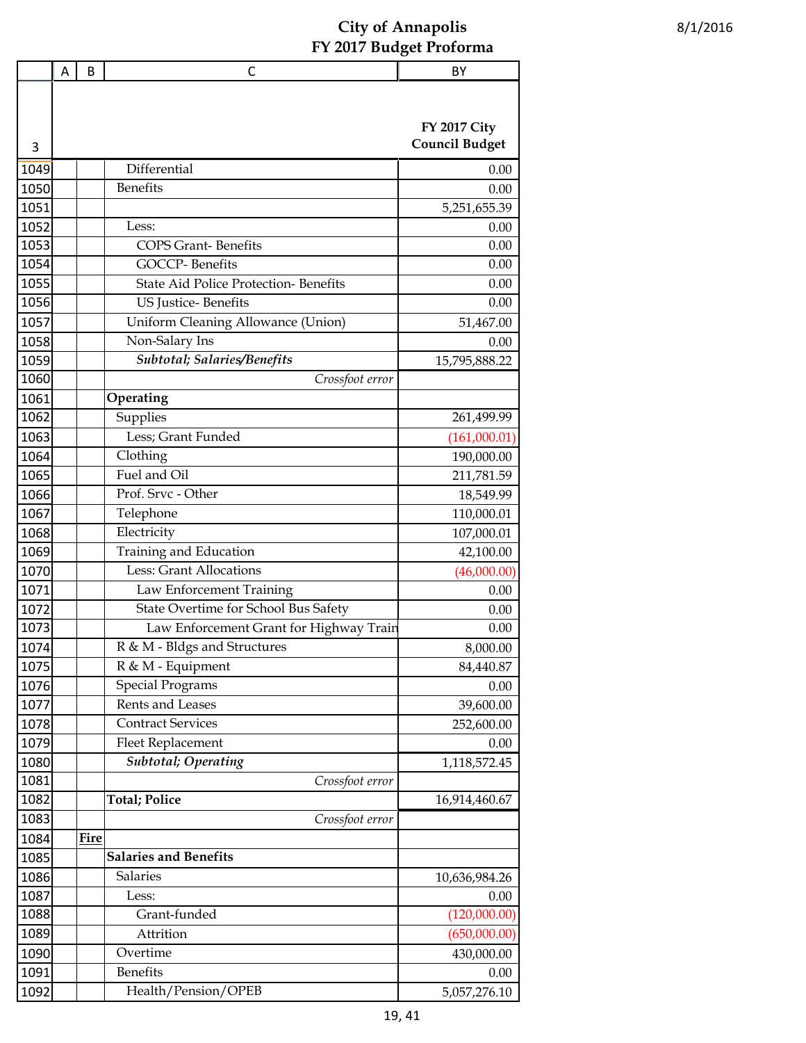# City of Annapolis
## FY 2017 Budget Proforma

8/1/2016

| 3 | A | B | C | BY<br>FY 2017 City Council Budget |
|---|---|---|---|---|
| 1049 | | | Differential | 0.00 |
| 1050 | | | Benefits | 0.00 |
| 1051 | | | | 5,251,655.39 |
| 1052 | | | Less: | 0.00 |
| 1053 | | | COPS Grant- Benefits | 0.00 |
| 1054 | | | GOCCP- Benefits | 0.00 |
| 1055 | | | State Aid Police Protection- Benefits | 0.00 |
| 1056 | | | US Justice- Benefits | 0.00 |
| 1057 | | | Uniform Cleaning Allowance (Union) | 51,467.00 |
| 1058 | | | Non-Salary Ins | 0.00 |
| 1059 | | | ***Subtotal; Salaries/Benefits*** | 15,795,888.22 |
| 1060 | | | *Crossfoot error* | |
| 1061 | | | **Operating** | |
| 1062 | | | Supplies | 261,499.99 |
| 1063 | | | Less; Grant Funded | (161,000.01) |
| 1064 | | | Clothing | 190,000.00 |
| 1065 | | | Fuel and Oil | 211,781.59 |
| 1066 | | | Prof. Srvc - Other | 18,549.99 |
| 1067 | | | Telephone | 110,000.01 |
| 1068 | | | Electricity | 107,000.01 |
| 1069 | | | Training and Education | 42,100.00 |
| 1070 | | | Less: Grant Allocations | (46,000.00) |
| 1071 | | | Law Enforcement Training | 0.00 |
| 1072 | | | State Overtime for School Bus Safety | 0.00 |
| 1073 | | | Law Enforcement Grant for Highway Train | 0.00 |
| 1074 | | | R & M - Bldgs and Structures | 8,000.00 |
| 1075 | | | R & M - Equipment | 84,440.87 |
| 1076 | | | Special Programs | 0.00 |
| 1077 | | | Rents and Leases | 39,600.00 |
| 1078 | | | Contract Services | 252,600.00 |
| 1079 | | | Fleet Replacement | 0.00 |
| 1080 | | | ***Subtotal; Operating*** | 1,118,572.45 |
| 1081 | | | *Crossfoot error* | |
| 1082 | | | **Total; Police** | 16,914,460.67 |
| 1083 | | | *Crossfoot error* | |
| 1084 | | **Fire** | | |
| 1085 | | | **Salaries and Benefits** | |
| 1086 | | | Salaries | 10,636,984.26 |
| 1087 | | | Less: | 0.00 |
| 1088 | | | Grant-funded | (120,000.00) |
| 1089 | | | Attrition | (650,000.00) |
| 1090 | | | Overtime | 430,000.00 |
| 1091 | | | Benefits | 0.00 |
| 1092 | | | Health/Pension/OPEB | 5,057,276.10 |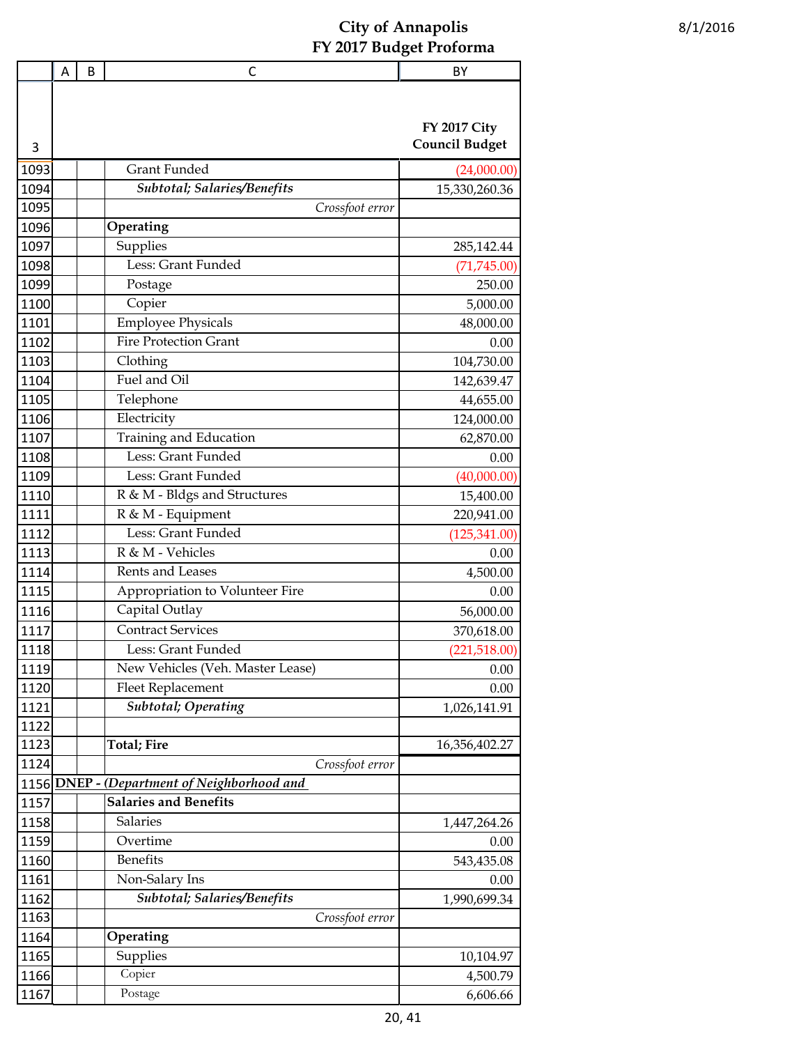# City of Annapolis
## FY 2017 Budget Proforma

8/1/2016

| | A | B | C | BY |
|---|---|---|---|---|
| 3 | | | | **FY 2017 City Council Budget** |
| 1093 | | | Grant Funded | (24,000.00) |
| 1094 | | | ***Subtotal; Salaries/Benefits*** | 15,330,260.36 |
| 1095 | | | *Crossfoot error* | |
| 1096 | | | **Operating** | |
| 1097 | | | Supplies | 285,142.44 |
| 1098 | | | Less: Grant Funded | (71,745.00) |
| 1099 | | | Postage | 250.00 |
| 1100 | | | Copier | 5,000.00 |
| 1101 | | | Employee Physicals | 48,000.00 |
| 1102 | | | Fire Protection Grant | 0.00 |
| 1103 | | | Clothing | 104,730.00 |
| 1104 | | | Fuel and Oil | 142,639.47 |
| 1105 | | | Telephone | 44,655.00 |
| 1106 | | | Electricity | 124,000.00 |
| 1107 | | | Training and Education | 62,870.00 |
| 1108 | | | Less: Grant Funded | 0.00 |
| 1109 | | | Less: Grant Funded | (40,000.00) |
| 1110 | | | R & M - Bldgs and Structures | 15,400.00 |
| 1111 | | | R & M - Equipment | 220,941.00 |
| 1112 | | | Less: Grant Funded | (125,341.00) |
| 1113 | | | R & M - Vehicles | 0.00 |
| 1114 | | | Rents and Leases | 4,500.00 |
| 1115 | | | Appropriation to Volunteer Fire | 0.00 |
| 1116 | | | Capital Outlay | 56,000.00 |
| 1117 | | | Contract Services | 370,618.00 |
| 1118 | | | Less: Grant Funded | (221,518.00) |
| 1119 | | | New Vehicles (Veh. Master Lease) | 0.00 |
| 1120 | | | Fleet Replacement | 0.00 |
| 1121 | | | ***Subtotal; Operating*** | 1,026,141.91 |
| 1122 | | | | |
| 1123 | | | **Total; Fire** | 16,356,402.27 |
| 1124 | | | *Crossfoot error* | |
| 1156 | **DNEP - *(Department of Neighborhood and*** | | | |
| 1157 | | | **Salaries and Benefits** | |
| 1158 | | | Salaries | 1,447,264.26 |
| 1159 | | | Overtime | 0.00 |
| 1160 | | | Benefits | 543,435.08 |
| 1161 | | | Non-Salary Ins | 0.00 |
| 1162 | | | ***Subtotal; Salaries/Benefits*** | 1,990,699.34 |
| 1163 | | | *Crossfoot error* | |
| 1164 | | | **Operating** | |
| 1165 | | | Supplies | 10,104.97 |
| 1166 | | | Copier | 4,500.79 |
| 1167 | | | Postage | 6,606.66 |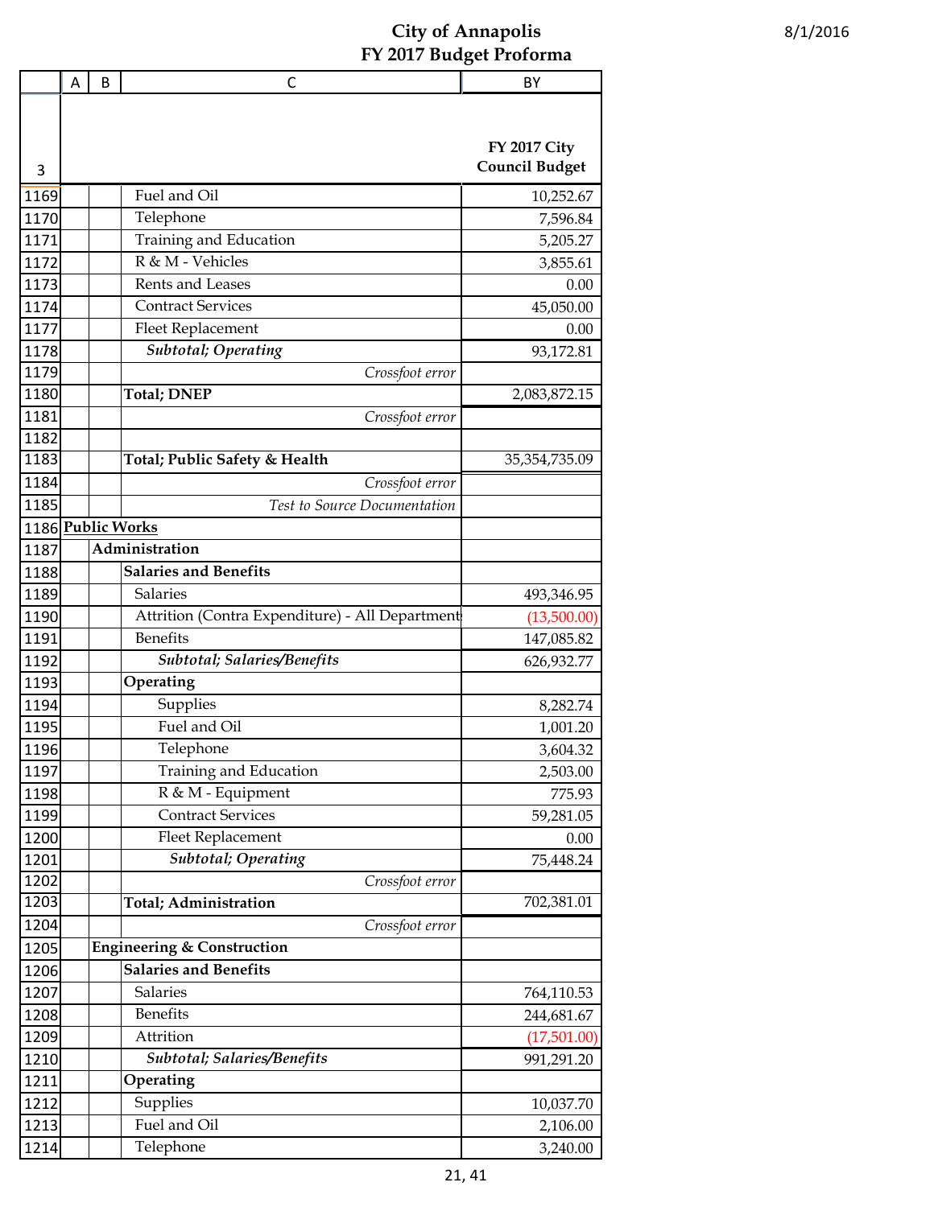# City of Annapolis
## FY 2017 Budget Proforma

| | A | B | C | BY |
|---|---|---|---|---|
| 3 | | | | FY 2017 City Council Budget |
| 1169 | | | Fuel and Oil | 10,252.67 |
| 1170 | | | Telephone | 7,596.84 |
| 1171 | | | Training and Education | 5,205.27 |
| 1172 | | | R & M - Vehicles | 3,855.61 |
| 1173 | | | Rents and Leases | 0.00 |
| 1174 | | | Contract Services | 45,050.00 |
| 1177 | | | Fleet Replacement | 0.00 |
| 1178 | | | ***Subtotal; Operating*** | 93,172.81 |
| 1179 | | | *Crossfoot error* | |
| 1180 | | | **Total; DNEP** | 2,083,872.15 |
| 1181 | | | *Crossfoot error* | |
| 1182 | | | | |
| 1183 | | | **Total; Public Safety & Health** | 35,354,735.09 |
| 1184 | | | *Crossfoot error* | |
| 1185 | | | *Test to Source Documentation* | |
| 1186 | **<u>Public Works</u>** | | | |
| 1187 | | **Administration** | | |
| 1188 | | | **Salaries and Benefits** | |
| 1189 | | | Salaries | 493,346.95 |
| 1190 | | | Attrition (Contra Expenditure) - All Department | (13,500.00) |
| 1191 | | | Benefits | 147,085.82 |
| 1192 | | | ***Subtotal; Salaries/Benefits*** | 626,932.77 |
| 1193 | | | **Operating** | |
| 1194 | | | Supplies | 8,282.74 |
| 1195 | | | Fuel and Oil | 1,001.20 |
| 1196 | | | Telephone | 3,604.32 |
| 1197 | | | Training and Education | 2,503.00 |
| 1198 | | | R & M - Equipment | 775.93 |
| 1199 | | | Contract Services | 59,281.05 |
| 1200 | | | Fleet Replacement | 0.00 |
| 1201 | | | ***Subtotal; Operating*** | 75,448.24 |
| 1202 | | | *Crossfoot error* | |
| 1203 | | | **Total; Administration** | 702,381.01 |
| 1204 | | | *Crossfoot error* | |
| 1205 | | **Engineering & Construction** | | |
| 1206 | | | **Salaries and Benefits** | |
| 1207 | | | Salaries | 764,110.53 |
| 1208 | | | Benefits | 244,681.67 |
| 1209 | | | Attrition | (17,501.00) |
| 1210 | | | ***Subtotal; Salaries/Benefits*** | 991,291.20 |
| 1211 | | | **Operating** | |
| 1212 | | | Supplies | 10,037.70 |
| 1213 | | | Fuel and Oil | 2,106.00 |
| 1214 | | | Telephone | 3,240.00 |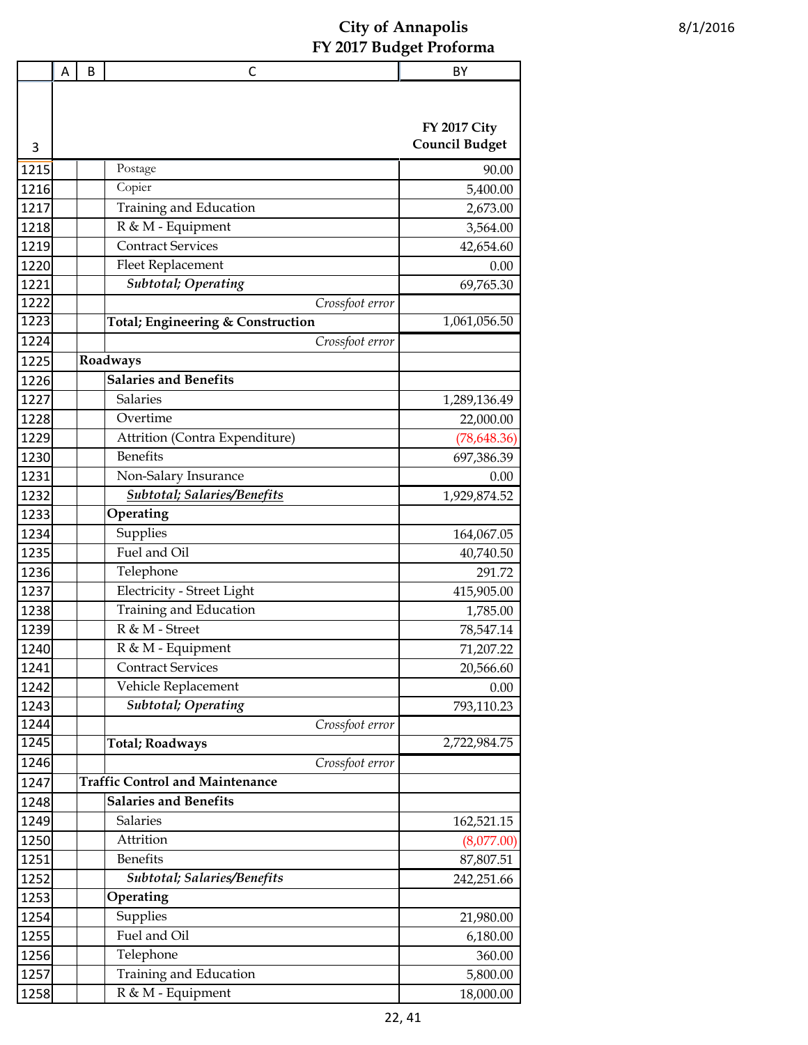# City of Annapolis
## FY 2017 Budget Proforma

8/1/2016

| 3 | A | B | C | FY 2017 City Council Budget |
|---|---|---|---|---|
| 1215 | | | Postage | 90.00 |
| 1216 | | | Copier | 5,400.00 |
| 1217 | | | Training and Education | 2,673.00 |
| 1218 | | | R & M - Equipment | 3,564.00 |
| 1219 | | | Contract Services | 42,654.60 |
| 1220 | | | Fleet Replacement | 0.00 |
| 1221 | | | ***Subtotal; Operating*** | 69,765.30 |
| 1222 | | | *Crossfoot error* | |
| 1223 | | | **Total; Engineering & Construction** | 1,061,056.50 |
| 1224 | | | *Crossfoot error* | |
| 1225 | | **Roadways** | | |
| 1226 | | | **Salaries and Benefits** | |
| 1227 | | | Salaries | 1,289,136.49 |
| 1228 | | | Overtime | 22,000.00 |
| 1229 | | | Attrition (Contra Expenditure) | (78,648.36) |
| 1230 | | | Benefits | 697,386.39 |
| 1231 | | | Non-Salary Insurance | 0.00 |
| 1232 | | | ***Subtotal; Salaries/Benefits*** | 1,929,874.52 |
| 1233 | | | **Operating** | |
| 1234 | | | Supplies | 164,067.05 |
| 1235 | | | Fuel and Oil | 40,740.50 |
| 1236 | | | Telephone | 291.72 |
| 1237 | | | Electricity - Street Light | 415,905.00 |
| 1238 | | | Training and Education | 1,785.00 |
| 1239 | | | R & M - Street | 78,547.14 |
| 1240 | | | R & M - Equipment | 71,207.22 |
| 1241 | | | Contract Services | 20,566.60 |
| 1242 | | | Vehicle Replacement | 0.00 |
| 1243 | | | ***Subtotal; Operating*** | 793,110.23 |
| 1244 | | | *Crossfoot error* | |
| 1245 | | | **Total; Roadways** | 2,722,984.75 |
| 1246 | | | *Crossfoot error* | |
| 1247 | | **Traffic Control and Maintenance** | | |
| 1248 | | | **Salaries and Benefits** | |
| 1249 | | | Salaries | 162,521.15 |
| 1250 | | | Attrition | (8,077.00) |
| 1251 | | | Benefits | 87,807.51 |
| 1252 | | | ***Subtotal; Salaries/Benefits*** | 242,251.66 |
| 1253 | | | **Operating** | |
| 1254 | | | Supplies | 21,980.00 |
| 1255 | | | Fuel and Oil | 6,180.00 |
| 1256 | | | Telephone | 360.00 |
| 1257 | | | Training and Education | 5,800.00 |
| 1258 | | | R & M - Equipment | 18,000.00 |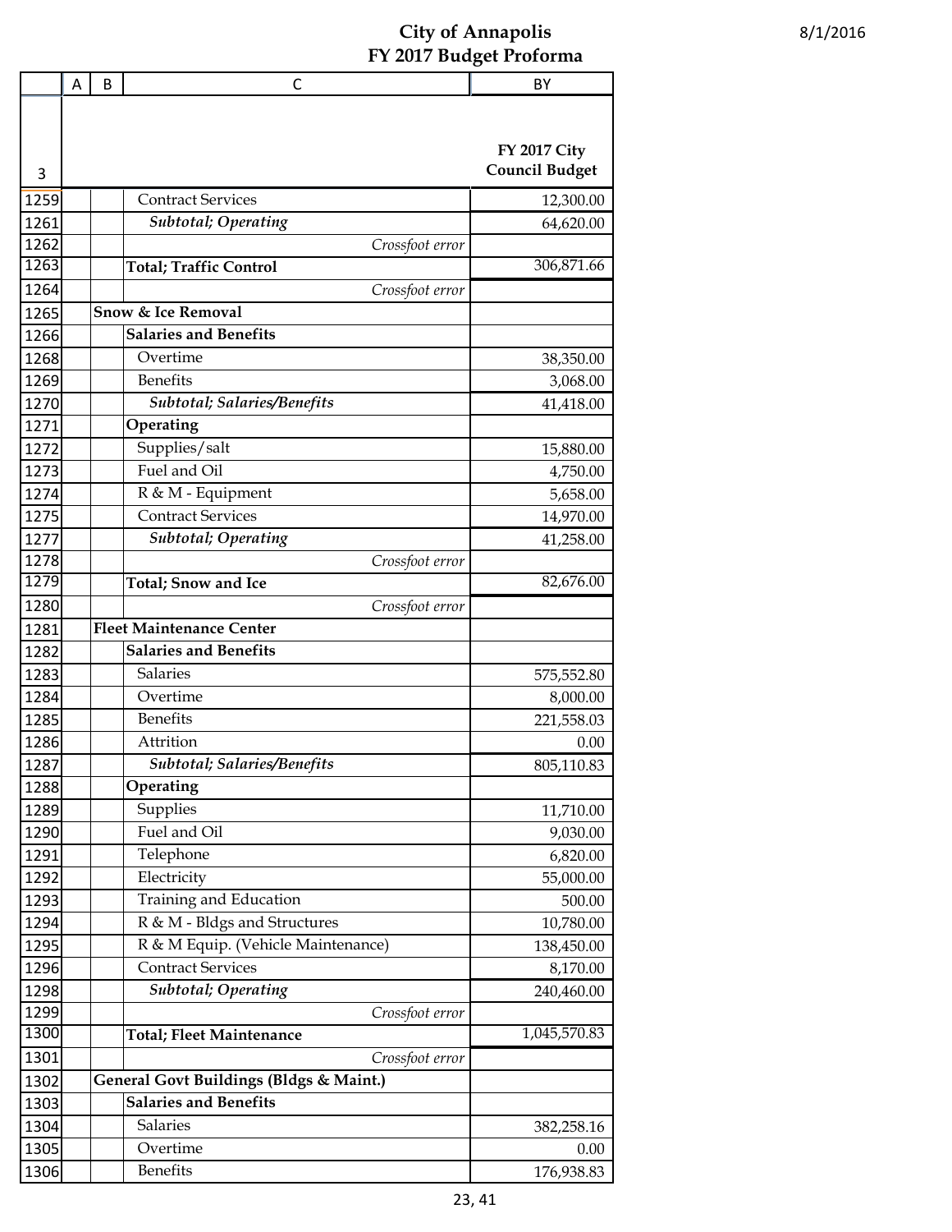# City of Annapolis
## FY 2017 Budget Proforma

8/1/2016

| | A | B | C | BY |
|---|---|---|---|---|
| 3 | | | | FY 2017 City Council Budget |
| 1259 | | | Contract Services | 12,300.00 |
| 1261 | | | ***Subtotal; Operating*** | 64,620.00 |
| 1262 | | | *Crossfoot error* | |
| 1263 | | | **Total; Traffic Control** | 306,871.66 |
| 1264 | | | *Crossfoot error* | |
| 1265 | | **Snow & Ice Removal** | | |
| 1266 | | | **Salaries and Benefits** | |
| 1268 | | | Overtime | 38,350.00 |
| 1269 | | | Benefits | 3,068.00 |
| 1270 | | | ***Subtotal; Salaries/Benefits*** | 41,418.00 |
| 1271 | | | **Operating** | |
| 1272 | | | Supplies/salt | 15,880.00 |
| 1273 | | | Fuel and Oil | 4,750.00 |
| 1274 | | | R & M - Equipment | 5,658.00 |
| 1275 | | | Contract Services | 14,970.00 |
| 1277 | | | ***Subtotal; Operating*** | 41,258.00 |
| 1278 | | | *Crossfoot error* | |
| 1279 | | | **Total; Snow and Ice** | 82,676.00 |
| 1280 | | | *Crossfoot error* | |
| 1281 | | **Fleet Maintenance Center** | | |
| 1282 | | | **Salaries and Benefits** | |
| 1283 | | | Salaries | 575,552.80 |
| 1284 | | | Overtime | 8,000.00 |
| 1285 | | | Benefits | 221,558.03 |
| 1286 | | | Attrition | 0.00 |
| 1287 | | | ***Subtotal; Salaries/Benefits*** | 805,110.83 |
| 1288 | | | **Operating** | |
| 1289 | | | Supplies | 11,710.00 |
| 1290 | | | Fuel and Oil | 9,030.00 |
| 1291 | | | Telephone | 6,820.00 |
| 1292 | | | Electricity | 55,000.00 |
| 1293 | | | Training and Education | 500.00 |
| 1294 | | | R & M - Bldgs and Structures | 10,780.00 |
| 1295 | | | R & M Equip. (Vehicle Maintenance) | 138,450.00 |
| 1296 | | | Contract Services | 8,170.00 |
| 1298 | | | ***Subtotal; Operating*** | 240,460.00 |
| 1299 | | | *Crossfoot error* | |
| 1300 | | | **Total; Fleet Maintenance** | 1,045,570.83 |
| 1301 | | | *Crossfoot error* | |
| 1302 | | **General Govt Buildings (Bldgs & Maint.)** | | |
| 1303 | | | **Salaries and Benefits** | |
| 1304 | | | Salaries | 382,258.16 |
| 1305 | | | Overtime | 0.00 |
| 1306 | | | Benefits | 176,938.83 |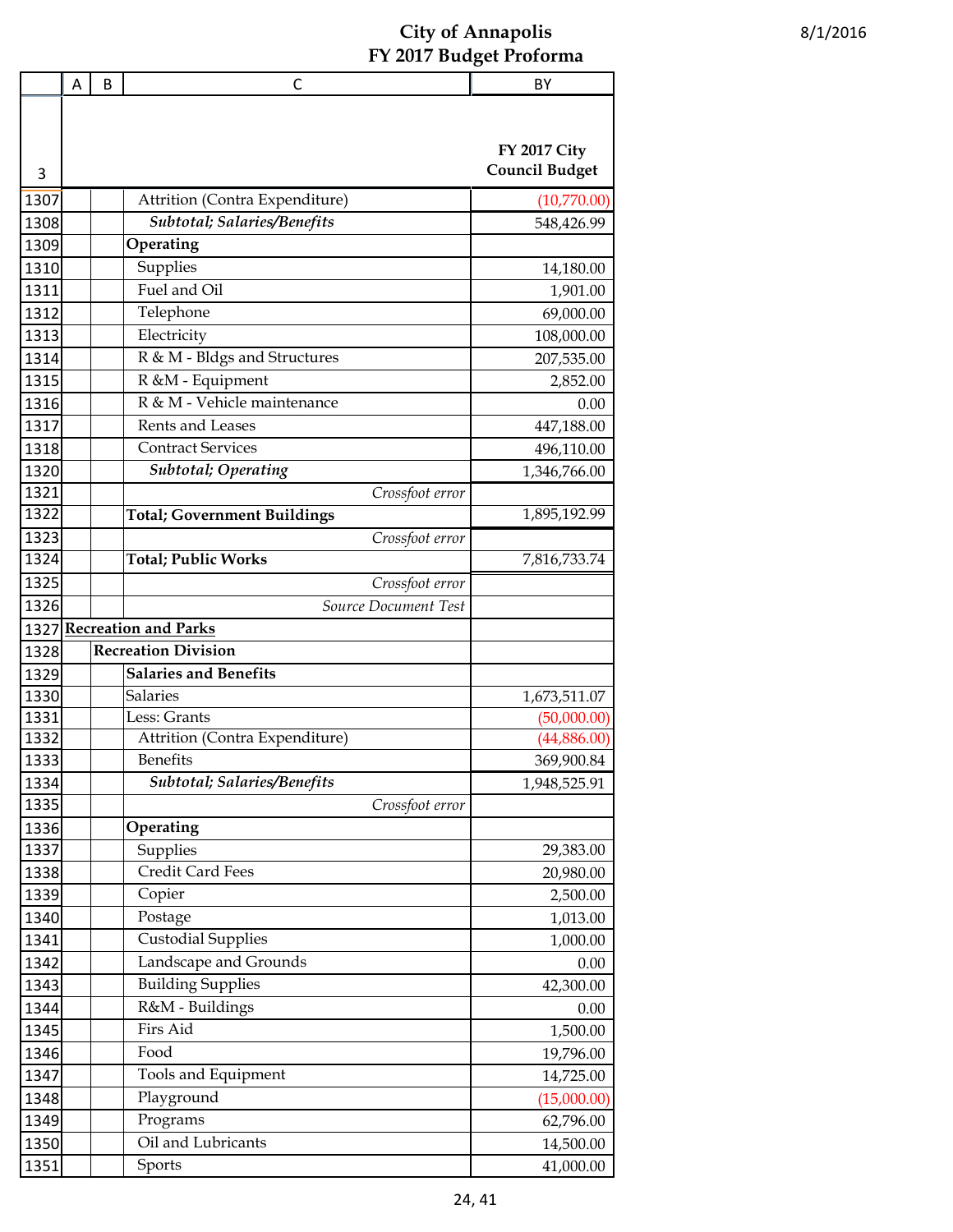# City of Annapolis
## FY 2017 Budget Proforma

8/1/2016

| | A | B | C | BY |
|---|---|---|---|---|
| 3 | | | | **FY 2017 City Council Budget** |
| 1307 | | | Attrition (Contra Expenditure) | (10,770.00) |
| 1308 | | | ***Subtotal; Salaries/Benefits*** | 548,426.99 |
| 1309 | | | **Operating** | |
| 1310 | | | Supplies | 14,180.00 |
| 1311 | | | Fuel and Oil | 1,901.00 |
| 1312 | | | Telephone | 69,000.00 |
| 1313 | | | Electricity | 108,000.00 |
| 1314 | | | R & M - Bldgs and Structures | 207,535.00 |
| 1315 | | | R &M - Equipment | 2,852.00 |
| 1316 | | | R & M - Vehicle maintenance | 0.00 |
| 1317 | | | Rents and Leases | 447,188.00 |
| 1318 | | | Contract Services | 496,110.00 |
| 1320 | | | ***Subtotal; Operating*** | 1,346,766.00 |
| 1321 | | | *Crossfoot error* | |
| 1322 | | | **Total; Government Buildings** | 1,895,192.99 |
| 1323 | | | *Crossfoot error* | |
| 1324 | | | **Total; Public Works** | 7,816,733.74 |
| 1325 | | | *Crossfoot error* | |
| 1326 | | | *Source Document Test* | |
| 1327 | **Recreation and Parks** | | | |
| 1328 | | **Recreation Division** | | |
| 1329 | | | **Salaries and Benefits** | |
| 1330 | | | Salaries | 1,673,511.07 |
| 1331 | | | Less: Grants | (50,000.00) |
| 1332 | | | Attrition (Contra Expenditure) | (44,886.00) |
| 1333 | | | Benefits | 369,900.84 |
| 1334 | | | ***Subtotal; Salaries/Benefits*** | 1,948,525.91 |
| 1335 | | | *Crossfoot error* | |
| 1336 | | | **Operating** | |
| 1337 | | | Supplies | 29,383.00 |
| 1338 | | | Credit Card Fees | 20,980.00 |
| 1339 | | | Copier | 2,500.00 |
| 1340 | | | Postage | 1,013.00 |
| 1341 | | | Custodial Supplies | 1,000.00 |
| 1342 | | | Landscape and Grounds | 0.00 |
| 1343 | | | Building Supplies | 42,300.00 |
| 1344 | | | R&M - Buildings | 0.00 |
| 1345 | | | Firs Aid | 1,500.00 |
| 1346 | | | Food | 19,796.00 |
| 1347 | | | Tools and Equipment | 14,725.00 |
| 1348 | | | Playground | (15,000.00) |
| 1349 | | | Programs | 62,796.00 |
| 1350 | | | Oil and Lubricants | 14,500.00 |
| 1351 | | | Sports | 41,000.00 |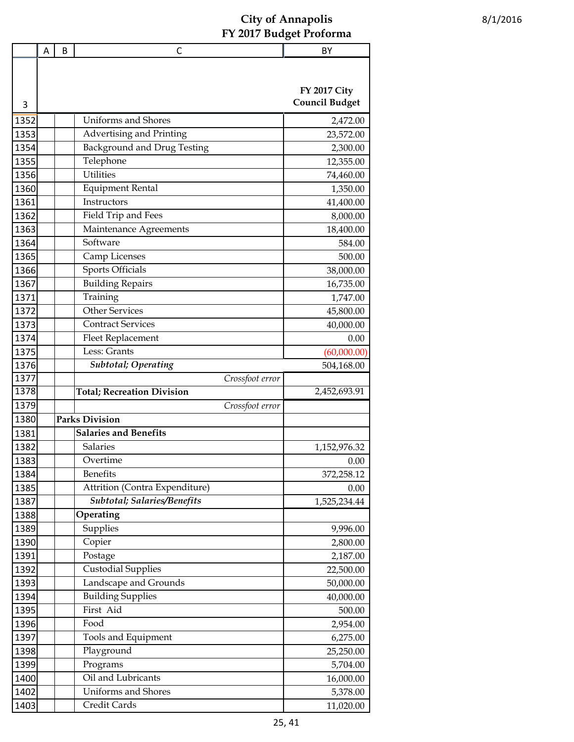# City of Annapolis
## FY 2017 Budget Proforma

8/1/2016

| 3 | A | B | C | FY 2017 City Council Budget |
|---|---|---|---|---|
| 1352 | | | Uniforms and Shores | 2,472.00 |
| 1353 | | | Advertising and Printing | 23,572.00 |
| 1354 | | | Background and Drug Testing | 2,300.00 |
| 1355 | | | Telephone | 12,355.00 |
| 1356 | | | Utilities | 74,460.00 |
| 1360 | | | Equipment Rental | 1,350.00 |
| 1361 | | | Instructors | 41,400.00 |
| 1362 | | | Field Trip and Fees | 8,000.00 |
| 1363 | | | Maintenance Agreements | 18,400.00 |
| 1364 | | | Software | 584.00 |
| 1365 | | | Camp Licenses | 500.00 |
| 1366 | | | Sports Officials | 38,000.00 |
| 1367 | | | Building Repairs | 16,735.00 |
| 1371 | | | Training | 1,747.00 |
| 1372 | | | Other Services | 45,800.00 |
| 1373 | | | Contract Services | 40,000.00 |
| 1374 | | | Fleet Replacement | 0.00 |
| 1375 | | | Less: Grants | (60,000.00) |
| 1376 | | | ***Subtotal; Operating*** | 504,168.00 |
| 1377 | | | *Crossfoot error* | |
| 1378 | | | **Total; Recreation Division** | 2,452,693.91 |
| 1379 | | | *Crossfoot error* | |
| 1380 | | **Parks Division** | | |
| 1381 | | | **Salaries and Benefits** | |
| 1382 | | | Salaries | 1,152,976.32 |
| 1383 | | | Overtime | 0.00 |
| 1384 | | | Benefits | 372,258.12 |
| 1385 | | | Attrition (Contra Expenditure) | 0.00 |
| 1387 | | | ***Subtotal; Salaries/Benefits*** | 1,525,234.44 |
| 1388 | | | **Operating** | |
| 1389 | | | Supplies | 9,996.00 |
| 1390 | | | Copier | 2,800.00 |
| 1391 | | | Postage | 2,187.00 |
| 1392 | | | Custodial Supplies | 22,500.00 |
| 1393 | | | Landscape and Grounds | 50,000.00 |
| 1394 | | | Building Supplies | 40,000.00 |
| 1395 | | | First Aid | 500.00 |
| 1396 | | | Food | 2,954.00 |
| 1397 | | | Tools and Equipment | 6,275.00 |
| 1398 | | | Playground | 25,250.00 |
| 1399 | | | Programs | 5,704.00 |
| 1400 | | | Oil and Lubricants | 16,000.00 |
| 1402 | | | Uniforms and Shores | 5,378.00 |
| 1403 | | | Credit Cards | 11,020.00 |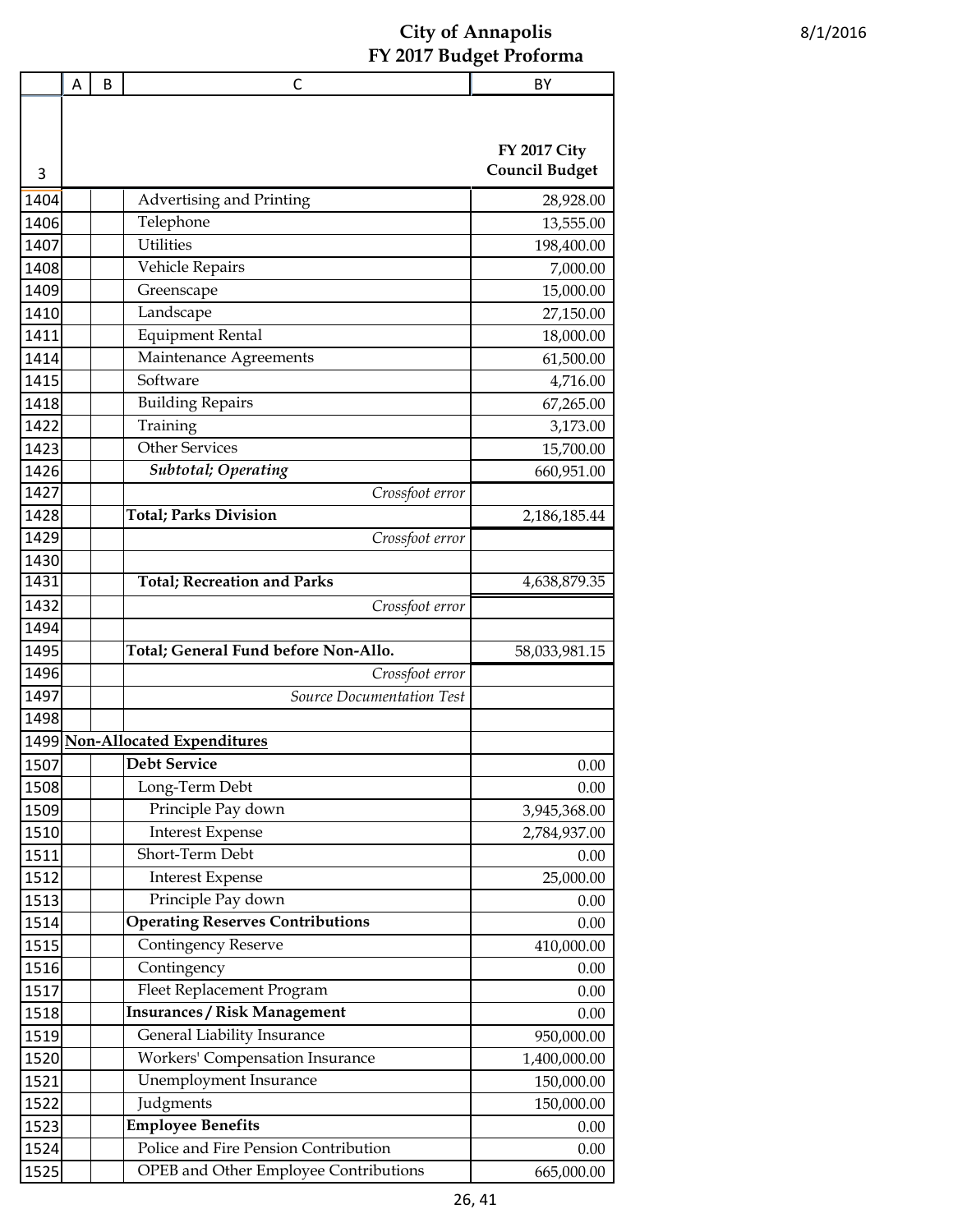# City of Annapolis
## FY 2017 Budget Proforma

8/1/2016

| | A | B | C | BY |
|---|---|---|---|---|
| 3 | | | | **FY 2017 City Council Budget** |
| 1404 | | | Advertising and Printing | 28,928.00 |
| 1406 | | | Telephone | 13,555.00 |
| 1407 | | | Utilities | 198,400.00 |
| 1408 | | | Vehicle Repairs | 7,000.00 |
| 1409 | | | Greenscape | 15,000.00 |
| 1410 | | | Landscape | 27,150.00 |
| 1411 | | | Equipment Rental | 18,000.00 |
| 1414 | | | Maintenance Agreements | 61,500.00 |
| 1415 | | | Software | 4,716.00 |
| 1418 | | | Building Repairs | 67,265.00 |
| 1422 | | | Training | 3,173.00 |
| 1423 | | | Other Services | 15,700.00 |
| 1426 | | | ***Subtotal; Operating*** | 660,951.00 |
| 1427 | | | *Crossfoot error* | |
| 1428 | | | **Total; Parks Division** | 2,186,185.44 |
| 1429 | | | *Crossfoot error* | |
| 1430 | | | | |
| 1431 | | | **Total; Recreation and Parks** | 4,638,879.35 |
| 1432 | | | *Crossfoot error* | |
| 1494 | | | | |
| 1495 | | | **Total; General Fund before Non-Allo.** | 58,033,981.15 |
| 1496 | | | *Crossfoot error* | |
| 1497 | | | *Source Documentation Test* | |
| 1498 | | | | |
| 1499 | **Non-Allocated Expenditures** | | | |
| 1507 | | | **Debt Service** | 0.00 |
| 1508 | | | Long-Term Debt | 0.00 |
| 1509 | | | Principle Pay down | 3,945,368.00 |
| 1510 | | | Interest Expense | 2,784,937.00 |
| 1511 | | | Short-Term Debt | 0.00 |
| 1512 | | | Interest Expense | 25,000.00 |
| 1513 | | | Principle Pay down | 0.00 |
| 1514 | | | **Operating Reserves Contributions** | 0.00 |
| 1515 | | | Contingency Reserve | 410,000.00 |
| 1516 | | | Contingency | 0.00 |
| 1517 | | | Fleet Replacement Program | 0.00 |
| 1518 | | | **Insurances / Risk Management** | 0.00 |
| 1519 | | | General Liability Insurance | 950,000.00 |
| 1520 | | | Workers' Compensation Insurance | 1,400,000.00 |
| 1521 | | | Unemployment Insurance | 150,000.00 |
| 1522 | | | Judgments | 150,000.00 |
| 1523 | | | **Employee Benefits** | 0.00 |
| 1524 | | | Police and Fire Pension Contribution | 0.00 |
| 1525 | | | OPEB and Other Employee Contributions | 665,000.00 |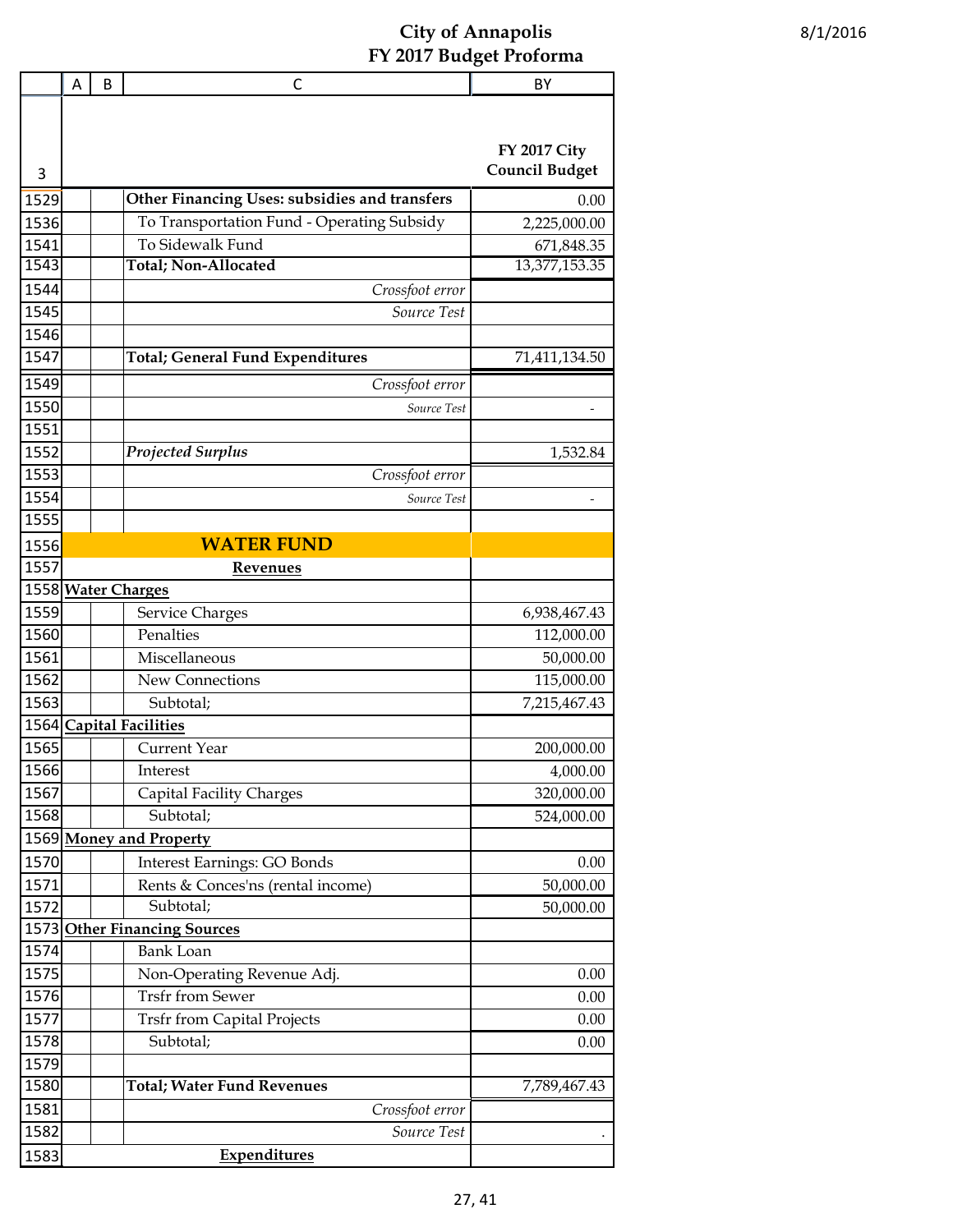# City of Annapolis
## FY 2017 Budget Proforma

8/1/2016

| | A | B | C | BY |
|---|---|---|---|---|
| 3 | | | | FY 2017 City Council Budget |
| 1529 | | | **Other Financing Uses: subsidies and transfers** | 0.00 |
| 1536 | | | To Transportation Fund - Operating Subsidy | 2,225,000.00 |
| 1541 | | | To Sidewalk Fund | 671,848.35 |
| 1543 | | | **Total; Non-Allocated** | 13,377,153.35 |
| 1544 | | | *Crossfoot error* | |
| 1545 | | | *Source Test* | |
| 1546 | | | | |
| 1547 | | | **Total; General Fund Expenditures** | 71,411,134.50 |
| 1549 | | | *Crossfoot error* | |
| 1550 | | | *Source Test* | - |
| 1551 | | | | |
| 1552 | | | ***Projected Surplus*** | 1,532.84 |
| 1553 | | | *Crossfoot error* | |
| 1554 | | | *Source Test* | - |
| 1555 | | | | |
| 1556 | | | **WATER FUND** | |
| 1557 | | | **Revenues** | |
| 1558 | **Water Charges** | | | |
| 1559 | | | Service Charges | 6,938,467.43 |
| 1560 | | | Penalties | 112,000.00 |
| 1561 | | | Miscellaneous | 50,000.00 |
| 1562 | | | New Connections | 115,000.00 |
| 1563 | | | Subtotal; | 7,215,467.43 |
| 1564 | **Capital Facilities** | | | |
| 1565 | | | Current Year | 200,000.00 |
| 1566 | | | Interest | 4,000.00 |
| 1567 | | | Capital Facility Charges | 320,000.00 |
| 1568 | | | Subtotal; | 524,000.00 |
| 1569 | **Money and Property** | | | |
| 1570 | | | Interest Earnings: GO Bonds | 0.00 |
| 1571 | | | Rents & Conces'ns (rental income) | 50,000.00 |
| 1572 | | | Subtotal; | 50,000.00 |
| 1573 | **Other Financing Sources** | | | |
| 1574 | | | Bank Loan | |
| 1575 | | | Non-Operating Revenue Adj. | 0.00 |
| 1576 | | | Trsfr from Sewer | 0.00 |
| 1577 | | | Trsfr from Capital Projects | 0.00 |
| 1578 | | | Subtotal; | 0.00 |
| 1579 | | | | |
| 1580 | | | **Total; Water Fund Revenues** | 7,789,467.43 |
| 1581 | | | *Crossfoot error* | |
| 1582 | | | *Source Test* | . |
| 1583 | | | **Expenditures** | |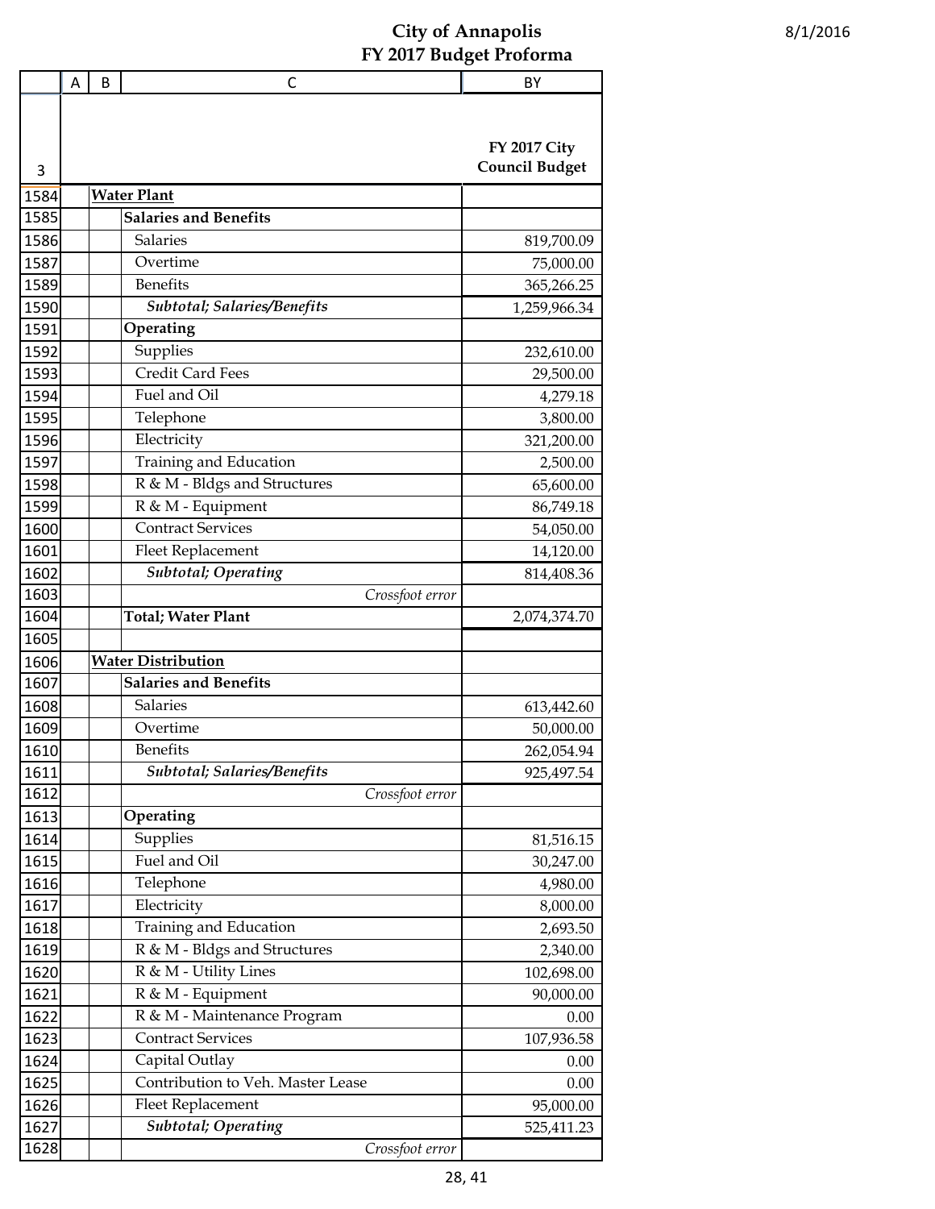# City of Annapolis
## FY 2017 Budget Proforma

8/1/2016

| | A | B | C | BY |
|---|---|---|---|---|
| 3 | | | | **FY 2017 City Council Budget** |
| 1584 | | **Water Plant** | | |
| 1585 | | | **Salaries and Benefits** | |
| 1586 | | | Salaries | 819,700.09 |
| 1587 | | | Overtime | 75,000.00 |
| 1589 | | | Benefits | 365,266.25 |
| 1590 | | | ***Subtotal; Salaries/Benefits*** | 1,259,966.34 |
| 1591 | | | **Operating** | |
| 1592 | | | Supplies | 232,610.00 |
| 1593 | | | Credit Card Fees | 29,500.00 |
| 1594 | | | Fuel and Oil | 4,279.18 |
| 1595 | | | Telephone | 3,800.00 |
| 1596 | | | Electricity | 321,200.00 |
| 1597 | | | Training and Education | 2,500.00 |
| 1598 | | | R & M - Bldgs and Structures | 65,600.00 |
| 1599 | | | R & M - Equipment | 86,749.18 |
| 1600 | | | Contract Services | 54,050.00 |
| 1601 | | | Fleet Replacement | 14,120.00 |
| 1602 | | | ***Subtotal; Operating*** | 814,408.36 |
| 1603 | | | *Crossfoot error* | |
| 1604 | | | **Total; Water Plant** | 2,074,374.70 |
| 1605 | | | | |
| 1606 | | **Water Distribution** | | |
| 1607 | | | **Salaries and Benefits** | |
| 1608 | | | Salaries | 613,442.60 |
| 1609 | | | Overtime | 50,000.00 |
| 1610 | | | Benefits | 262,054.94 |
| 1611 | | | ***Subtotal; Salaries/Benefits*** | 925,497.54 |
| 1612 | | | *Crossfoot error* | |
| 1613 | | | **Operating** | |
| 1614 | | | Supplies | 81,516.15 |
| 1615 | | | Fuel and Oil | 30,247.00 |
| 1616 | | | Telephone | 4,980.00 |
| 1617 | | | Electricity | 8,000.00 |
| 1618 | | | Training and Education | 2,693.50 |
| 1619 | | | R & M - Bldgs and Structures | 2,340.00 |
| 1620 | | | R & M - Utility Lines | 102,698.00 |
| 1621 | | | R & M - Equipment | 90,000.00 |
| 1622 | | | R & M - Maintenance Program | 0.00 |
| 1623 | | | Contract Services | 107,936.58 |
| 1624 | | | Capital Outlay | 0.00 |
| 1625 | | | Contribution to Veh. Master Lease | 0.00 |
| 1626 | | | Fleet Replacement | 95,000.00 |
| 1627 | | | ***Subtotal; Operating*** | 525,411.23 |
| 1628 | | | *Crossfoot error* | |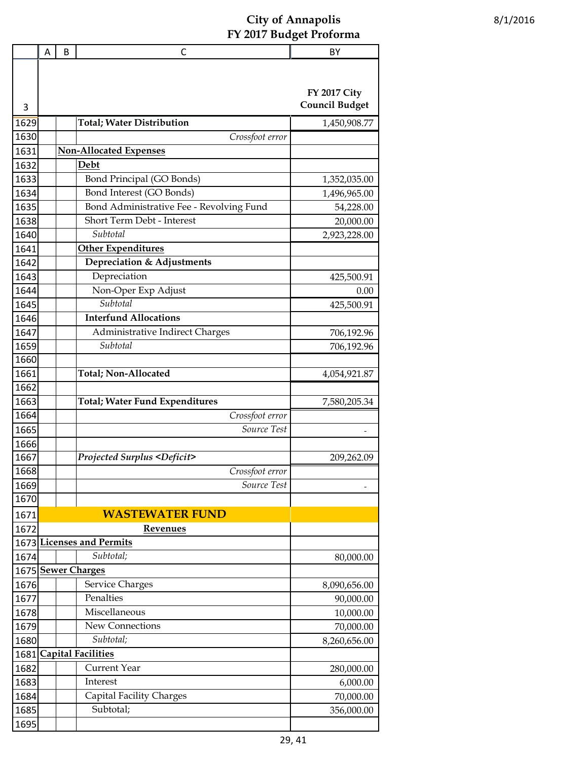# City of Annapolis
## FY 2017 Budget Proforma

8/1/2016

| 3 | A | B | C | BY<br>FY 2017 City Council Budget |
|---|---|---|---|---|
| 1629 | | | **Total; Water Distribution** | 1,450,908.77 |
| 1630 | | | *Crossfoot error* | |
| 1631 | | **Non-Allocated Expenses** | | |
| 1632 | | | **Debt** | |
| 1633 | | | Bond Principal (GO Bonds) | 1,352,035.00 |
| 1634 | | | Bond Interest (GO Bonds) | 1,496,965.00 |
| 1635 | | | Bond Administrative Fee - Revolving Fund | 54,228.00 |
| 1638 | | | Short Term Debt - Interest | 20,000.00 |
| 1640 | | | *Subtotal* | 2,923,228.00 |
| 1641 | | | **Other Expenditures** | |
| 1642 | | | **Depreciation & Adjustments** | |
| 1643 | | | Depreciation | 425,500.91 |
| 1644 | | | Non-Oper Exp Adjust | 0.00 |
| 1645 | | | *Subtotal* | 425,500.91 |
| 1646 | | | **Interfund Allocations** | |
| 1647 | | | Administrative Indirect Charges | 706,192.96 |
| 1659 | | | *Subtotal* | 706,192.96 |
| 1660 | | | | |
| 1661 | | | **Total; Non-Allocated** | 4,054,921.87 |
| 1662 | | | | |
| 1663 | | | **Total; Water Fund Expenditures** | 7,580,205.34 |
| 1664 | | | *Crossfoot error* | |
| 1665 | | | *Source Test* | - |
| 1666 | | | | |
| 1667 | | | ***Projected Surplus <Deficit>*** | 209,262.09 |
| 1668 | | | *Crossfoot error* | |
| 1669 | | | *Source Test* | - |
| 1670 | | | | |
| 1671 | | | **WASTEWATER FUND** | |
| 1672 | | | **Revenues** | |
| 1673 | **Licenses and Permits** | | | |
| 1674 | | | *Subtotal;* | 80,000.00 |
| 1675 | **Sewer Charges** | | | |
| 1676 | | | Service Charges | 8,090,656.00 |
| 1677 | | | Penalties | 90,000.00 |
| 1678 | | | Miscellaneous | 10,000.00 |
| 1679 | | | New Connections | 70,000.00 |
| 1680 | | | *Subtotal;* | 8,260,656.00 |
| 1681 | **Capital Facilities** | | | |
| 1682 | | | Current Year | 280,000.00 |
| 1683 | | | Interest | 6,000.00 |
| 1684 | | | Capital Facility Charges | 70,000.00 |
| 1685 | | | Subtotal; | 356,000.00 |
| 1695 | | | | |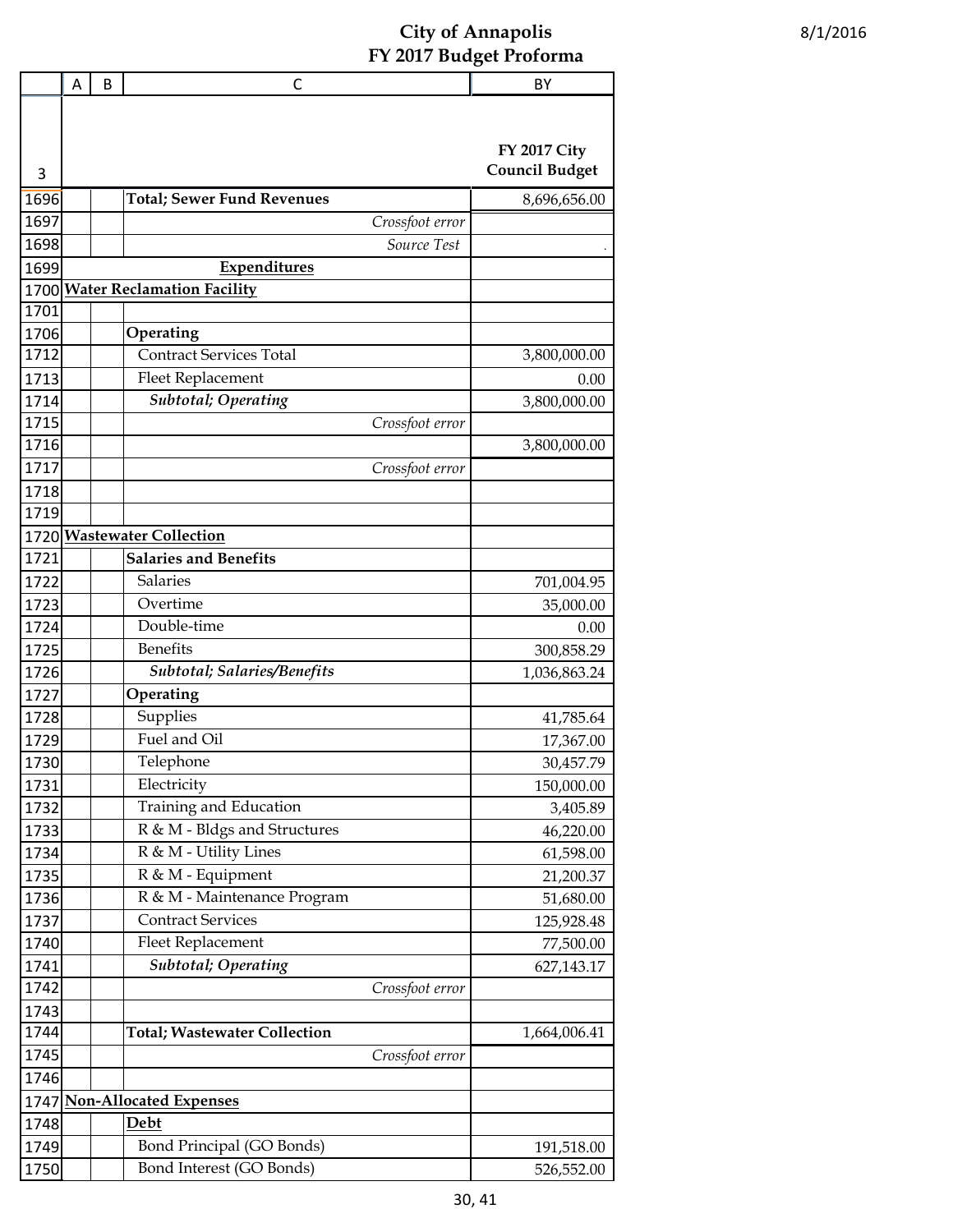# City of Annapolis
## FY 2017 Budget Proforma

8/1/2016

| | A | B | C | BY |
|---|---|---|---|---|
| 3 | | | | FY 2017 City Council Budget |
| 1696 | | | **Total; Sewer Fund Revenues** | 8,696,656.00 |
| 1697 | | | *Crossfoot error* | |
| 1698 | | | *Source Test* | . |
| 1699 | | | **Expenditures** | |
| 1700 | **Water Reclamation Facility** | | | |
| 1701 | | | | |
| 1706 | | | **Operating** | |
| 1712 | | | Contract Services Total | 3,800,000.00 |
| 1713 | | | Fleet Replacement | 0.00 |
| 1714 | | | ***Subtotal; Operating*** | 3,800,000.00 |
| 1715 | | | *Crossfoot error* | |
| 1716 | | | | 3,800,000.00 |
| 1717 | | | *Crossfoot error* | |
| 1718 | | | | |
| 1719 | | | | |
| 1720 | **Wastewater Collection** | | | |
| 1721 | | | **Salaries and Benefits** | |
| 1722 | | | Salaries | 701,004.95 |
| 1723 | | | Overtime | 35,000.00 |
| 1724 | | | Double-time | 0.00 |
| 1725 | | | Benefits | 300,858.29 |
| 1726 | | | ***Subtotal; Salaries/Benefits*** | 1,036,863.24 |
| 1727 | | | **Operating** | |
| 1728 | | | Supplies | 41,785.64 |
| 1729 | | | Fuel and Oil | 17,367.00 |
| 1730 | | | Telephone | 30,457.79 |
| 1731 | | | Electricity | 150,000.00 |
| 1732 | | | Training and Education | 3,405.89 |
| 1733 | | | R & M - Bldgs and Structures | 46,220.00 |
| 1734 | | | R & M - Utility Lines | 61,598.00 |
| 1735 | | | R & M - Equipment | 21,200.37 |
| 1736 | | | R & M - Maintenance Program | 51,680.00 |
| 1737 | | | Contract Services | 125,928.48 |
| 1740 | | | Fleet Replacement | 77,500.00 |
| 1741 | | | ***Subtotal; Operating*** | 627,143.17 |
| 1742 | | | *Crossfoot error* | |
| 1743 | | | | |
| 1744 | | | **Total; Wastewater Collection** | 1,664,006.41 |
| 1745 | | | *Crossfoot error* | |
| 1746 | | | | |
| 1747 | **Non-Allocated Expenses** | | | |
| 1748 | | | **Debt** | |
| 1749 | | | Bond Principal (GO Bonds) | 191,518.00 |
| 1750 | | | Bond Interest (GO Bonds) | 526,552.00 |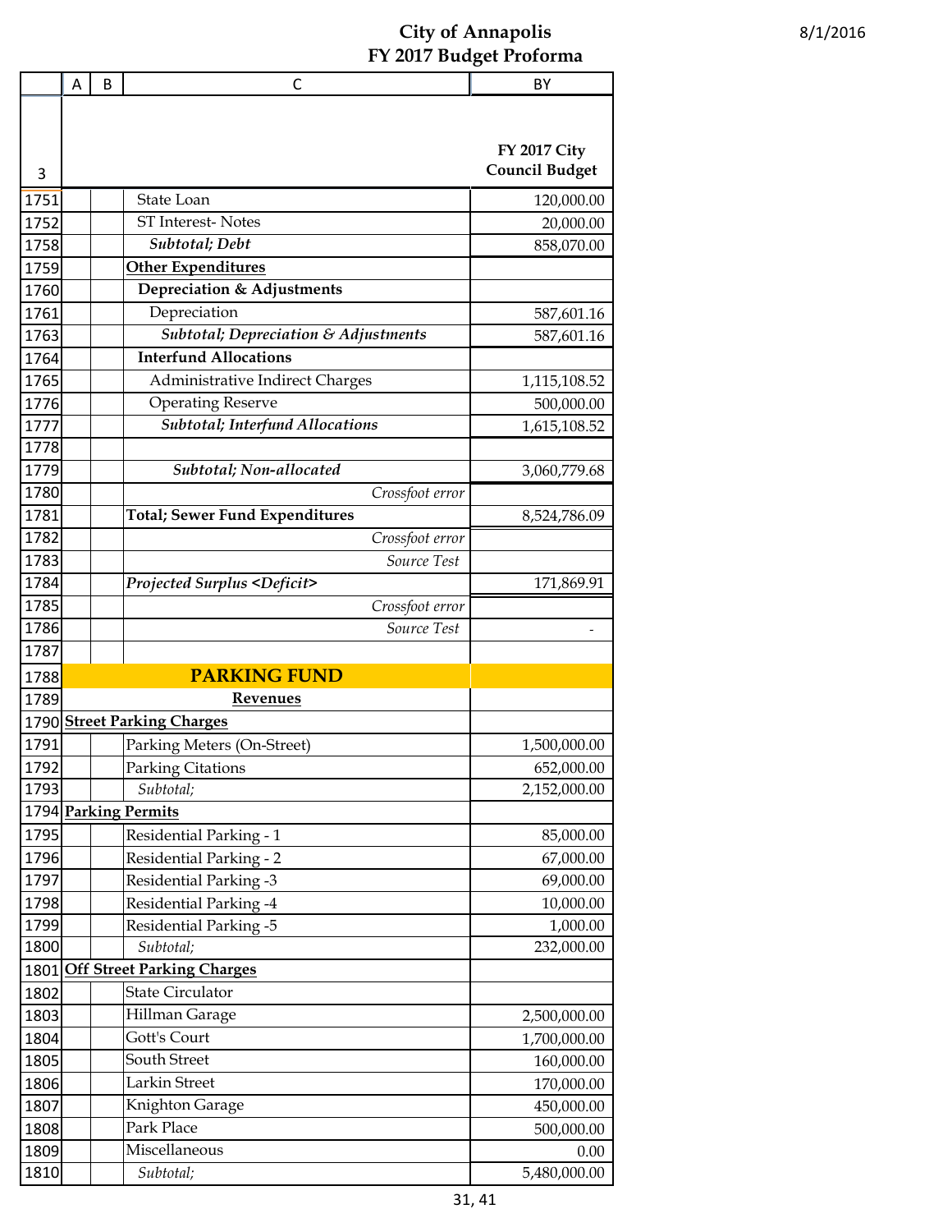# City of Annapolis
## FY 2017 Budget Proforma

8/1/2016

| 3 | A | B | C | BY<br>FY 2017 City Council Budget |
|---|---|---|---|---|
| 1751 | | | State Loan | 120,000.00 |
| 1752 | | | ST Interest- Notes | 20,000.00 |
| 1758 | | | ***Subtotal; Debt*** | 858,070.00 |
| 1759 | | | **Other Expenditures** | |
| 1760 | | | **Depreciation & Adjustments** | |
| 1761 | | | Depreciation | 587,601.16 |
| 1763 | | | ***Subtotal; Depreciation & Adjustments*** | 587,601.16 |
| 1764 | | | **Interfund Allocations** | |
| 1765 | | | Administrative Indirect Charges | 1,115,108.52 |
| 1776 | | | Operating Reserve | 500,000.00 |
| 1777 | | | ***Subtotal; Interfund Allocations*** | 1,615,108.52 |
| 1778 | | | | |
| 1779 | | | ***Subtotal; Non-allocated*** | 3,060,779.68 |
| 1780 | | | *Crossfoot error* | |
| 1781 | | | **Total; Sewer Fund Expenditures** | 8,524,786.09 |
| 1782 | | | *Crossfoot error* | |
| 1783 | | | *Source Test* | |
| 1784 | | | ***Projected Surplus <Deficit>*** | 171,869.91 |
| 1785 | | | *Crossfoot error* | |
| 1786 | | | *Source Test* | - |
| 1787 | | | | |
| 1788 | | | **PARKING FUND** | |
| 1789 | | | **Revenues** | |
| 1790 | **Street Parking Charges** | | | |
| 1791 | | | Parking Meters (On-Street) | 1,500,000.00 |
| 1792 | | | Parking Citations | 652,000.00 |
| 1793 | | | *Subtotal;* | 2,152,000.00 |
| 1794 | **Parking Permits** | | | |
| 1795 | | | Residential Parking - 1 | 85,000.00 |
| 1796 | | | Residential Parking - 2 | 67,000.00 |
| 1797 | | | Residential Parking -3 | 69,000.00 |
| 1798 | | | Residential Parking -4 | 10,000.00 |
| 1799 | | | Residential Parking -5 | 1,000.00 |
| 1800 | | | *Subtotal;* | 232,000.00 |
| 1801 | **Off Street Parking Charges** | | | |
| 1802 | | | State Circulator | |
| 1803 | | | Hillman Garage | 2,500,000.00 |
| 1804 | | | Gott's Court | 1,700,000.00 |
| 1805 | | | South Street | 160,000.00 |
| 1806 | | | Larkin Street | 170,000.00 |
| 1807 | | | Knighton Garage | 450,000.00 |
| 1808 | | | Park Place | 500,000.00 |
| 1809 | | | Miscellaneous | 0.00 |
| 1810 | | | *Subtotal;* | 5,480,000.00 |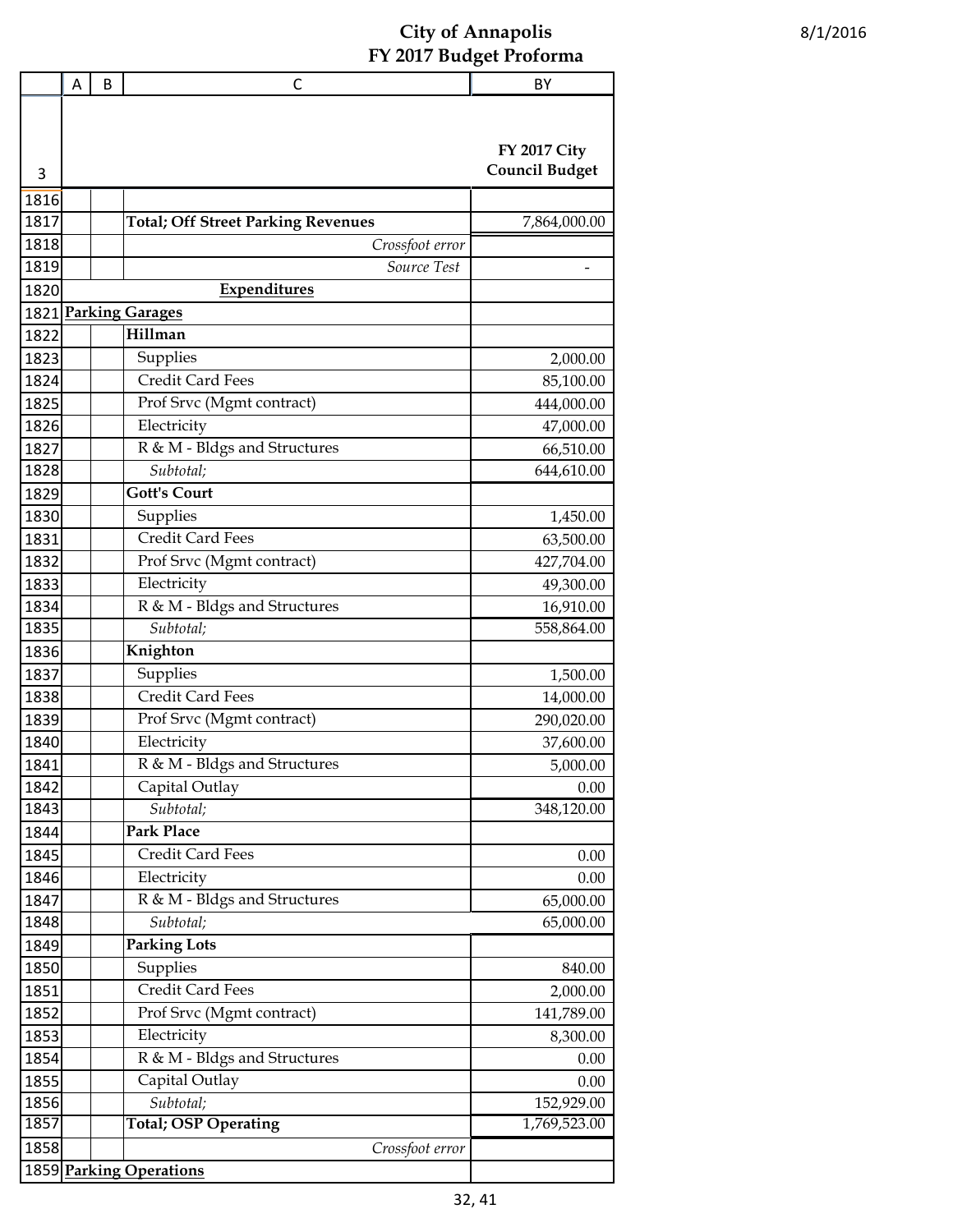# City of Annapolis
## FY 2017 Budget Proforma

8/1/2016

| | A | B | C | BY |
|---|---|---|---|---|
| 3 | | | | **FY 2017 City Council Budget** |
| 1816 | | | | |
| 1817 | | | **Total; Off Street Parking Revenues** | 7,864,000.00 |
| 1818 | | | *Crossfoot error* | |
| 1819 | | | *Source Test* | - |
| 1820 | | | **Expenditures** | |
| 1821 | **Parking Garages** | | | |
| 1822 | | | **Hillman** | |
| 1823 | | | Supplies | 2,000.00 |
| 1824 | | | Credit Card Fees | 85,100.00 |
| 1825 | | | Prof Srvc (Mgmt contract) | 444,000.00 |
| 1826 | | | Electricity | 47,000.00 |
| 1827 | | | R & M - Bldgs and Structures | 66,510.00 |
| 1828 | | | *Subtotal;* | 644,610.00 |
| 1829 | | | **Gott's Court** | |
| 1830 | | | Supplies | 1,450.00 |
| 1831 | | | Credit Card Fees | 63,500.00 |
| 1832 | | | Prof Srvc (Mgmt contract) | 427,704.00 |
| 1833 | | | Electricity | 49,300.00 |
| 1834 | | | R & M - Bldgs and Structures | 16,910.00 |
| 1835 | | | *Subtotal;* | 558,864.00 |
| 1836 | | | **Knighton** | |
| 1837 | | | Supplies | 1,500.00 |
| 1838 | | | Credit Card Fees | 14,000.00 |
| 1839 | | | Prof Srvc (Mgmt contract) | 290,020.00 |
| 1840 | | | Electricity | 37,600.00 |
| 1841 | | | R & M - Bldgs and Structures | 5,000.00 |
| 1842 | | | Capital Outlay | 0.00 |
| 1843 | | | *Subtotal;* | 348,120.00 |
| 1844 | | | **Park Place** | |
| 1845 | | | Credit Card Fees | 0.00 |
| 1846 | | | Electricity | 0.00 |
| 1847 | | | R & M - Bldgs and Structures | 65,000.00 |
| 1848 | | | *Subtotal;* | 65,000.00 |
| 1849 | | | **Parking Lots** | |
| 1850 | | | Supplies | 840.00 |
| 1851 | | | Credit Card Fees | 2,000.00 |
| 1852 | | | Prof Srvc (Mgmt contract) | 141,789.00 |
| 1853 | | | Electricity | 8,300.00 |
| 1854 | | | R & M - Bldgs and Structures | 0.00 |
| 1855 | | | Capital Outlay | 0.00 |
| 1856 | | | *Subtotal;* | 152,929.00 |
| 1857 | | | **Total; OSP Operating** | 1,769,523.00 |
| 1858 | | | *Crossfoot error* | |
| 1859 | **Parking Operations** | | | |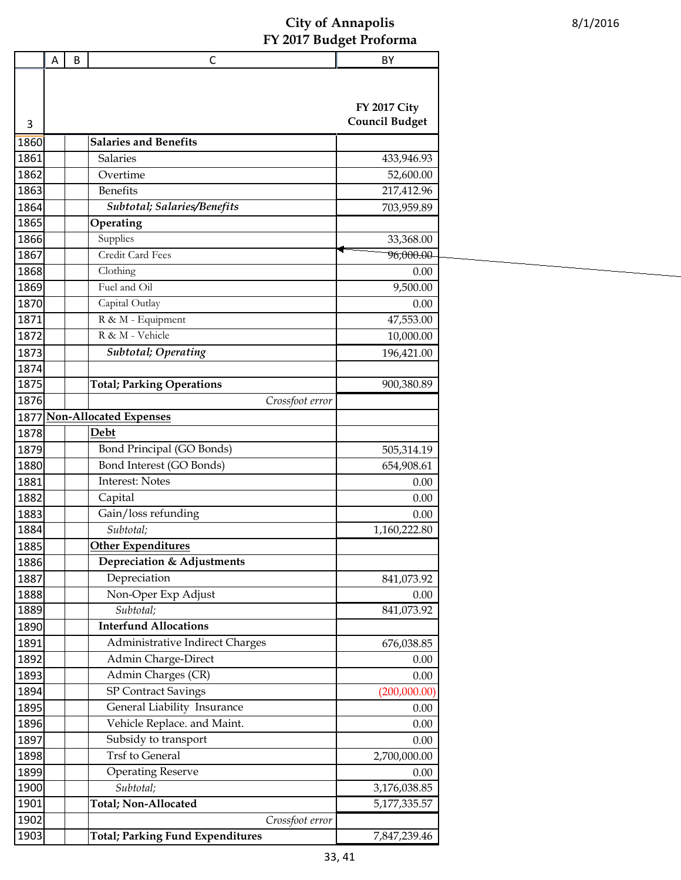# City of Annapolis
## FY 2017 Budget Proforma

8/1/2016

| | A | B | C | BY |
|---|---|---|---|---|
| 3 | | | | FY 2017 City Council Budget |
| 1860 | | | **Salaries and Benefits** | |
| 1861 | | | Salaries | 433,946.93 |
| 1862 | | | Overtime | 52,600.00 |
| 1863 | | | Benefits | 217,412.96 |
| 1864 | | | ***Subtotal; Salaries/Benefits*** | 703,959.89 |
| 1865 | | | **Operating** | |
| 1866 | | | Supplies | 33,368.00 |
| 1867 | | | Credit Card Fees | 96,000.00 |
| 1868 | | | Clothing | 0.00 |
| 1869 | | | Fuel and Oil | 9,500.00 |
| 1870 | | | Capital Outlay | 0.00 |
| 1871 | | | R & M - Equipment | 47,553.00 |
| 1872 | | | R & M - Vehicle | 10,000.00 |
| 1873 | | | ***Subtotal; Operating*** | 196,421.00 |
| 1874 | | | | |
| 1875 | | | **Total; Parking Operations** | 900,380.89 |
| 1876 | | | *Crossfoot error* | |
| 1877 | **Non-Allocated Expenses** | | | |
| 1878 | | | **Debt** | |
| 1879 | | | Bond Principal (GO Bonds) | 505,314.19 |
| 1880 | | | Bond Interest (GO Bonds) | 654,908.61 |
| 1881 | | | Interest: Notes | 0.00 |
| 1882 | | | Capital | 0.00 |
| 1883 | | | Gain/loss refunding | 0.00 |
| 1884 | | | *Subtotal;* | 1,160,222.80 |
| 1885 | | | **Other Expenditures** | |
| 1886 | | | **Depreciation & Adjustments** | |
| 1887 | | | Depreciation | 841,073.92 |
| 1888 | | | Non-Oper Exp Adjust | 0.00 |
| 1889 | | | *Subtotal;* | 841,073.92 |
| 1890 | | | **Interfund Allocations** | |
| 1891 | | | Administrative Indirect Charges | 676,038.85 |
| 1892 | | | Admin Charge-Direct | 0.00 |
| 1893 | | | Admin Charges (CR) | 0.00 |
| 1894 | | | SP Contract Savings | (200,000.00) |
| 1895 | | | General Liability Insurance | 0.00 |
| 1896 | | | Vehicle Replace. and Maint. | 0.00 |
| 1897 | | | Subsidy to transport | 0.00 |
| 1898 | | | Trsf to General | 2,700,000.00 |
| 1899 | | | Operating Reserve | 0.00 |
| 1900 | | | *Subtotal;* | 3,176,038.85 |
| 1901 | | | **Total; Non-Allocated** | 5,177,335.57 |
| 1902 | | | *Crossfoot error* | |
| 1903 | | | **Total; Parking Fund Expenditures** | 7,847,239.46 |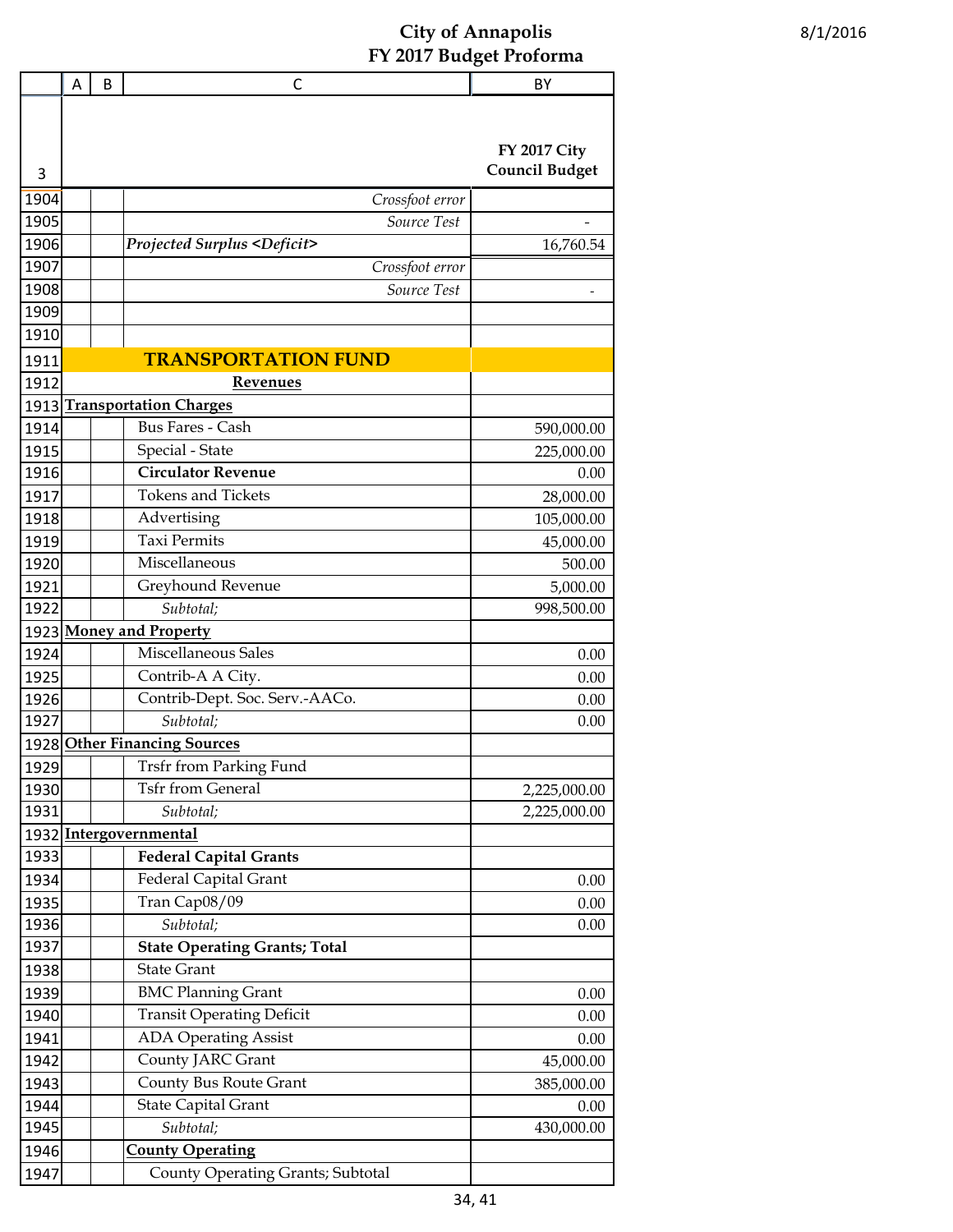# City of Annapolis
## FY 2017 Budget Proforma

8/1/2016

| | A | B | C | BY |
|---|---|---|---|---|
| 3 | | | | **FY 2017 City Council Budget** |
| 1904 | | | *Crossfoot error* | |
| 1905 | | | *Source Test* | - |
| 1906 | | | ***Projected Surplus <Deficit>*** | 16,760.54 |
| 1907 | | | *Crossfoot error* | |
| 1908 | | | *Source Test* | - |
| 1909 | | | | |
| 1910 | | | | |
| 1911 | **TRANSPORTATION FUND** | | | |
| 1912 | **Revenues** | | | |
| 1913 | **Transportation Charges** | | | |
| 1914 | | | Bus Fares - Cash | 590,000.00 |
| 1915 | | | Special - State | 225,000.00 |
| 1916 | | | **Circulator Revenue** | 0.00 |
| 1917 | | | Tokens and Tickets | 28,000.00 |
| 1918 | | | Advertising | 105,000.00 |
| 1919 | | | Taxi Permits | 45,000.00 |
| 1920 | | | Miscellaneous | 500.00 |
| 1921 | | | Greyhound Revenue | 5,000.00 |
| 1922 | | | *Subtotal;* | 998,500.00 |
| 1923 | **Money and Property** | | | |
| 1924 | | | Miscellaneous Sales | 0.00 |
| 1925 | | | Contrib-A A City. | 0.00 |
| 1926 | | | Contrib-Dept. Soc. Serv.-AACo. | 0.00 |
| 1927 | | | *Subtotal;* | 0.00 |
| 1928 | **Other Financing Sources** | | | |
| 1929 | | | Trsfr from Parking Fund | |
| 1930 | | | Tsfr from General | 2,225,000.00 |
| 1931 | | | *Subtotal;* | 2,225,000.00 |
| 1932 | **Intergovernmental** | | | |
| 1933 | | | **Federal Capital Grants** | |
| 1934 | | | Federal Capital Grant | 0.00 |
| 1935 | | | Tran Cap08/09 | 0.00 |
| 1936 | | | *Subtotal;* | 0.00 |
| 1937 | | | **State Operating Grants; Total** | |
| 1938 | | | State Grant | |
| 1939 | | | BMC Planning Grant | 0.00 |
| 1940 | | | Transit Operating Deficit | 0.00 |
| 1941 | | | ADA Operating Assist | 0.00 |
| 1942 | | | County JARC Grant | 45,000.00 |
| 1943 | | | County Bus Route Grant | 385,000.00 |
| 1944 | | | State Capital Grant | 0.00 |
| 1945 | | | *Subtotal;* | 430,000.00 |
| 1946 | | | **County Operating** | |
| 1947 | | | County Operating Grants; Subtotal | |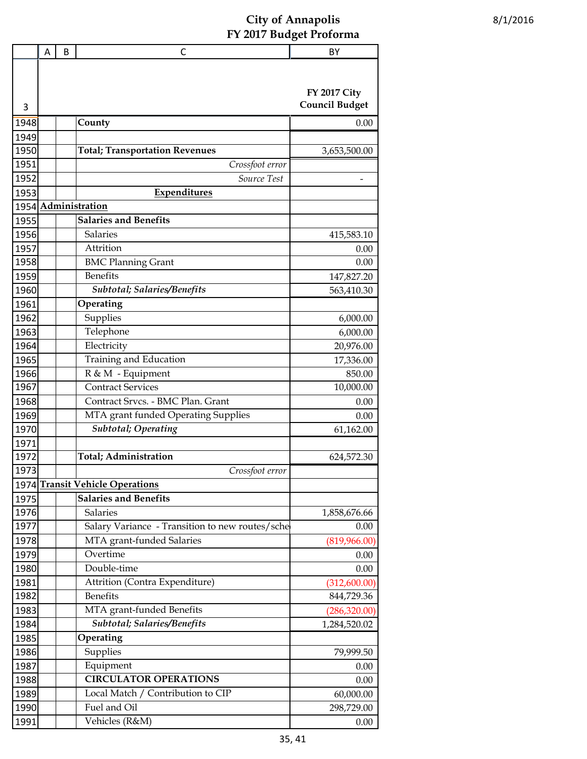# City of Annapolis
## FY 2017 Budget Proforma

8/1/2016

| | A | B | C | BY |
|---|---|---|---|---|
| 3 | | | | FY 2017 City Council Budget |
| 1948 | | | **County** | 0.00 |
| 1949 | | | | |
| 1950 | | | **Total; Transportation Revenues** | 3,653,500.00 |
| 1951 | | | *Crossfoot error* | |
| 1952 | | | *Source Test* | - |
| 1953 | | | **Expenditures** | |
| 1954 | **Administration** | | | |
| 1955 | | | **Salaries and Benefits** | |
| 1956 | | | Salaries | 415,583.10 |
| 1957 | | | Attrition | 0.00 |
| 1958 | | | BMC Planning Grant | 0.00 |
| 1959 | | | Benefits | 147,827.20 |
| 1960 | | | ***Subtotal; Salaries/Benefits*** | 563,410.30 |
| 1961 | | | **Operating** | |
| 1962 | | | Supplies | 6,000.00 |
| 1963 | | | Telephone | 6,000.00 |
| 1964 | | | Electricity | 20,976.00 |
| 1965 | | | Training and Education | 17,336.00 |
| 1966 | | | R & M - Equipment | 850.00 |
| 1967 | | | Contract Services | 10,000.00 |
| 1968 | | | Contract Srvcs. - BMC Plan. Grant | 0.00 |
| 1969 | | | MTA grant funded Operating Supplies | 0.00 |
| 1970 | | | ***Subtotal; Operating*** | 61,162.00 |
| 1971 | | | | |
| 1972 | | | **Total; Administration** | 624,572.30 |
| 1973 | | | *Crossfoot error* | |
| 1974 | **Transit Vehicle Operations** | | | |
| 1975 | | | **Salaries and Benefits** | |
| 1976 | | | Salaries | 1,858,676.66 |
| 1977 | | | Salary Variance - Transition to new routes/sche | 0.00 |
| 1978 | | | MTA grant-funded Salaries | (819,966.00) |
| 1979 | | | Overtime | 0.00 |
| 1980 | | | Double-time | 0.00 |
| 1981 | | | Attrition (Contra Expenditure) | (312,600.00) |
| 1982 | | | Benefits | 844,729.36 |
| 1983 | | | MTA grant-funded Benefits | (286,320.00) |
| 1984 | | | ***Subtotal; Salaries/Benefits*** | 1,284,520.02 |
| 1985 | | | **Operating** | |
| 1986 | | | Supplies | 79,999.50 |
| 1987 | | | Equipment | 0.00 |
| 1988 | | | **CIRCULATOR OPERATIONS** | 0.00 |
| 1989 | | | Local Match / Contribution to CIP | 60,000.00 |
| 1990 | | | Fuel and Oil | 298,729.00 |
| 1991 | | | Vehicles (R&M) | 0.00 |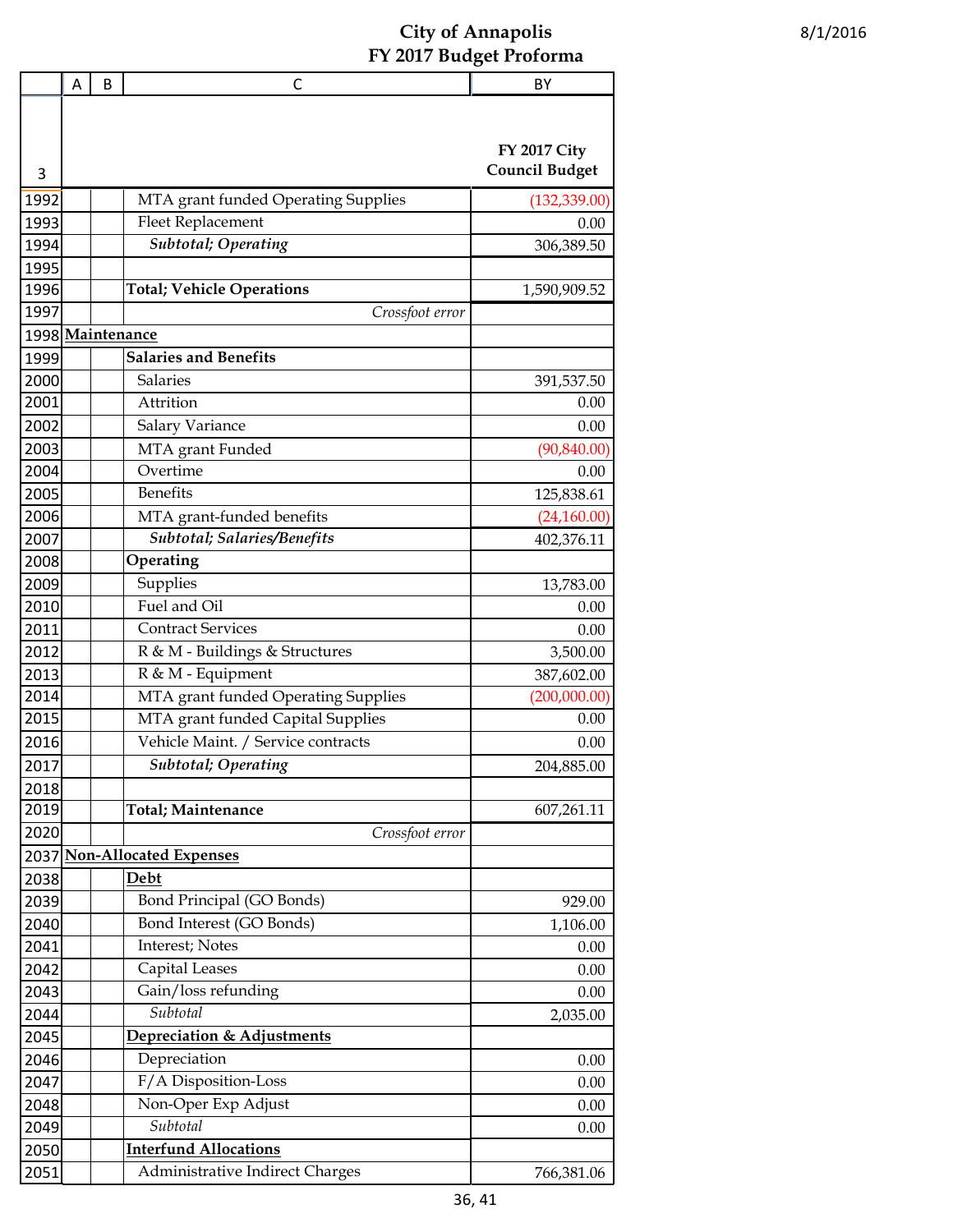# City of Annapolis
## FY 2017 Budget Proforma

8/1/2016

| | A | B | C | BY |
|---|---|---|---|---|
| 3 | | | | FY 2017 City Council Budget |
| 1992 | | | MTA grant funded Operating Supplies | (132,339.00) |
| 1993 | | | Fleet Replacement | 0.00 |
| 1994 | | | ***Subtotal; Operating*** | 306,389.50 |
| 1995 | | | | |
| 1996 | | | **Total; Vehicle Operations** | 1,590,909.52 |
| 1997 | | | *Crossfoot error* | |
| 1998 | **Maintenance** | | | |
| 1999 | | | **Salaries and Benefits** | |
| 2000 | | | Salaries | 391,537.50 |
| 2001 | | | Attrition | 0.00 |
| 2002 | | | Salary Variance | 0.00 |
| 2003 | | | MTA grant Funded | (90,840.00) |
| 2004 | | | Overtime | 0.00 |
| 2005 | | | Benefits | 125,838.61 |
| 2006 | | | MTA grant-funded benefits | (24,160.00) |
| 2007 | | | ***Subtotal; Salaries/Benefits*** | 402,376.11 |
| 2008 | | | **Operating** | |
| 2009 | | | Supplies | 13,783.00 |
| 2010 | | | Fuel and Oil | 0.00 |
| 2011 | | | Contract Services | 0.00 |
| 2012 | | | R & M - Buildings & Structures | 3,500.00 |
| 2013 | | | R & M - Equipment | 387,602.00 |
| 2014 | | | MTA grant funded Operating Supplies | (200,000.00) |
| 2015 | | | MTA grant funded Capital Supplies | 0.00 |
| 2016 | | | Vehicle Maint. / Service contracts | 0.00 |
| 2017 | | | ***Subtotal; Operating*** | 204,885.00 |
| 2018 | | | | |
| 2019 | | | **Total; Maintenance** | 607,261.11 |
| 2020 | | | *Crossfoot error* | |
| 2037 | **Non-Allocated Expenses** | | | |
| 2038 | | | **Debt** | |
| 2039 | | | Bond Principal (GO Bonds) | 929.00 |
| 2040 | | | Bond Interest (GO Bonds) | 1,106.00 |
| 2041 | | | Interest; Notes | 0.00 |
| 2042 | | | Capital Leases | 0.00 |
| 2043 | | | Gain/loss refunding | 0.00 |
| 2044 | | | *Subtotal* | 2,035.00 |
| 2045 | | | **Depreciation & Adjustments** | |
| 2046 | | | Depreciation | 0.00 |
| 2047 | | | F/A Disposition-Loss | 0.00 |
| 2048 | | | Non-Oper Exp Adjust | 0.00 |
| 2049 | | | *Subtotal* | 0.00 |
| 2050 | | | **Interfund Allocations** | |
| 2051 | | | Administrative Indirect Charges | 766,381.06 |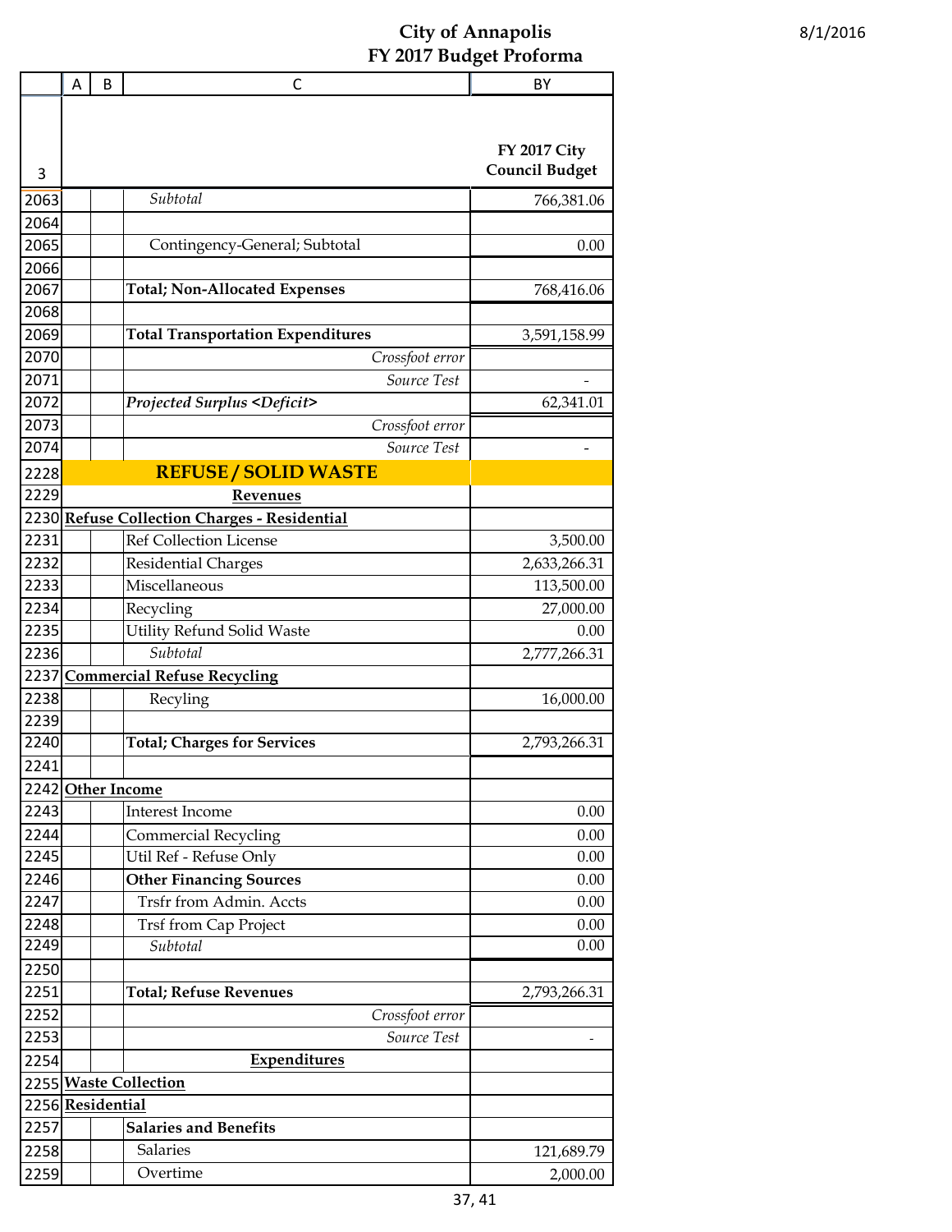# City of Annapolis
## FY 2017 Budget Proforma

8/1/2016

| | A | B | C | BY |
|---|---|---|---|---|
| 3 | | | | **FY 2017 City Council Budget** |
| 2063 | | | *Subtotal* | 766,381.06 |
| 2064 | | | | |
| 2065 | | | Contingency-General; Subtotal | 0.00 |
| 2066 | | | | |
| 2067 | | | **Total; Non-Allocated Expenses** | 768,416.06 |
| 2068 | | | | |
| 2069 | | | **Total Transportation Expenditures** | 3,591,158.99 |
| 2070 | | | *Crossfoot error* | |
| 2071 | | | *Source Test* | - |
| 2072 | | | ***Projected Surplus <Deficit>*** | 62,341.01 |
| 2073 | | | *Crossfoot error* | |
| 2074 | | | *Source Test* | - |
| 2228 | | | **REFUSE / SOLID WASTE** | |
| 2229 | | | **Revenues** | |
| 2230 | **Refuse Collection Charges - Residential** | | | |
| 2231 | | | Ref Collection License | 3,500.00 |
| 2232 | | | Residential Charges | 2,633,266.31 |
| 2233 | | | Miscellaneous | 113,500.00 |
| 2234 | | | Recycling | 27,000.00 |
| 2235 | | | Utility Refund Solid Waste | 0.00 |
| 2236 | | | *Subtotal* | 2,777,266.31 |
| 2237 | **Commercial Refuse Recycling** | | | |
| 2238 | | | Recyling | 16,000.00 |
| 2239 | | | | |
| 2240 | | | **Total; Charges for Services** | 2,793,266.31 |
| 2241 | | | | |
| 2242 | **Other Income** | | | |
| 2243 | | | Interest Income | 0.00 |
| 2244 | | | Commercial Recycling | 0.00 |
| 2245 | | | Util Ref - Refuse Only | 0.00 |
| 2246 | | | **Other Financing Sources** | 0.00 |
| 2247 | | | Trsfr from Admin. Accts | 0.00 |
| 2248 | | | Trsf from Cap Project | 0.00 |
| 2249 | | | *Subtotal* | 0.00 |
| 2250 | | | | |
| 2251 | | | **Total; Refuse Revenues** | 2,793,266.31 |
| 2252 | | | *Crossfoot error* | |
| 2253 | | | *Source Test* | - |
| 2254 | | | **Expenditures** | |
| 2255 | **Waste Collection** | | | |
| 2256 | **Residential** | | | |
| 2257 | | | **Salaries and Benefits** | |
| 2258 | | | Salaries | 121,689.79 |
| 2259 | | | Overtime | 2,000.00 |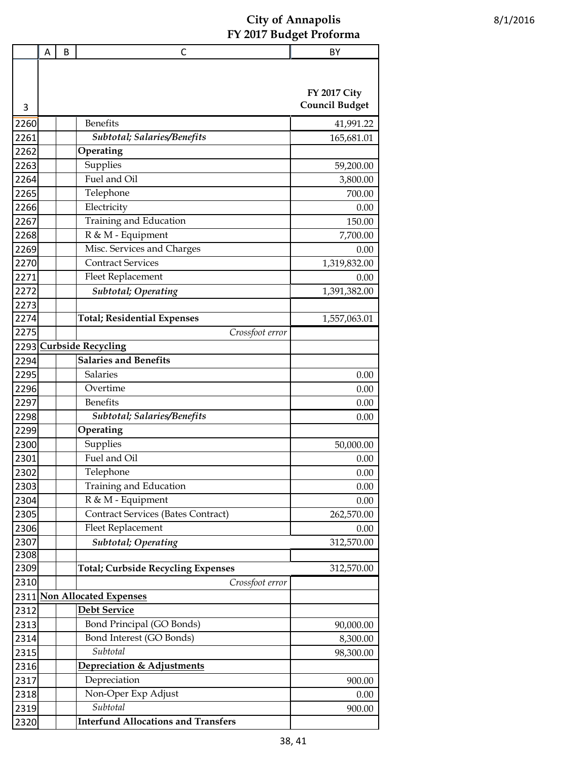# City of Annapolis
## FY 2017 Budget Proforma

8/1/2016

| | A | B | C | BY |
|---|---|---|---|---|
| 3 | | | | FY 2017 City Council Budget |
| 2260 | | | Benefits | 41,991.22 |
| 2261 | | | *Subtotal; Salaries/Benefits* | 165,681.01 |
| 2262 | | | **Operating** | |
| 2263 | | | Supplies | 59,200.00 |
| 2264 | | | Fuel and Oil | 3,800.00 |
| 2265 | | | Telephone | 700.00 |
| 2266 | | | Electricity | 0.00 |
| 2267 | | | Training and Education | 150.00 |
| 2268 | | | R & M - Equipment | 7,700.00 |
| 2269 | | | Misc. Services and Charges | 0.00 |
| 2270 | | | Contract Services | 1,319,832.00 |
| 2271 | | | Fleet Replacement | 0.00 |
| 2272 | | | *Subtotal; Operating* | 1,391,382.00 |
| 2273 | | | | |
| 2274 | | | **Total; Residential Expenses** | 1,557,063.01 |
| 2275 | | | *Crossfoot error* | |
| 2293 | **Curbside Recycling** | | | |
| 2294 | | | **Salaries and Benefits** | |
| 2295 | | | Salaries | 0.00 |
| 2296 | | | Overtime | 0.00 |
| 2297 | | | Benefits | 0.00 |
| 2298 | | | *Subtotal; Salaries/Benefits* | 0.00 |
| 2299 | | | **Operating** | |
| 2300 | | | Supplies | 50,000.00 |
| 2301 | | | Fuel and Oil | 0.00 |
| 2302 | | | Telephone | 0.00 |
| 2303 | | | Training and Education | 0.00 |
| 2304 | | | R & M - Equipment | 0.00 |
| 2305 | | | Contract Services (Bates Contract) | 262,570.00 |
| 2306 | | | Fleet Replacement | 0.00 |
| 2307 | | | *Subtotal; Operating* | 312,570.00 |
| 2308 | | | | |
| 2309 | | | **Total; Curbside Recycling Expenses** | 312,570.00 |
| 2310 | | | *Crossfoot error* | |
| 2311 | **Non Allocated Expenses** | | | |
| 2312 | | | **Debt Service** | |
| 2313 | | | Bond Principal (GO Bonds) | 90,000.00 |
| 2314 | | | Bond Interest (GO Bonds) | 8,300.00 |
| 2315 | | | *Subtotal* | 98,300.00 |
| 2316 | | | **Depreciation & Adjustments** | |
| 2317 | | | Depreciation | 900.00 |
| 2318 | | | Non-Oper Exp Adjust | 0.00 |
| 2319 | | | *Subtotal* | 900.00 |
| 2320 | | | **Interfund Allocations and Transfers** | |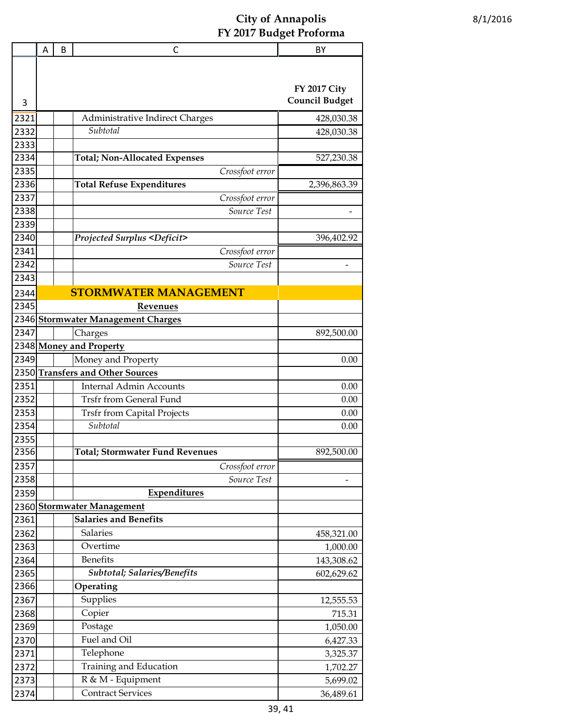# City of Annapolis
## FY 2017 Budget Proforma

8/1/2016

| | A | B | C | BY |
|---|---|---|---|---|
| 3 | | | | FY 2017 City Council Budget |
| 2321 | | | Administrative Indirect Charges | 428,030.38 |
| 2332 | | | *Subtotal* | 428,030.38 |
| 2333 | | | | |
| 2334 | | | **Total; Non-Allocated Expenses** | 527,230.38 |
| 2335 | | | *Crossfoot error* | |
| 2336 | | | **Total Refuse Expenditures** | 2,396,863.39 |
| 2337 | | | *Crossfoot error* | |
| 2338 | | | *Source Test* | - |
| 2339 | | | | |
| 2340 | | | ***Projected Surplus <Deficit>*** | 396,402.92 |
| 2341 | | | *Crossfoot error* | |
| 2342 | | | *Source Test* | - |
| 2343 | | | | |
| 2344 | | | **STORMWATER MANAGEMENT** | |
| 2345 | | | **Revenues** | |
| 2346 | **Stormwater Management Charges** | | | |
| 2347 | | | Charges | 892,500.00 |
| 2348 | **Money and Property** | | | |
| 2349 | | | Money and Property | 0.00 |
| 2350 | **Transfers and Other Sources** | | | |
| 2351 | | | Internal Admin Accounts | 0.00 |
| 2352 | | | Trsfr from General Fund | 0.00 |
| 2353 | | | Trsfr from Capital Projects | 0.00 |
| 2354 | | | *Subtotal* | 0.00 |
| 2355 | | | | |
| 2356 | | | **Total; Stormwater Fund Revenues** | 892,500.00 |
| 2357 | | | *Crossfoot error* | |
| 2358 | | | *Source Test* | - |
| 2359 | | | **Expenditures** | |
| 2360 | **Stormwater Management** | | | |
| 2361 | | | **Salaries and Benefits** | |
| 2362 | | | Salaries | 458,321.00 |
| 2363 | | | Overtime | 1,000.00 |
| 2364 | | | Benefits | 143,308.62 |
| 2365 | | | ***Subtotal; Salaries/Benefits*** | 602,629.62 |
| 2366 | | | **Operating** | |
| 2367 | | | Supplies | 12,555.53 |
| 2368 | | | Copier | 715.31 |
| 2369 | | | Postage | 1,050.00 |
| 2370 | | | Fuel and Oil | 6,427.33 |
| 2371 | | | Telephone | 3,325.37 |
| 2372 | | | Training and Education | 1,702.27 |
| 2373 | | | R & M - Equipment | 5,699.02 |
| 2374 | | | Contract Services | 36,489.61 |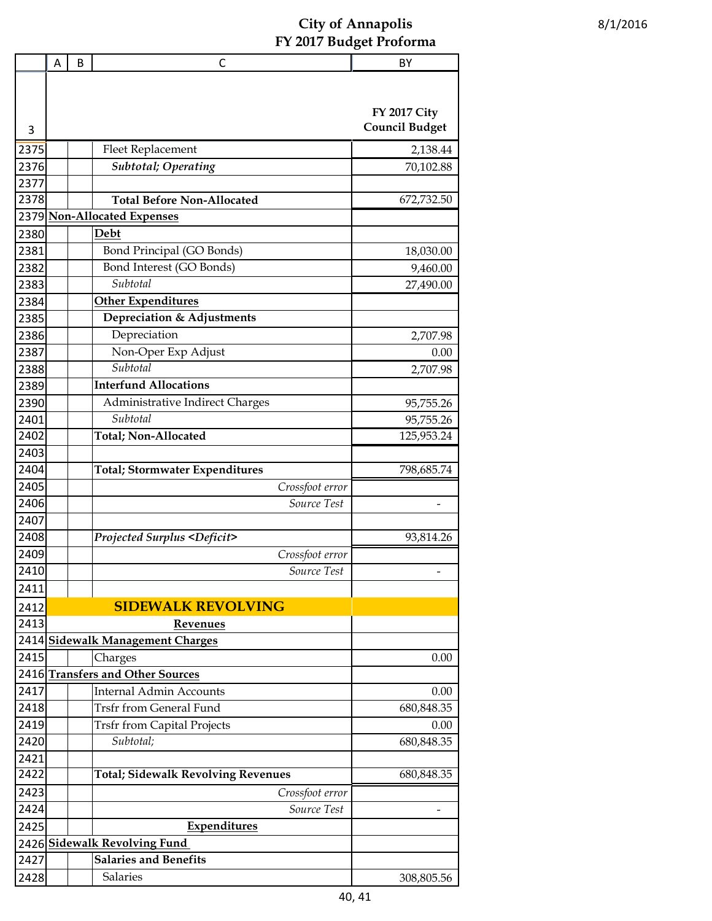# City of Annapolis
## FY 2017 Budget Proforma

| | A | B | C | BY |
|---|---|---|---|---|
| 3 | | | | **FY 2017 City Council Budget** |
| 2375 | | | Fleet Replacement | 2,138.44 |
| 2376 | | | ***Subtotal; Operating*** | 70,102.88 |
| 2377 | | | | |
| 2378 | | | **Total Before Non-Allocated** | 672,732.50 |
| 2379 | **Non-Allocated Expenses** | | | |
| 2380 | | | **Debt** | |
| 2381 | | | Bond Principal (GO Bonds) | 18,030.00 |
| 2382 | | | Bond Interest (GO Bonds) | 9,460.00 |
| 2383 | | | *Subtotal* | 27,490.00 |
| 2384 | | | **Other Expenditures** | |
| 2385 | | | **Depreciation & Adjustments** | |
| 2386 | | | Depreciation | 2,707.98 |
| 2387 | | | Non-Oper Exp Adjust | 0.00 |
| 2388 | | | *Subtotal* | 2,707.98 |
| 2389 | | | **Interfund Allocations** | |
| 2390 | | | Administrative Indirect Charges | 95,755.26 |
| 2401 | | | *Subtotal* | 95,755.26 |
| 2402 | | | **Total; Non-Allocated** | 125,953.24 |
| 2403 | | | | |
| 2404 | | | **Total; Stormwater Expenditures** | 798,685.74 |
| 2405 | | | *Crossfoot error* | |
| 2406 | | | *Source Test* | - |
| 2407 | | | | |
| 2408 | | | ***Projected Surplus <Deficit>*** | 93,814.26 |
| 2409 | | | *Crossfoot error* | |
| 2410 | | | *Source Test* | - |
| 2411 | | | | |
| 2412 | **SIDEWALK REVOLVING** | | | |
| 2413 | | | **Revenues** | |
| 2414 | **Sidewalk Management Charges** | | | |
| 2415 | | | Charges | 0.00 |
| 2416 | **Transfers and Other Sources** | | | |
| 2417 | | | Internal Admin Accounts | 0.00 |
| 2418 | | | Trsfr from General Fund | 680,848.35 |
| 2419 | | | Trsfr from Capital Projects | 0.00 |
| 2420 | | | *Subtotal;* | 680,848.35 |
| 2421 | | | | |
| 2422 | | | **Total; Sidewalk Revolving Revenues** | 680,848.35 |
| 2423 | | | *Crossfoot error* | |
| 2424 | | | *Source Test* | - |
| 2425 | | | **Expenditures** | |
| 2426 | **Sidewalk Revolving Fund** | | | |
| 2427 | | | **Salaries and Benefits** | |
| 2428 | | | Salaries | 308,805.56 |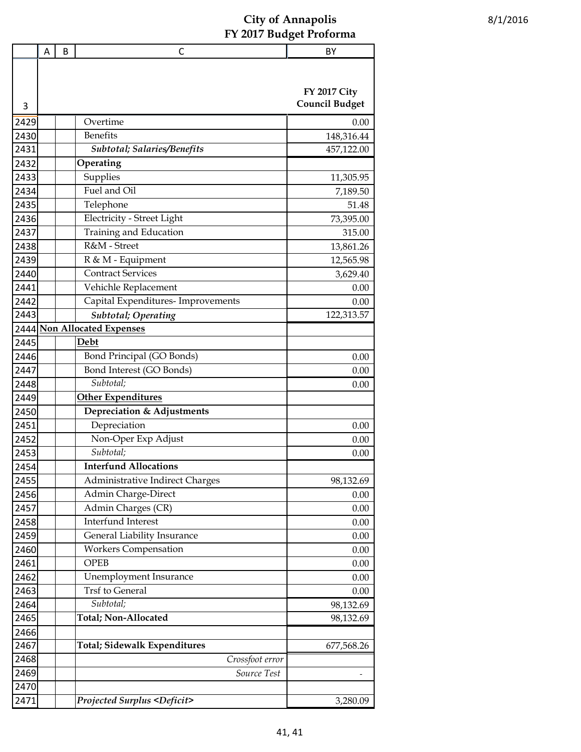# City of Annapolis
## FY 2017 Budget Proforma

8/1/2016

| | A | B | C | BY |
|---|---|---|---|---|
| 3 | | | | FY 2017 City Council Budget |
| 2429 | | | Overtime | 0.00 |
| 2430 | | | Benefits | 148,316.44 |
| 2431 | | | ***Subtotal; Salaries/Benefits*** | 457,122.00 |
| 2432 | | | **Operating** | |
| 2433 | | | Supplies | 11,305.95 |
| 2434 | | | Fuel and Oil | 7,189.50 |
| 2435 | | | Telephone | 51.48 |
| 2436 | | | Electricity - Street Light | 73,395.00 |
| 2437 | | | Training and Education | 315.00 |
| 2438 | | | R&M - Street | 13,861.26 |
| 2439 | | | R & M - Equipment | 12,565.98 |
| 2440 | | | Contract Services | 3,629.40 |
| 2441 | | | Vehichle Replacement | 0.00 |
| 2442 | | | Capital Expenditures- Improvements | 0.00 |
| 2443 | | | ***Subtotal; Operating*** | 122,313.57 |
| 2444 | **Non Allocated Expenses** | | | |
| 2445 | | | **Debt** | |
| 2446 | | | Bond Principal (GO Bonds) | 0.00 |
| 2447 | | | Bond Interest (GO Bonds) | 0.00 |
| 2448 | | | *Subtotal;* | 0.00 |
| 2449 | | | **Other Expenditures** | |
| 2450 | | | **Depreciation & Adjustments** | |
| 2451 | | | Depreciation | 0.00 |
| 2452 | | | Non-Oper Exp Adjust | 0.00 |
| 2453 | | | *Subtotal;* | 0.00 |
| 2454 | | | **Interfund Allocations** | |
| 2455 | | | Administrative Indirect Charges | 98,132.69 |
| 2456 | | | Admin Charge-Direct | 0.00 |
| 2457 | | | Admin Charges (CR) | 0.00 |
| 2458 | | | Interfund Interest | 0.00 |
| 2459 | | | General Liability Insurance | 0.00 |
| 2460 | | | Workers Compensation | 0.00 |
| 2461 | | | OPEB | 0.00 |
| 2462 | | | Unemployment Insurance | 0.00 |
| 2463 | | | Trsf to General | 0.00 |
| 2464 | | | *Subtotal;* | 98,132.69 |
| 2465 | | | **Total; Non-Allocated** | 98,132.69 |
| 2466 | | | | |
| 2467 | | | **Total; Sidewalk Expenditures** | 677,568.26 |
| 2468 | | | *Crossfoot error* | |
| 2469 | | | *Source Test* | - |
| 2470 | | | | |
| 2471 | | | ***Projected Surplus <Deficit>*** | 3,280.09 |